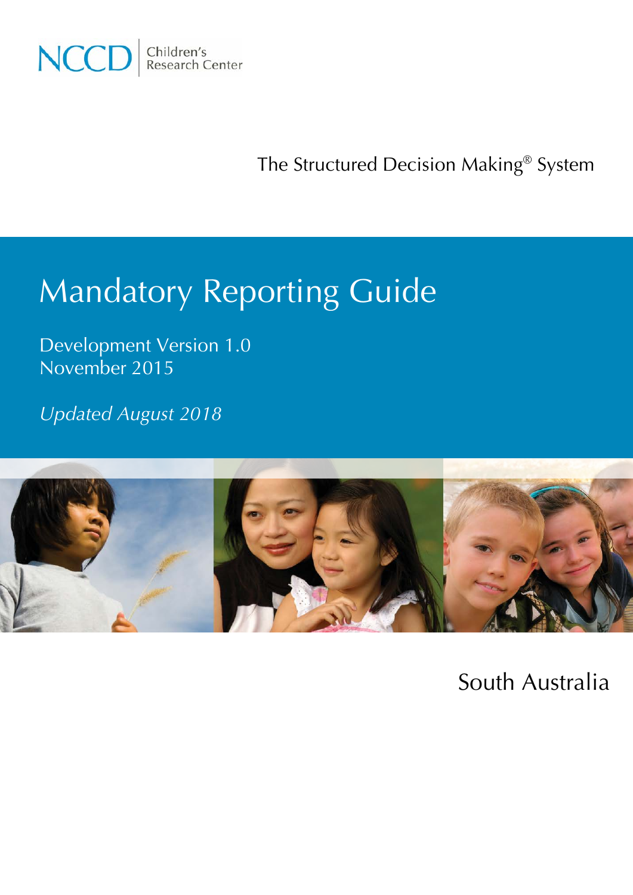NCCD Children's Research Center

The Structured Decision Making® System

# Mandatory Reporting Guide

Development Version 1.0
November 2015

*Updated August 2018*

South Australia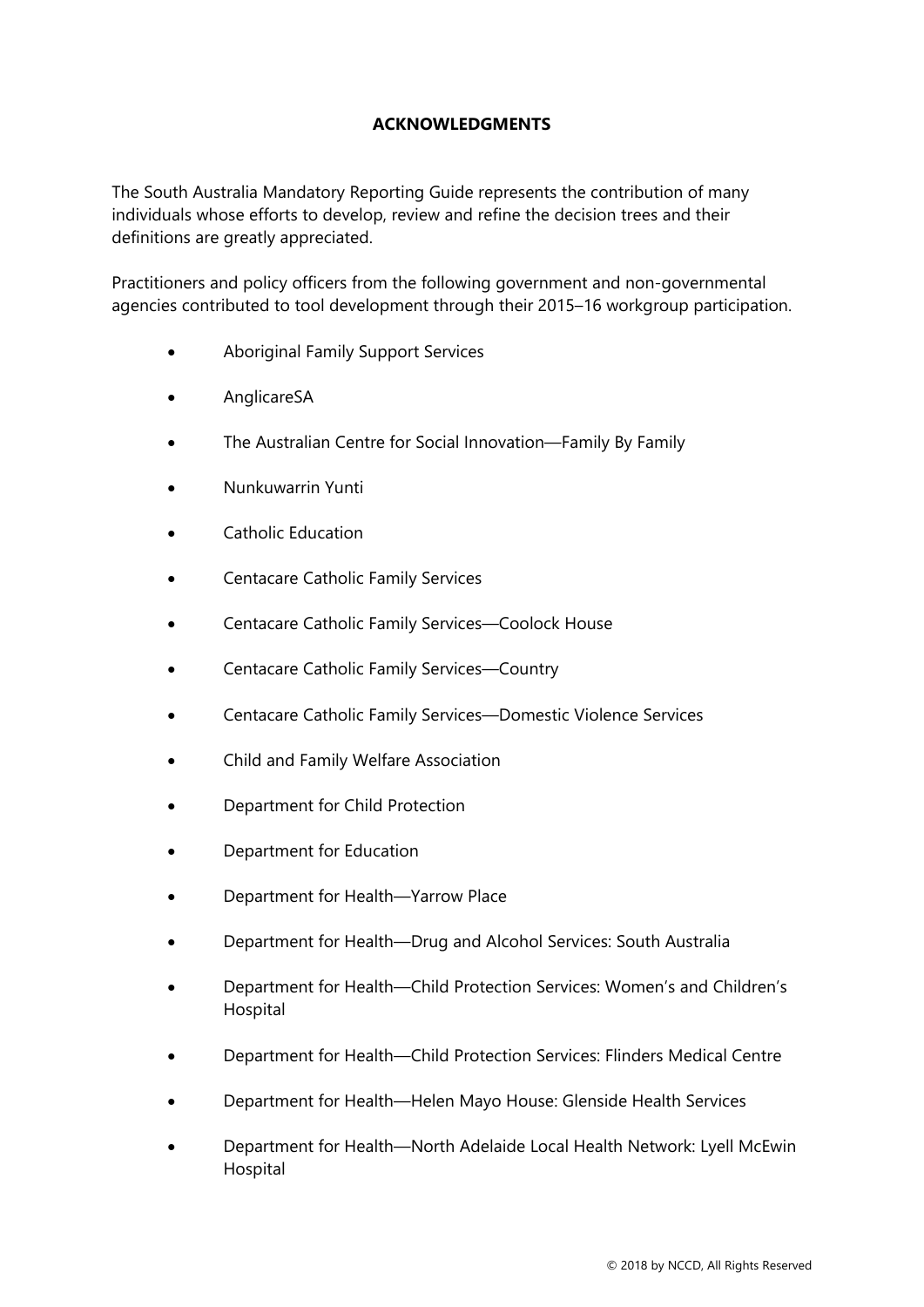# ACKNOWLEDGMENTS

The South Australia Mandatory Reporting Guide represents the contribution of many individuals whose efforts to develop, review and refine the decision trees and their definitions are greatly appreciated.

Practitioners and policy officers from the following government and non-governmental agencies contributed to tool development through their 2015–16 workgroup participation.

- Aboriginal Family Support Services
- AnglicareSA
- The Australian Centre for Social Innovation—Family By Family
- Nunkuwarrin Yunti
- Catholic Education
- Centacare Catholic Family Services
- Centacare Catholic Family Services—Coolock House
- Centacare Catholic Family Services—Country
- Centacare Catholic Family Services—Domestic Violence Services
- Child and Family Welfare Association
- Department for Child Protection
- Department for Education
- Department for Health—Yarrow Place
- Department for Health—Drug and Alcohol Services: South Australia
- Department for Health—Child Protection Services: Women's and Children's Hospital
- Department for Health—Child Protection Services: Flinders Medical Centre
- Department for Health—Helen Mayo House: Glenside Health Services
- Department for Health—North Adelaide Local Health Network: Lyell McEwin Hospital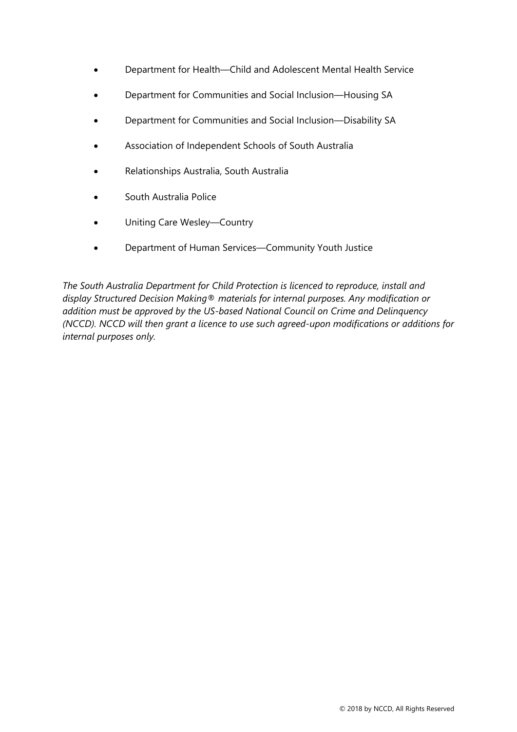- Department for Health—Child and Adolescent Mental Health Service
- Department for Communities and Social Inclusion—Housing SA
- Department for Communities and Social Inclusion—Disability SA
- Association of Independent Schools of South Australia
- Relationships Australia, South Australia
- South Australia Police
- Uniting Care Wesley—Country
- Department of Human Services—Community Youth Justice

*The South Australia Department for Child Protection is licenced to reproduce, install and display Structured Decision Making® materials for internal purposes. Any modification or addition must be approved by the US-based National Council on Crime and Delinquency (NCCD). NCCD will then grant a licence to use such agreed-upon modifications or additions for internal purposes only.*

© 2018 by NCCD, All Rights Reserved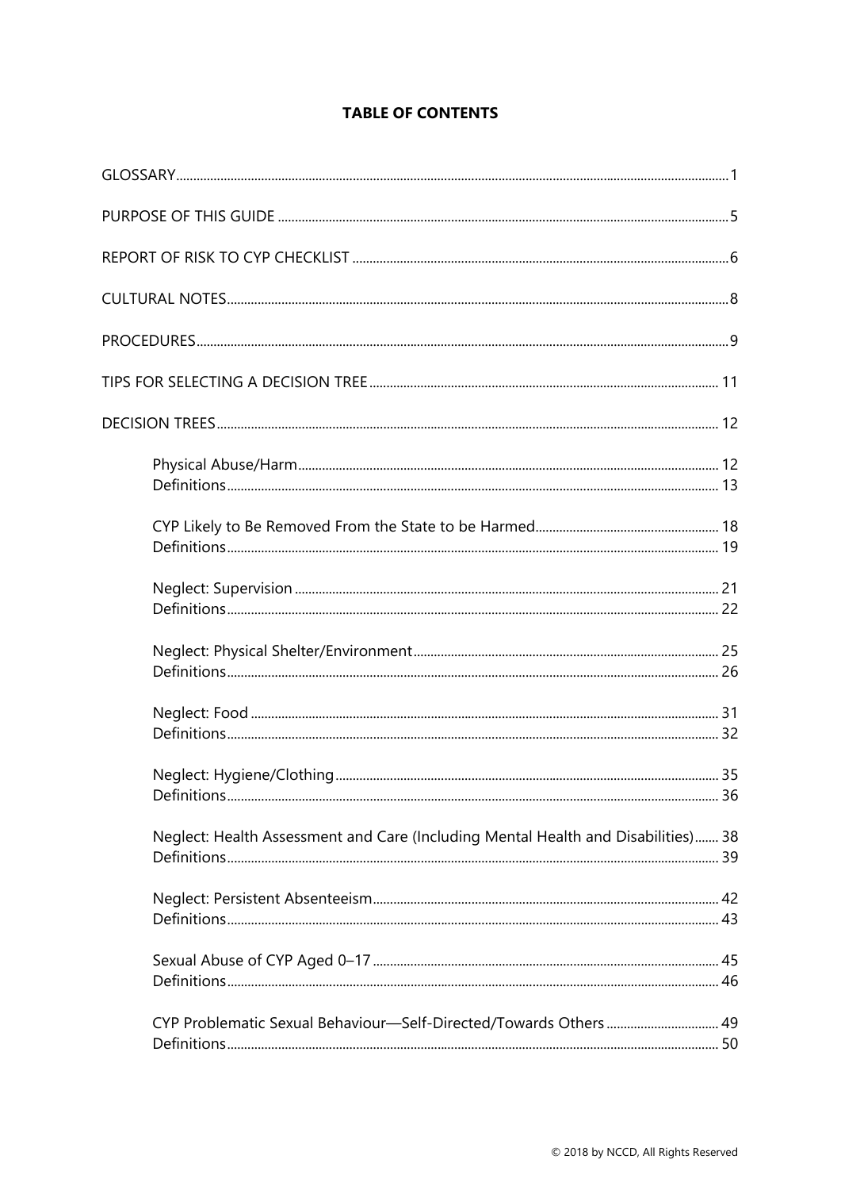# TABLE OF CONTENTS

GLOSSARY ..... 1

PURPOSE OF THIS GUIDE ..... 5

REPORT OF RISK TO CYP CHECKLIST ..... 6

CULTURAL NOTES ..... 8

PROCEDURES ..... 9

TIPS FOR SELECTING A DECISION TREE ..... 11

DECISION TREES ..... 12

- Physical Abuse/Harm ..... 12
- Definitions ..... 13
- CYP Likely to Be Removed From the State to be Harmed ..... 18
- Definitions ..... 19
- Neglect: Supervision ..... 21
- Definitions ..... 22
- Neglect: Physical Shelter/Environment ..... 25
- Definitions ..... 26
- Neglect: Food ..... 31
- Definitions ..... 32
- Neglect: Hygiene/Clothing ..... 35
- Definitions ..... 36
- Neglect: Health Assessment and Care (Including Mental Health and Disabilities) ..... 38
- Definitions ..... 39
- Neglect: Persistent Absenteeism ..... 42
- Definitions ..... 43
- Sexual Abuse of CYP Aged 0–17 ..... 45
- Definitions ..... 46
- CYP Problematic Sexual Behaviour—Self-Directed/Towards Others ..... 49
- Definitions ..... 50

© 2018 by NCCD, All Rights Reserved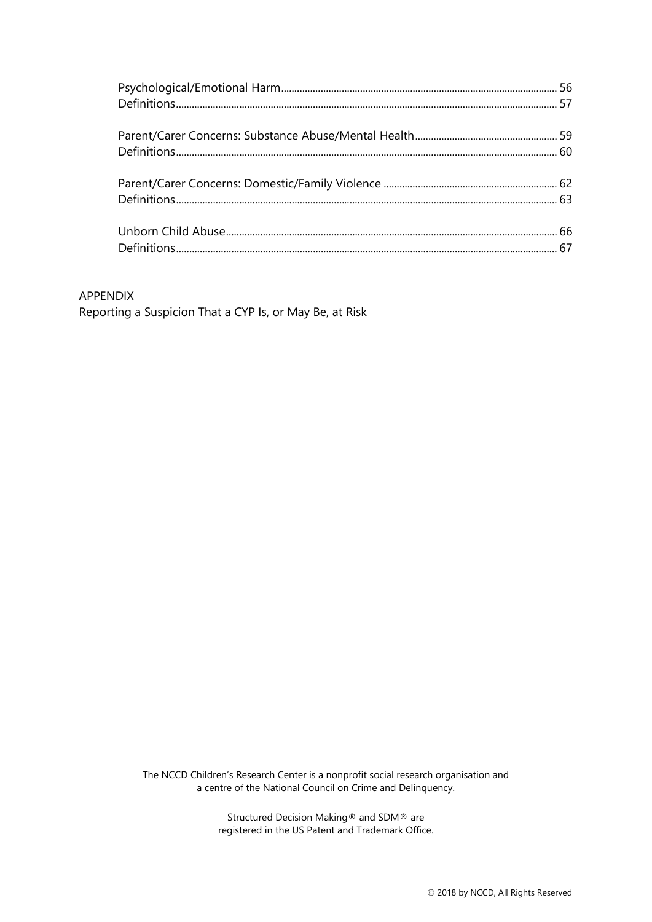| | |
|---|---|
| Psychological/Emotional Harm | 56 |
| Definitions | 57 |
| | |
| Parent/Carer Concerns: Substance Abuse/Mental Health | 59 |
| Definitions | 60 |
| | |
| Parent/Carer Concerns: Domestic/Family Violence | 62 |
| Definitions | 63 |
| | |
| Unborn Child Abuse | 66 |
| Definitions | 67 |

APPENDIX

Reporting a Suspicion That a CYP Is, or May Be, at Risk

The NCCD Children's Research Center is a nonprofit social research organisation and a centre of the National Council on Crime and Delinquency.

Structured Decision Making® and SDM® are registered in the US Patent and Trademark Office.

© 2018 by NCCD, All Rights Reserved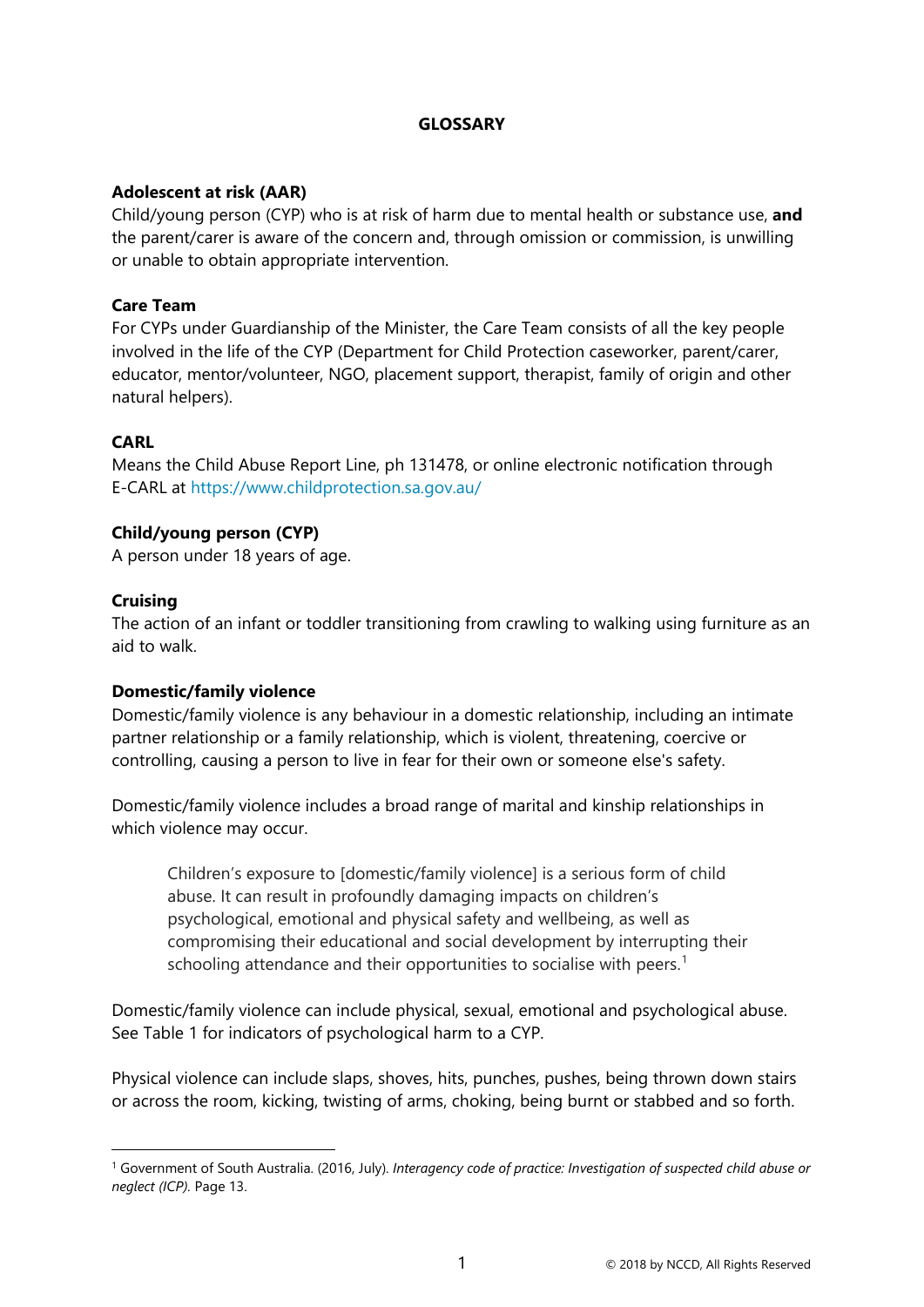# GLOSSARY

### Adolescent at risk (AAR)

Child/young person (CYP) who is at risk of harm due to mental health or substance use, **and** the parent/carer is aware of the concern and, through omission or commission, is unwilling or unable to obtain appropriate intervention.

### Care Team

For CYPs under Guardianship of the Minister, the Care Team consists of all the key people involved in the life of the CYP (Department for Child Protection caseworker, parent/carer, educator, mentor/volunteer, NGO, placement support, therapist, family of origin and other natural helpers).

### CARL

Means the Child Abuse Report Line, ph 131478, or online electronic notification through E-CARL at https://www.childprotection.sa.gov.au/

### Child/young person (CYP)

A person under 18 years of age.

### Cruising

The action of an infant or toddler transitioning from crawling to walking using furniture as an aid to walk.

### Domestic/family violence

Domestic/family violence is any behaviour in a domestic relationship, including an intimate partner relationship or a family relationship, which is violent, threatening, coercive or controlling, causing a person to live in fear for their own or someone else's safety.

Domestic/family violence includes a broad range of marital and kinship relationships in which violence may occur.

> Children's exposure to [domestic/family violence] is a serious form of child abuse. It can result in profoundly damaging impacts on children's psychological, emotional and physical safety and wellbeing, as well as compromising their educational and social development by interrupting their schooling attendance and their opportunities to socialise with peers.[1]

Domestic/family violence can include physical, sexual, emotional and psychological abuse. See Table 1 for indicators of psychological harm to a CYP.

Physical violence can include slaps, shoves, hits, punches, pushes, being thrown down stairs or across the room, kicking, twisting of arms, choking, being burnt or stabbed and so forth.

---

[1] Government of South Australia. (2016, July). *Interagency code of practice: Investigation of suspected child abuse or neglect (ICP).* Page 13.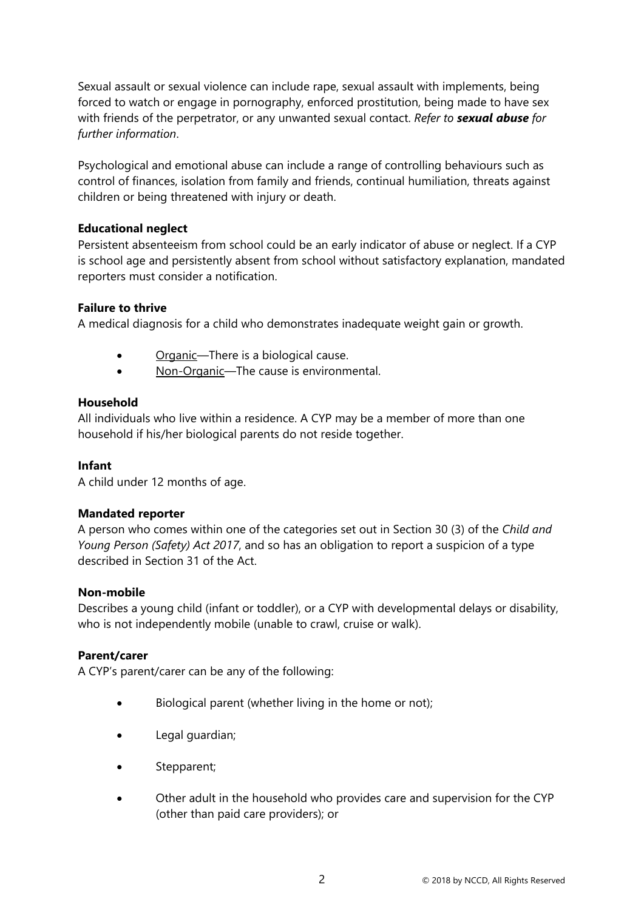Sexual assault or sexual violence can include rape, sexual assault with implements, being forced to watch or engage in pornography, enforced prostitution, being made to have sex with friends of the perpetrator, or any unwanted sexual contact. *Refer to **sexual abuse** for further information*.

Psychological and emotional abuse can include a range of controlling behaviours such as control of finances, isolation from family and friends, continual humiliation, threats against children or being threatened with injury or death.

**Educational neglect**
Persistent absenteeism from school could be an early indicator of abuse or neglect. If a CYP is school age and persistently absent from school without satisfactory explanation, mandated reporters must consider a notification.

**Failure to thrive**
A medical diagnosis for a child who demonstrates inadequate weight gain or growth.

- Organic—There is a biological cause.
- Non-Organic—The cause is environmental.

**Household**
All individuals who live within a residence. A CYP may be a member of more than one household if his/her biological parents do not reside together.

**Infant**
A child under 12 months of age.

**Mandated reporter**
A person who comes within one of the categories set out in Section 30 (3) of the *Child and Young Person (Safety) Act 2017*, and so has an obligation to report a suspicion of a type described in Section 31 of the Act.

**Non-mobile**
Describes a young child (infant or toddler), or a CYP with developmental delays or disability, who is not independently mobile (unable to crawl, cruise or walk).

**Parent/carer**
A CYP's parent/carer can be any of the following:

- Biological parent (whether living in the home or not);
- Legal guardian;
- Stepparent;
- Other adult in the household who provides care and supervision for the CYP (other than paid care providers); or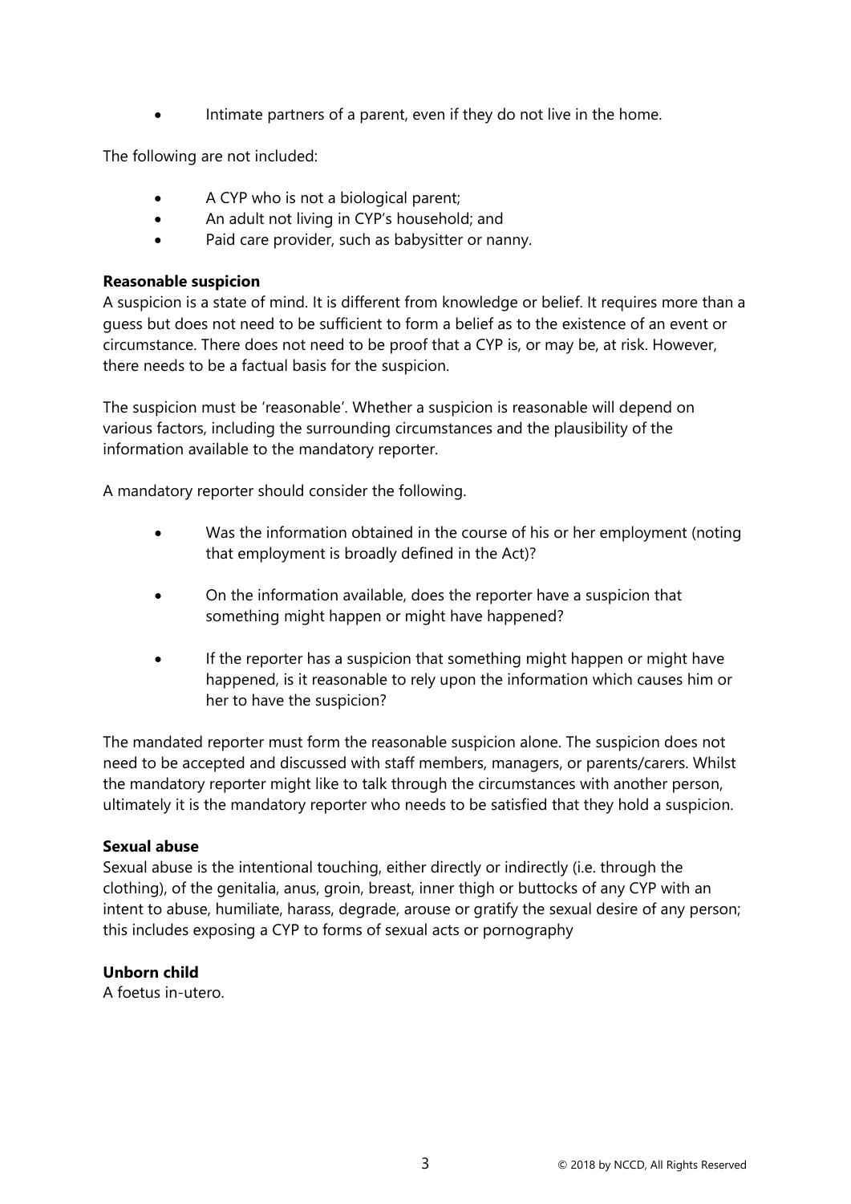- Intimate partners of a parent, even if they do not live in the home.

The following are not included:

- A CYP who is not a biological parent;
- An adult not living in CYP's household; and
- Paid care provider, such as babysitter or nanny.

**Reasonable suspicion**
A suspicion is a state of mind. It is different from knowledge or belief. It requires more than a guess but does not need to be sufficient to form a belief as to the existence of an event or circumstance. There does not need to be proof that a CYP is, or may be, at risk. However, there needs to be a factual basis for the suspicion.

The suspicion must be 'reasonable'. Whether a suspicion is reasonable will depend on various factors, including the surrounding circumstances and the plausibility of the information available to the mandatory reporter.

A mandatory reporter should consider the following.

- Was the information obtained in the course of his or her employment (noting that employment is broadly defined in the Act)?

- On the information available, does the reporter have a suspicion that something might happen or might have happened?

- If the reporter has a suspicion that something might happen or might have happened, is it reasonable to rely upon the information which causes him or her to have the suspicion?

The mandated reporter must form the reasonable suspicion alone. The suspicion does not need to be accepted and discussed with staff members, managers, or parents/carers. Whilst the mandatory reporter might like to talk through the circumstances with another person, ultimately it is the mandatory reporter who needs to be satisfied that they hold a suspicion.

**Sexual abuse**
Sexual abuse is the intentional touching, either directly or indirectly (i.e. through the clothing), of the genitalia, anus, groin, breast, inner thigh or buttocks of any CYP with an intent to abuse, humiliate, harass, degrade, arouse or gratify the sexual desire of any person; this includes exposing a CYP to forms of sexual acts or pornography

**Unborn child**
A foetus in-utero.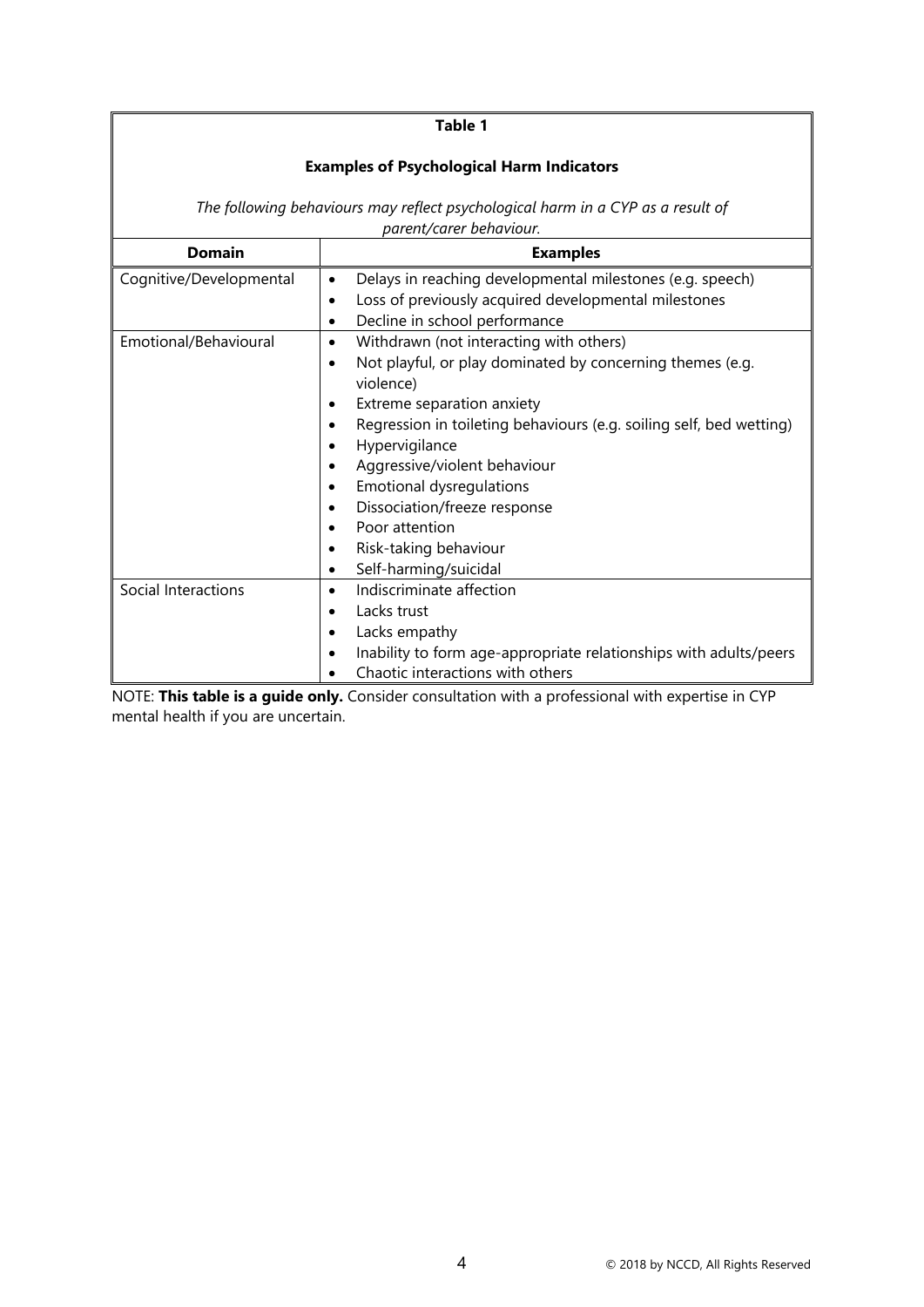**Table 1**

**Examples of Psychological Harm Indicators**

*The following behaviours may reflect psychological harm in a CYP as a result of parent/carer behaviour.*

| Domain | Examples |
|---|---|
| Cognitive/Developmental | • Delays in reaching developmental milestones (e.g. speech)<br>• Loss of previously acquired developmental milestones<br>• Decline in school performance |
| Emotional/Behavioural | • Withdrawn (not interacting with others)<br>• Not playful, or play dominated by concerning themes (e.g. violence)<br>• Extreme separation anxiety<br>• Regression in toileting behaviours (e.g. soiling self, bed wetting)<br>• Hypervigilance<br>• Aggressive/violent behaviour<br>• Emotional dysregulations<br>• Dissociation/freeze response<br>• Poor attention<br>• Risk-taking behaviour<br>• Self-harming/suicidal |
| Social Interactions | • Indiscriminate affection<br>• Lacks trust<br>• Lacks empathy<br>• Inability to form age-appropriate relationships with adults/peers<br>• Chaotic interactions with others |

NOTE: **This table is a guide only.** Consider consultation with a professional with expertise in CYP mental health if you are uncertain.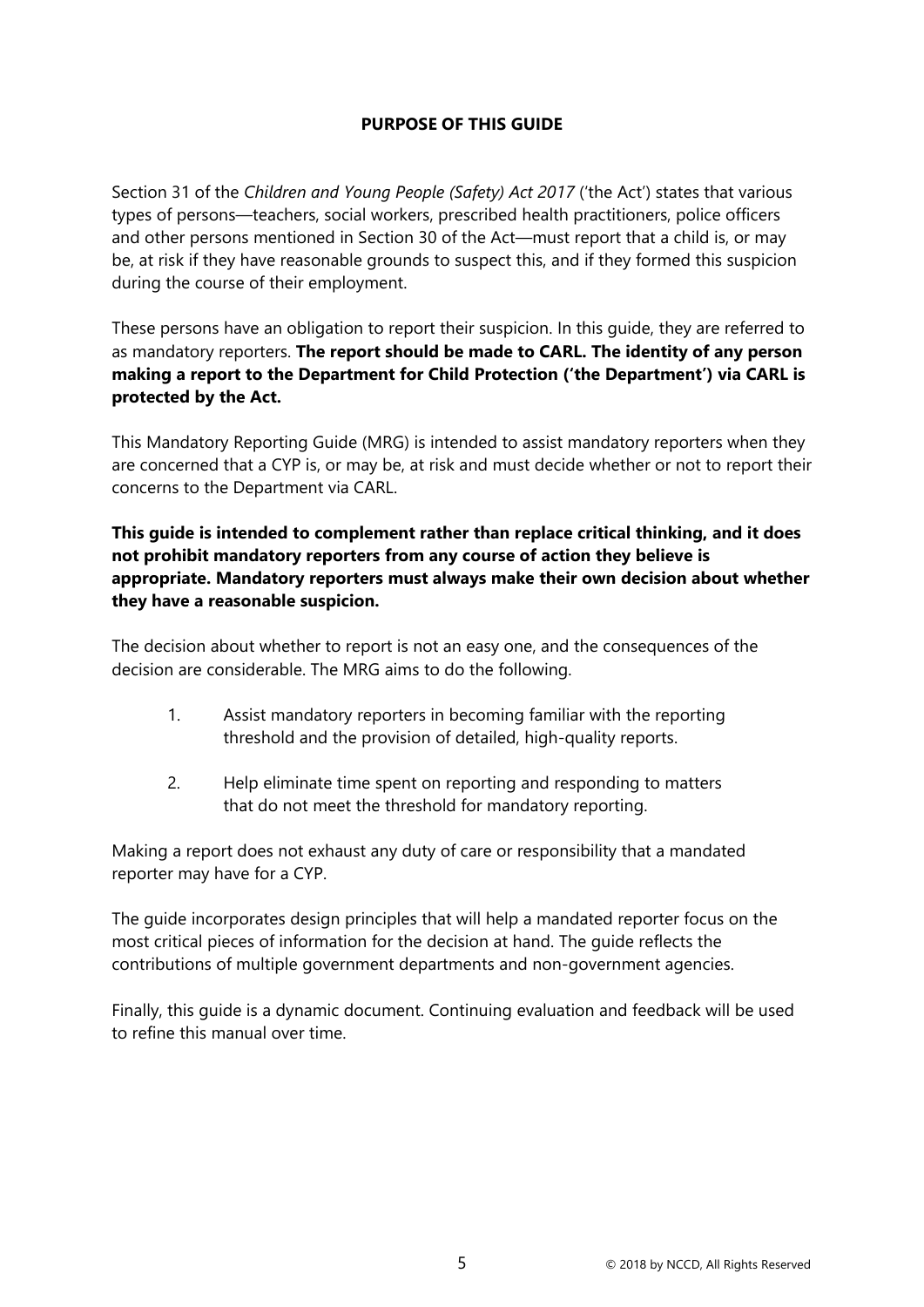## PURPOSE OF THIS GUIDE

Section 31 of the *Children and Young People (Safety) Act 2017* ('the Act') states that various types of persons—teachers, social workers, prescribed health practitioners, police officers and other persons mentioned in Section 30 of the Act—must report that a child is, or may be, at risk if they have reasonable grounds to suspect this, and if they formed this suspicion during the course of their employment.

These persons have an obligation to report their suspicion. In this guide, they are referred to as mandatory reporters. **The report should be made to CARL. The identity of any person making a report to the Department for Child Protection ('the Department') via CARL is protected by the Act.**

This Mandatory Reporting Guide (MRG) is intended to assist mandatory reporters when they are concerned that a CYP is, or may be, at risk and must decide whether or not to report their concerns to the Department via CARL.

**This guide is intended to complement rather than replace critical thinking, and it does not prohibit mandatory reporters from any course of action they believe is appropriate. Mandatory reporters must always make their own decision about whether they have a reasonable suspicion.**

The decision about whether to report is not an easy one, and the consequences of the decision are considerable. The MRG aims to do the following.

1. Assist mandatory reporters in becoming familiar with the reporting threshold and the provision of detailed, high-quality reports.
2. Help eliminate time spent on reporting and responding to matters that do not meet the threshold for mandatory reporting.

Making a report does not exhaust any duty of care or responsibility that a mandated reporter may have for a CYP.

The guide incorporates design principles that will help a mandated reporter focus on the most critical pieces of information for the decision at hand. The guide reflects the contributions of multiple government departments and non-government agencies.

Finally, this guide is a dynamic document. Continuing evaluation and feedback will be used to refine this manual over time.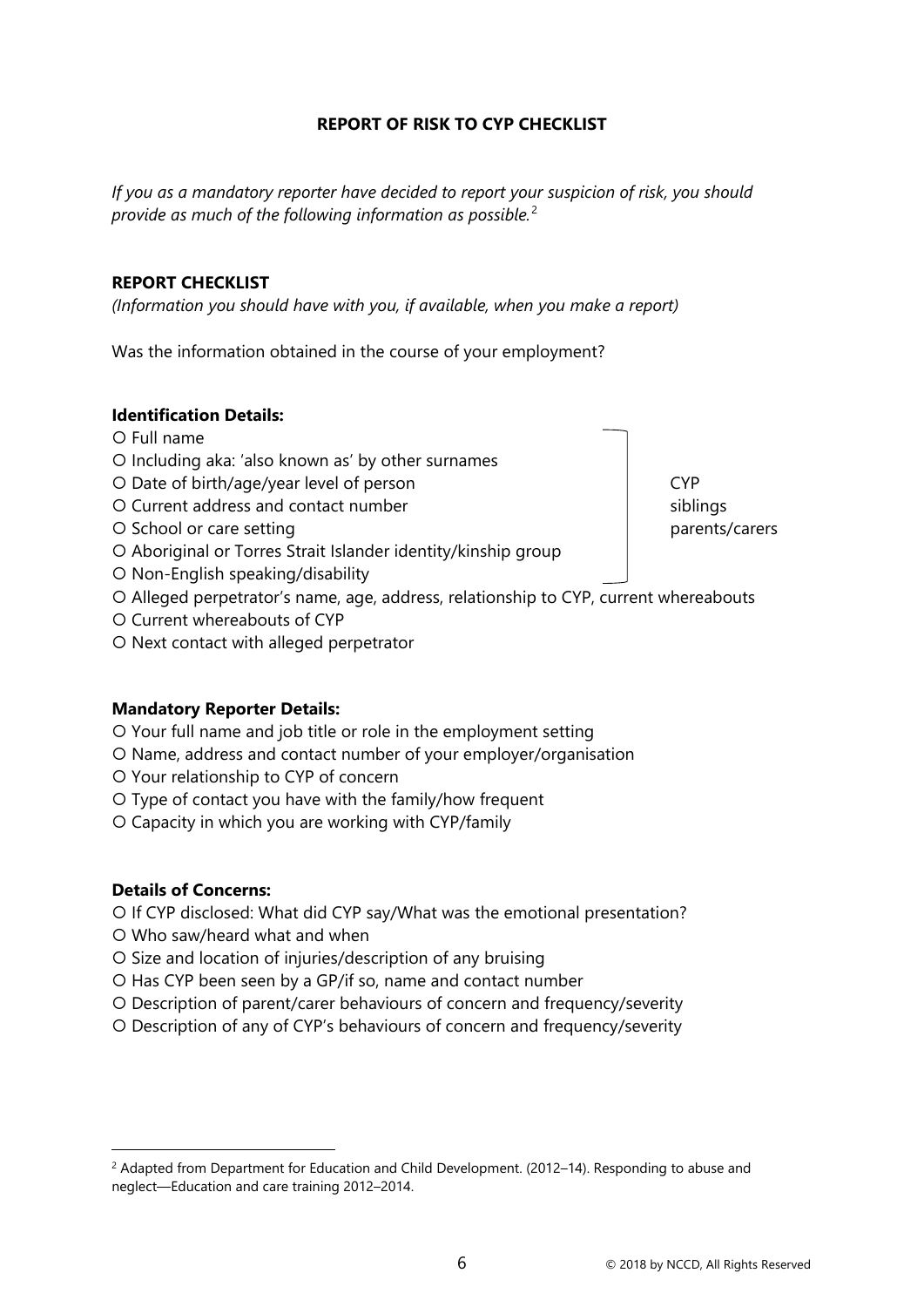**REPORT OF RISK TO CYP CHECKLIST**

*If you as a mandatory reporter have decided to report your suspicion of risk, you should provide as much of the following information as possible.*[2]

**REPORT CHECKLIST**

*(Information you should have with you, if available, when you make a report)*

Was the information obtained in the course of your employment?

**Identification Details:**

The following details apply to the CYP, siblings and parents/carers:

- ○ Full name
- ○ Including aka: 'also known as' by other surnames
- ○ Date of birth/age/year level of person
- ○ Current address and contact number
- ○ School or care setting
- ○ Aboriginal or Torres Strait Islander identity/kinship group
- ○ Non-English speaking/disability

Other identification details:

- ○ Alleged perpetrator's name, age, address, relationship to CYP, current whereabouts
- ○ Current whereabouts of CYP
- ○ Next contact with alleged perpetrator

**Mandatory Reporter Details:**

- ○ Your full name and job title or role in the employment setting
- ○ Name, address and contact number of your employer/organisation
- ○ Your relationship to CYP of concern
- ○ Type of contact you have with the family/how frequent
- ○ Capacity in which you are working with CYP/family

**Details of Concerns:**

- ○ If CYP disclosed: What did CYP say/What was the emotional presentation?
- ○ Who saw/heard what and when
- ○ Size and location of injuries/description of any bruising
- ○ Has CYP been seen by a GP/if so, name and contact number
- ○ Description of parent/carer behaviours of concern and frequency/severity
- ○ Description of any of CYP's behaviours of concern and frequency/severity

---

[2] Adapted from Department for Education and Child Development. (2012–14). Responding to abuse and neglect—Education and care training 2012–2014.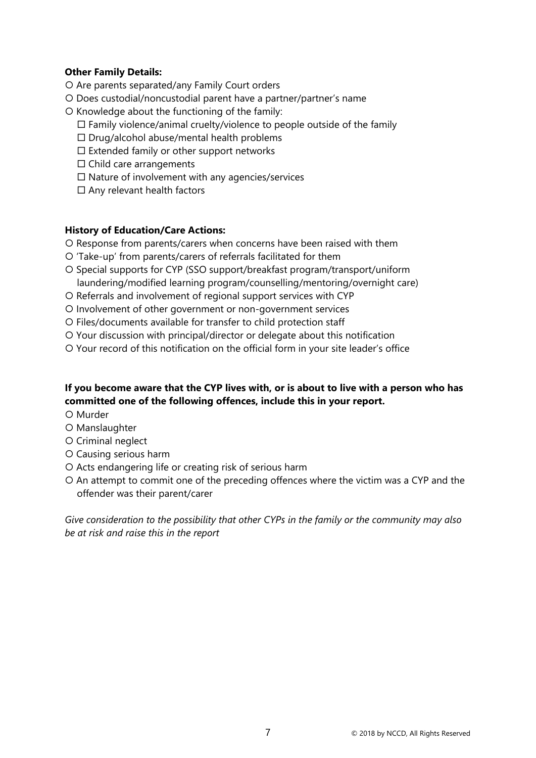**Other Family Details:**

- Are parents separated/any Family Court orders
- Does custodial/noncustodial parent have a partner/partner's name
- Knowledge about the functioning of the family:
  - ☐ Family violence/animal cruelty/violence to people outside of the family
  - ☐ Drug/alcohol abuse/mental health problems
  - ☐ Extended family or other support networks
  - ☐ Child care arrangements
  - ☐ Nature of involvement with any agencies/services
  - ☐ Any relevant health factors

**History of Education/Care Actions:**

- Response from parents/carers when concerns have been raised with them
- 'Take-up' from parents/carers of referrals facilitated for them
- Special supports for CYP (SSO support/breakfast program/transport/uniform laundering/modified learning program/counselling/mentoring/overnight care)
- Referrals and involvement of regional support services with CYP
- Involvement of other government or non-government services
- Files/documents available for transfer to child protection staff
- Your discussion with principal/director or delegate about this notification
- Your record of this notification on the official form in your site leader's office

**If you become aware that the CYP lives with, or is about to live with a person who has committed one of the following offences, include this in your report.**

- Murder
- Manslaughter
- Criminal neglect
- Causing serious harm
- Acts endangering life or creating risk of serious harm
- An attempt to commit one of the preceding offences where the victim was a CYP and the offender was their parent/carer

*Give consideration to the possibility that other CYPs in the family or the community may also be at risk and raise this in the report*

© 2018 by NCCD, All Rights Reserved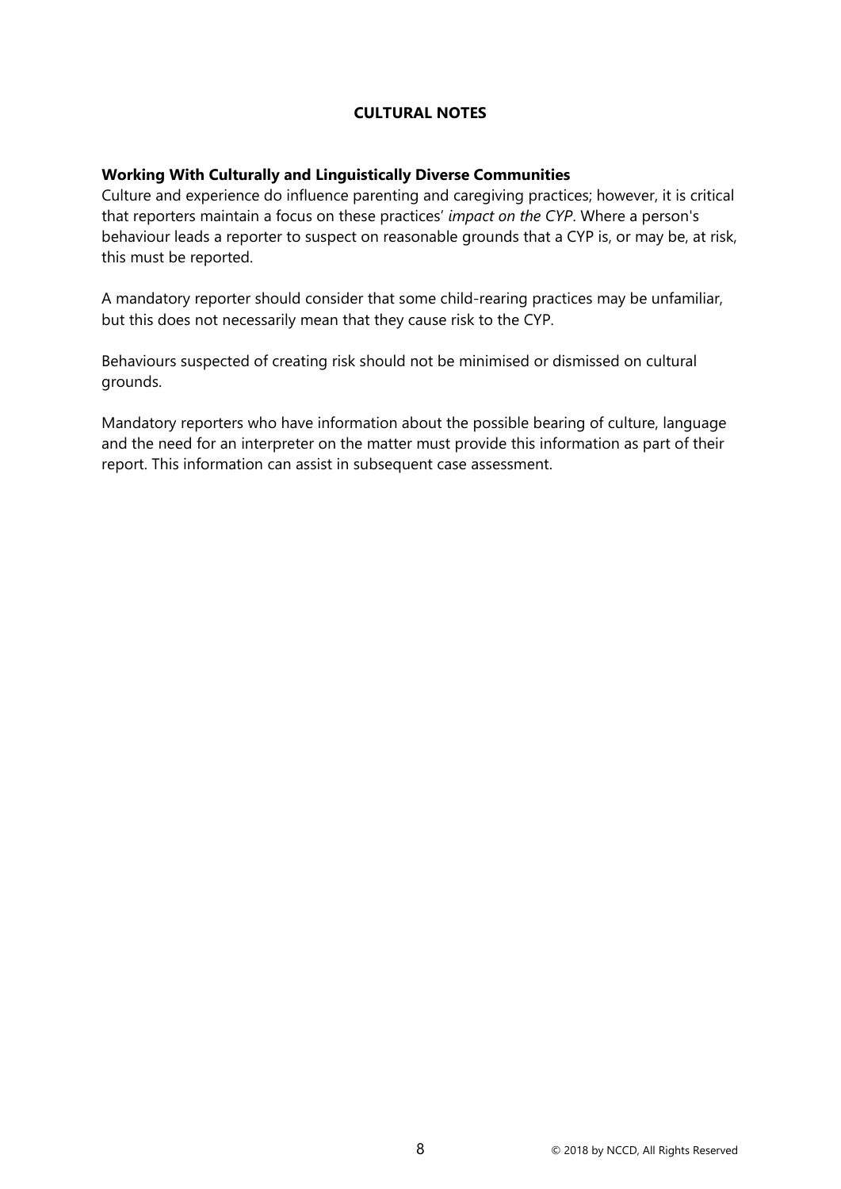## CULTURAL NOTES

### Working With Culturally and Linguistically Diverse Communities

Culture and experience do influence parenting and caregiving practices; however, it is critical that reporters maintain a focus on these practices' *impact on the CYP*. Where a person's behaviour leads a reporter to suspect on reasonable grounds that a CYP is, or may be, at risk, this must be reported.

A mandatory reporter should consider that some child-rearing practices may be unfamiliar, but this does not necessarily mean that they cause risk to the CYP.

Behaviours suspected of creating risk should not be minimised or dismissed on cultural grounds.

Mandatory reporters who have information about the possible bearing of culture, language and the need for an interpreter on the matter must provide this information as part of their report. This information can assist in subsequent case assessment.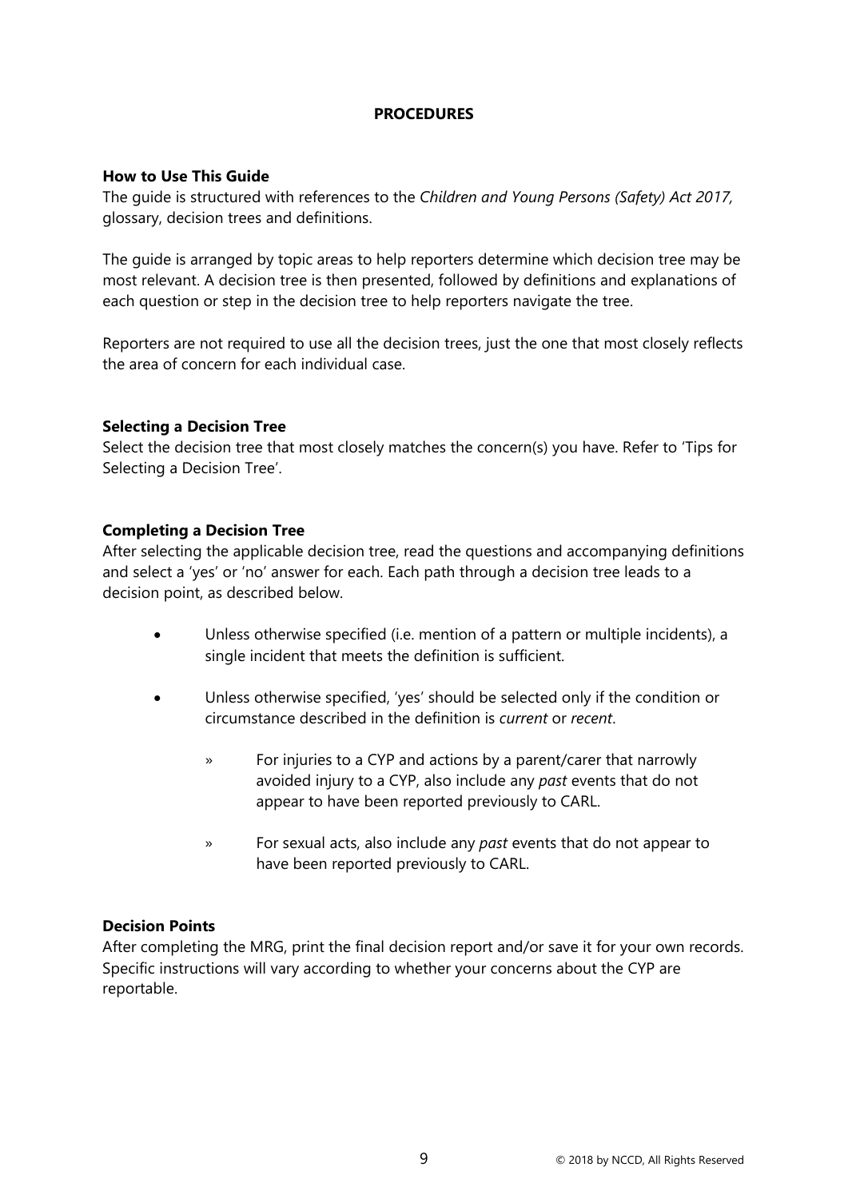# PROCEDURES

### How to Use This Guide

The guide is structured with references to the *Children and Young Persons (Safety) Act 2017,* glossary, decision trees and definitions.

The guide is arranged by topic areas to help reporters determine which decision tree may be most relevant. A decision tree is then presented, followed by definitions and explanations of each question or step in the decision tree to help reporters navigate the tree.

Reporters are not required to use all the decision trees, just the one that most closely reflects the area of concern for each individual case.

### Selecting a Decision Tree

Select the decision tree that most closely matches the concern(s) you have. Refer to 'Tips for Selecting a Decision Tree'.

### Completing a Decision Tree

After selecting the applicable decision tree, read the questions and accompanying definitions and select a 'yes' or 'no' answer for each. Each path through a decision tree leads to a decision point, as described below.

- Unless otherwise specified (i.e. mention of a pattern or multiple incidents), a single incident that meets the definition is sufficient.
- Unless otherwise specified, 'yes' should be selected only if the condition or circumstance described in the definition is *current* or *recent*.
  - For injuries to a CYP and actions by a parent/carer that narrowly avoided injury to a CYP, also include any *past* events that do not appear to have been reported previously to CARL.
  - For sexual acts, also include any *past* events that do not appear to have been reported previously to CARL.

### Decision Points

After completing the MRG, print the final decision report and/or save it for your own records. Specific instructions will vary according to whether your concerns about the CYP are reportable.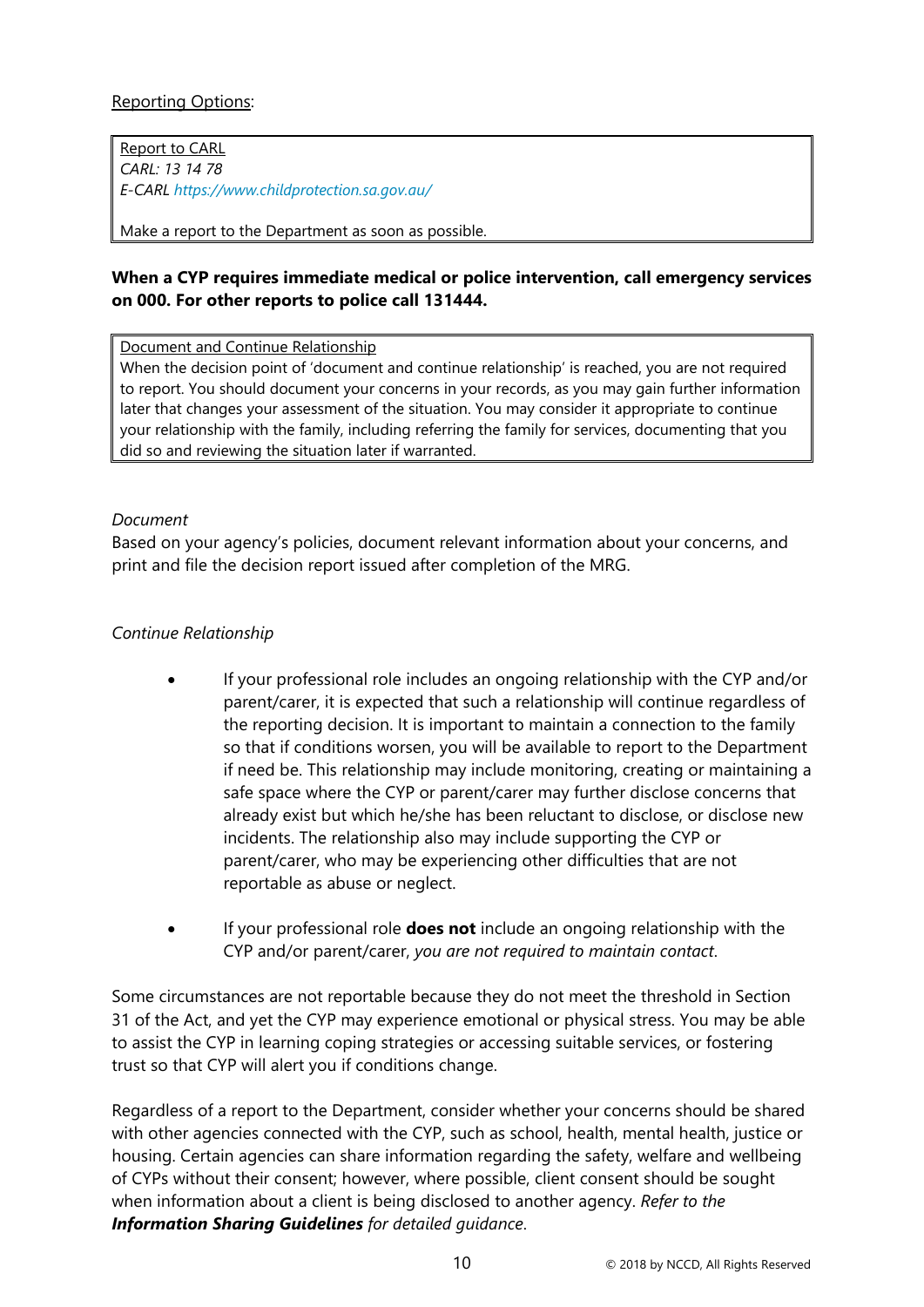Reporting Options:

| Report to CARL |
| --- |
| *CARL: 13 14 78*<br>*E-CARL https://www.childprotection.sa.gov.au/*<br><br>Make a report to the Department as soon as possible. |

**When a CYP requires immediate medical or police intervention, call emergency services on 000. For other reports to police call 131444.**

| Document and Continue Relationship |
| --- |
| When the decision point of 'document and continue relationship' is reached, you are not required to report. You should document your concerns in your records, as you may gain further information later that changes your assessment of the situation. You may consider it appropriate to continue your relationship with the family, including referring the family for services, documenting that you did so and reviewing the situation later if warranted. |

*Document*

Based on your agency's policies, document relevant information about your concerns, and print and file the decision report issued after completion of the MRG.

*Continue Relationship*

- If your professional role includes an ongoing relationship with the CYP and/or parent/carer, it is expected that such a relationship will continue regardless of the reporting decision. It is important to maintain a connection to the family so that if conditions worsen, you will be available to report to the Department if need be. This relationship may include monitoring, creating or maintaining a safe space where the CYP or parent/carer may further disclose concerns that already exist but which he/she has been reluctant to disclose, or disclose new incidents. The relationship also may include supporting the CYP or parent/carer, who may be experiencing other difficulties that are not reportable as abuse or neglect.

- If your professional role **does not** include an ongoing relationship with the CYP and/or parent/carer, *you are not required to maintain contact*.

Some circumstances are not reportable because they do not meet the threshold in Section 31 of the Act, and yet the CYP may experience emotional or physical stress. You may be able to assist the CYP in learning coping strategies or accessing suitable services, or fostering trust so that CYP will alert you if conditions change.

Regardless of a report to the Department, consider whether your concerns should be shared with other agencies connected with the CYP, such as school, health, mental health, justice or housing. Certain agencies can share information regarding the safety, welfare and wellbeing of CYPs without their consent; however, where possible, client consent should be sought when information about a client is being disclosed to another agency. *Refer to the **Information Sharing Guidelines** for detailed guidance.*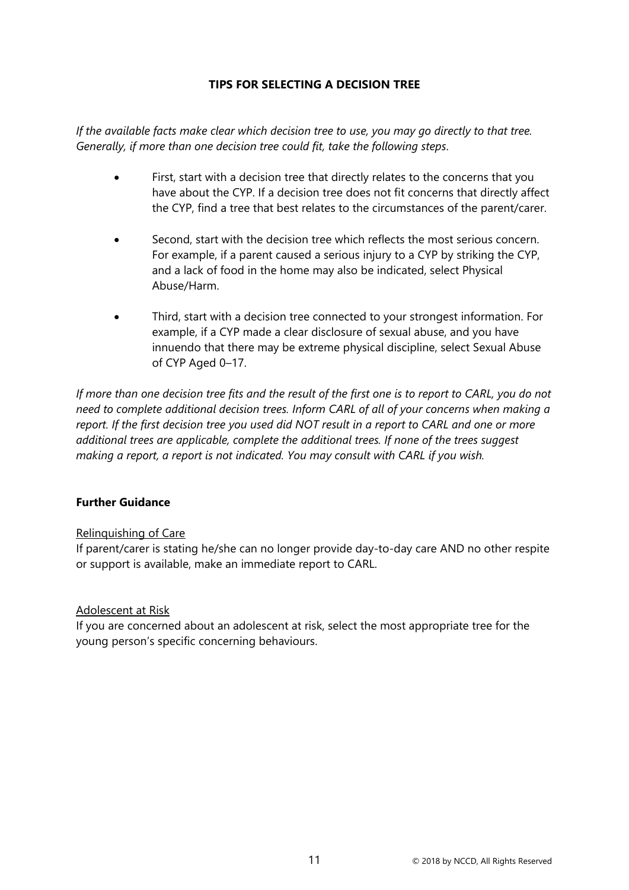## TIPS FOR SELECTING A DECISION TREE

*If the available facts make clear which decision tree to use, you may go directly to that tree. Generally, if more than one decision tree could fit, take the following steps.*

- First, start with a decision tree that directly relates to the concerns that you have about the CYP. If a decision tree does not fit concerns that directly affect the CYP, find a tree that best relates to the circumstances of the parent/carer.
- Second, start with the decision tree which reflects the most serious concern. For example, if a parent caused a serious injury to a CYP by striking the CYP, and a lack of food in the home may also be indicated, select Physical Abuse/Harm.
- Third, start with a decision tree connected to your strongest information. For example, if a CYP made a clear disclosure of sexual abuse, and you have innuendo that there may be extreme physical discipline, select Sexual Abuse of CYP Aged 0–17.

*If more than one decision tree fits and the result of the first one is to report to CARL, you do not need to complete additional decision trees. Inform CARL of all of your concerns when making a report. If the first decision tree you used did NOT result in a report to CARL and one or more additional trees are applicable, complete the additional trees. If none of the trees suggest making a report, a report is not indicated. You may consult with CARL if you wish.*

### Further Guidance

<u>Relinquishing of Care</u>
If parent/carer is stating he/she can no longer provide day-to-day care AND no other respite or support is available, make an immediate report to CARL.

<u>Adolescent at Risk</u>
If you are concerned about an adolescent at risk, select the most appropriate tree for the young person's specific concerning behaviours.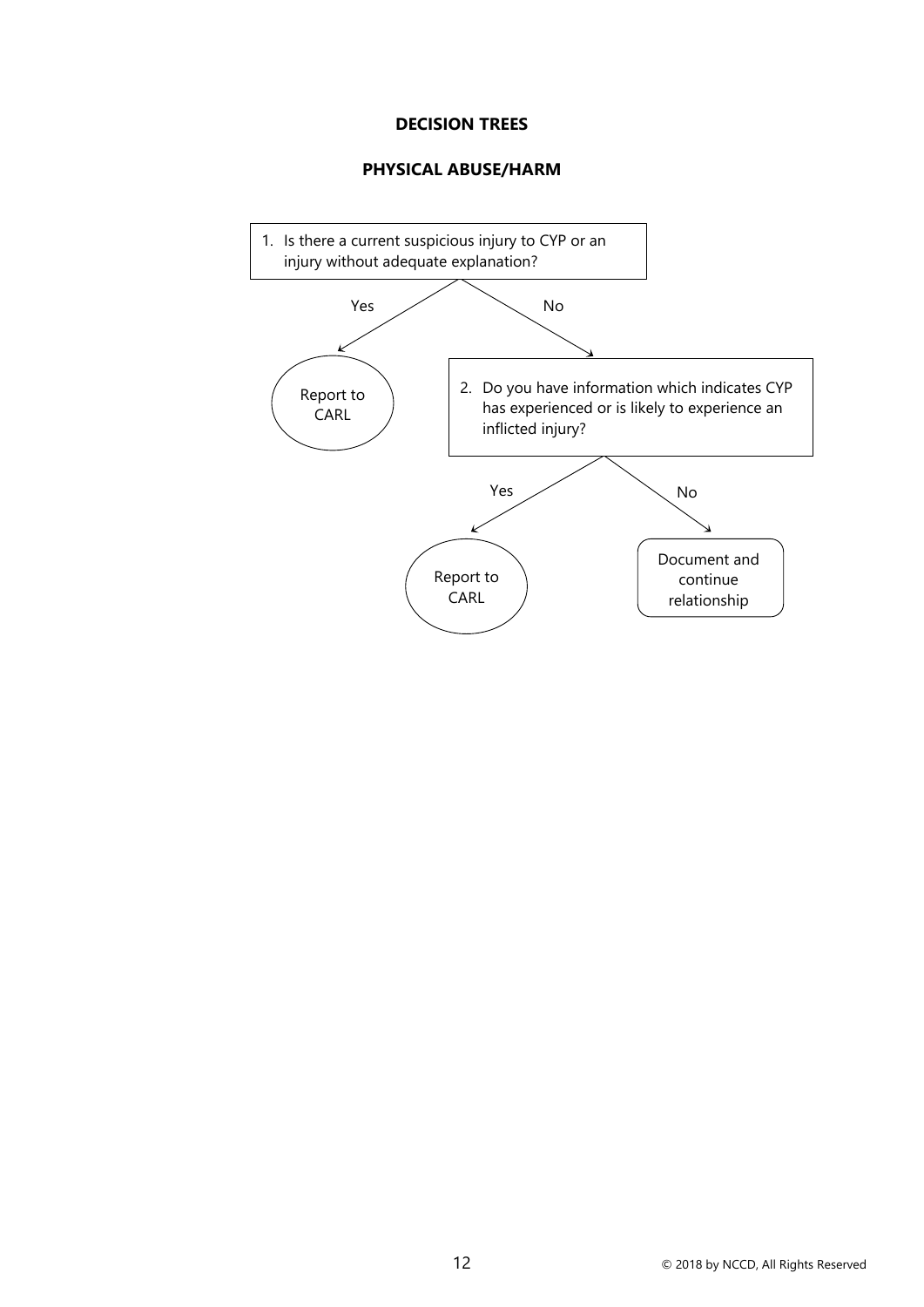**DECISION TREES**

**PHYSICAL ABUSE/HARM**

1. Is there a current suspicious injury to CYP or an injury without adequate explanation?

   Yes → Report to CARL

   No → 2. Do you have information which indicates CYP has experienced or is likely to experience an inflicted injury?

   - Yes → Report to CARL
   - No → Document and continue relationship

© 2018 by NCCD, All Rights Reserved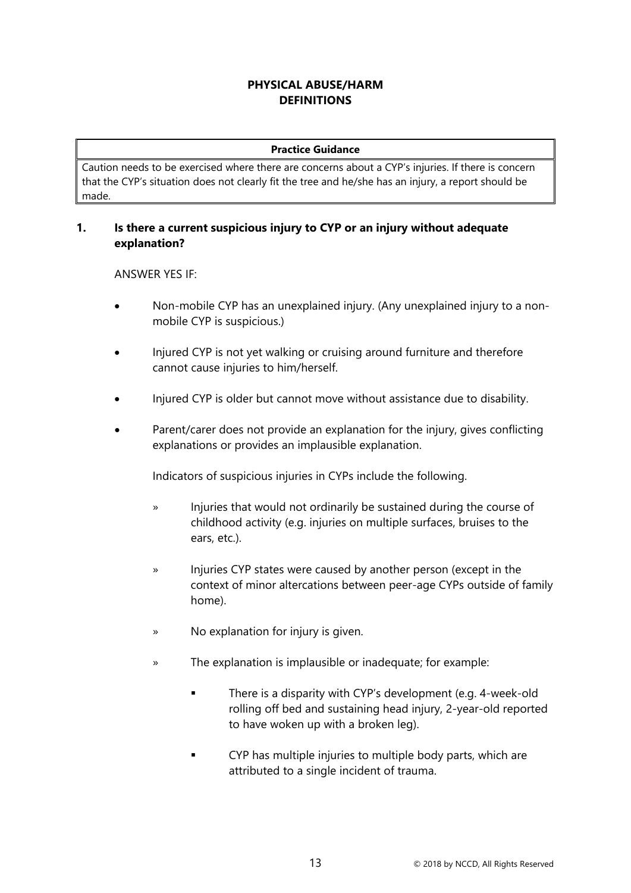## PHYSICAL ABUSE/HARM
## DEFINITIONS

| Practice Guidance |
| --- |
| Caution needs to be exercised where there are concerns about a CYP's injuries. If there is concern that the CYP's situation does not clearly fit the tree and he/she has an injury, a report should be made. |

### 1. Is there a current suspicious injury to CYP or an injury without adequate explanation?

ANSWER YES IF:

- Non-mobile CYP has an unexplained injury. (Any unexplained injury to a non-mobile CYP is suspicious.)
- Injured CYP is not yet walking or cruising around furniture and therefore cannot cause injuries to him/herself.
- Injured CYP is older but cannot move without assistance due to disability.
- Parent/carer does not provide an explanation for the injury, gives conflicting explanations or provides an implausible explanation.

  Indicators of suspicious injuries in CYPs include the following.

  - Injuries that would not ordinarily be sustained during the course of childhood activity (e.g. injuries on multiple surfaces, bruises to the ears, etc.).
  - Injuries CYP states were caused by another person (except in the context of minor altercations between peer-age CYPs outside of family home).
  - No explanation for injury is given.
  - The explanation is implausible or inadequate; for example:
    - There is a disparity with CYP's development (e.g. 4-week-old rolling off bed and sustaining head injury, 2-year-old reported to have woken up with a broken leg).
    - CYP has multiple injuries to multiple body parts, which are attributed to a single incident of trauma.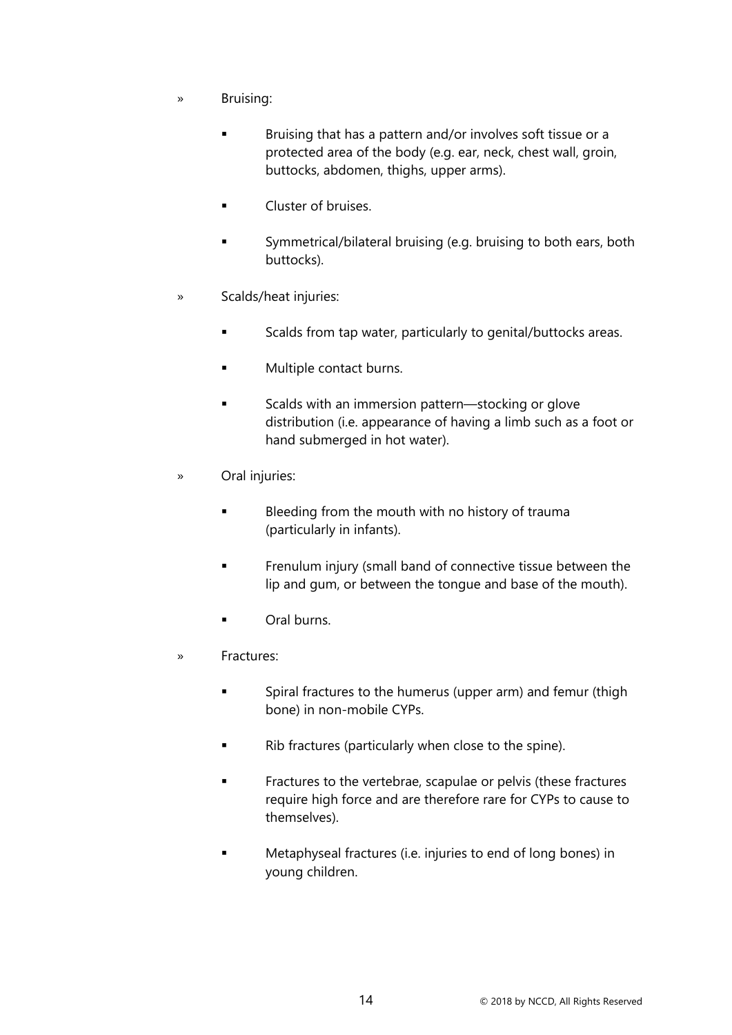- Bruising:
  - Bruising that has a pattern and/or involves soft tissue or a protected area of the body (e.g. ear, neck, chest wall, groin, buttocks, abdomen, thighs, upper arms).
  - Cluster of bruises.
  - Symmetrical/bilateral bruising (e.g. bruising to both ears, both buttocks).
- Scalds/heat injuries:
  - Scalds from tap water, particularly to genital/buttocks areas.
  - Multiple contact burns.
  - Scalds with an immersion pattern—stocking or glove distribution (i.e. appearance of having a limb such as a foot or hand submerged in hot water).
- Oral injuries:
  - Bleeding from the mouth with no history of trauma (particularly in infants).
  - Frenulum injury (small band of connective tissue between the lip and gum, or between the tongue and base of the mouth).
  - Oral burns.
- Fractures:
  - Spiral fractures to the humerus (upper arm) and femur (thigh bone) in non-mobile CYPs.
  - Rib fractures (particularly when close to the spine).
  - Fractures to the vertebrae, scapulae or pelvis (these fractures require high force and are therefore rare for CYPs to cause to themselves).
  - Metaphyseal fractures (i.e. injuries to end of long bones) in young children.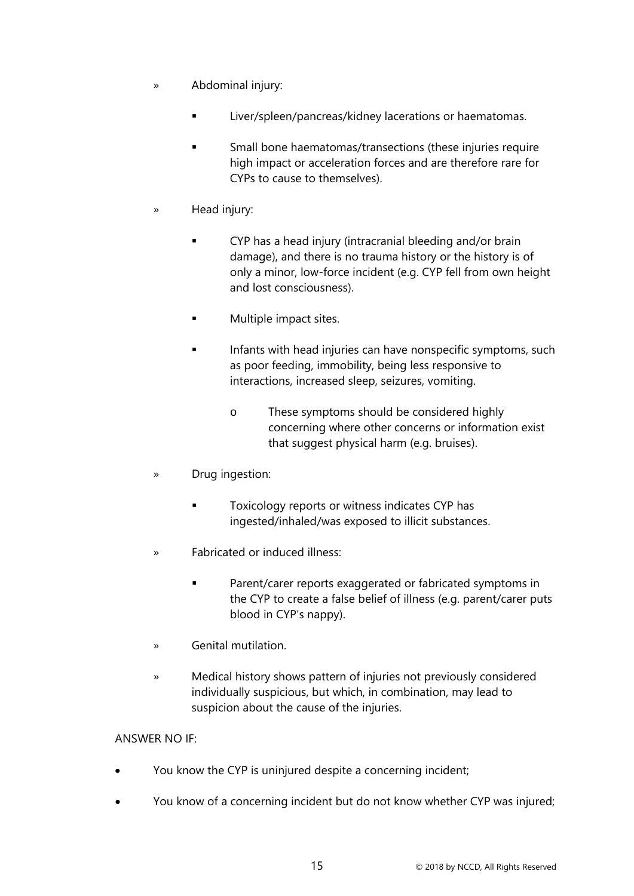- Abdominal injury:
  - Liver/spleen/pancreas/kidney lacerations or haematomas.
  - Small bone haematomas/transections (these injuries require high impact or acceleration forces and are therefore rare for CYPs to cause to themselves).
- Head injury:
  - CYP has a head injury (intracranial bleeding and/or brain damage), and there is no trauma history or the history is of only a minor, low-force incident (e.g. CYP fell from own height and lost consciousness).
  - Multiple impact sites.
  - Infants with head injuries can have nonspecific symptoms, such as poor feeding, immobility, being less responsive to interactions, increased sleep, seizures, vomiting.
    - These symptoms should be considered highly concerning where other concerns or information exist that suggest physical harm (e.g. bruises).
- Drug ingestion:
  - Toxicology reports or witness indicates CYP has ingested/inhaled/was exposed to illicit substances.
- Fabricated or induced illness:
  - Parent/carer reports exaggerated or fabricated symptoms in the CYP to create a false belief of illness (e.g. parent/carer puts blood in CYP's nappy).
- Genital mutilation.
- Medical history shows pattern of injuries not previously considered individually suspicious, but which, in combination, may lead to suspicion about the cause of the injuries.

ANSWER NO IF:

- You know the CYP is uninjured despite a concerning incident;
- You know of a concerning incident but do not know whether CYP was injured;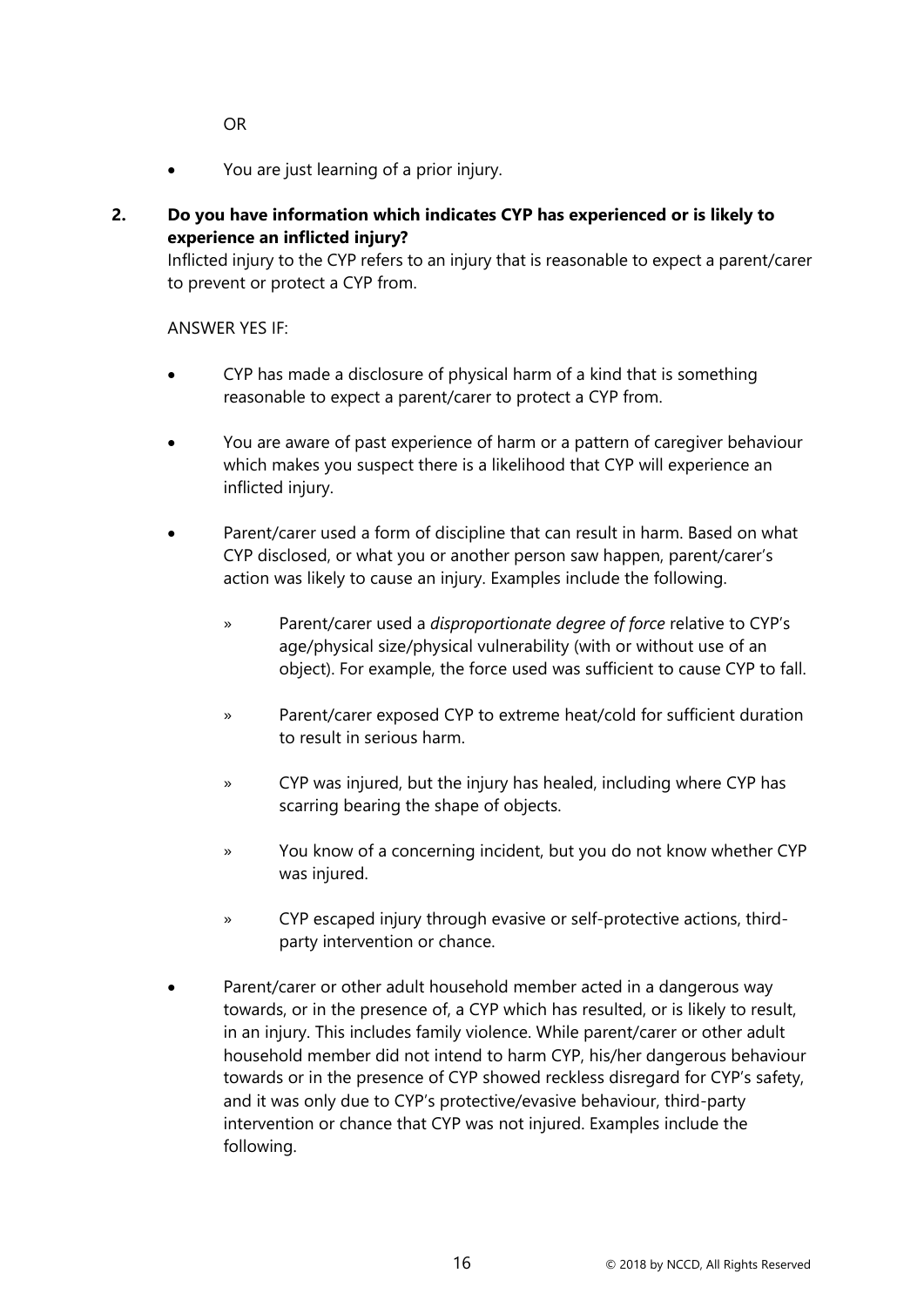OR

- You are just learning of a prior injury.

**2. Do you have information which indicates CYP has experienced or is likely to experience an inflicted injury?**

Inflicted injury to the CYP refers to an injury that is reasonable to expect a parent/carer to prevent or protect a CYP from.

ANSWER YES IF:

- CYP has made a disclosure of physical harm of a kind that is something reasonable to expect a parent/carer to protect a CYP from.

- You are aware of past experience of harm or a pattern of caregiver behaviour which makes you suspect there is a likelihood that CYP will experience an inflicted injury.

- Parent/carer used a form of discipline that can result in harm. Based on what CYP disclosed, or what you or another person saw happen, parent/carer's action was likely to cause an injury. Examples include the following.

  - Parent/carer used a *disproportionate degree of force* relative to CYP's age/physical size/physical vulnerability (with or without use of an object). For example, the force used was sufficient to cause CYP to fall.

  - Parent/carer exposed CYP to extreme heat/cold for sufficient duration to result in serious harm.

  - CYP was injured, but the injury has healed, including where CYP has scarring bearing the shape of objects.

  - You know of a concerning incident, but you do not know whether CYP was injured.

  - CYP escaped injury through evasive or self-protective actions, third-party intervention or chance.

- Parent/carer or other adult household member acted in a dangerous way towards, or in the presence of, a CYP which has resulted, or is likely to result, in an injury. This includes family violence. While parent/carer or other adult household member did not intend to harm CYP, his/her dangerous behaviour towards or in the presence of CYP showed reckless disregard for CYP's safety, and it was only due to CYP's protective/evasive behaviour, third-party intervention or chance that CYP was not injured. Examples include the following.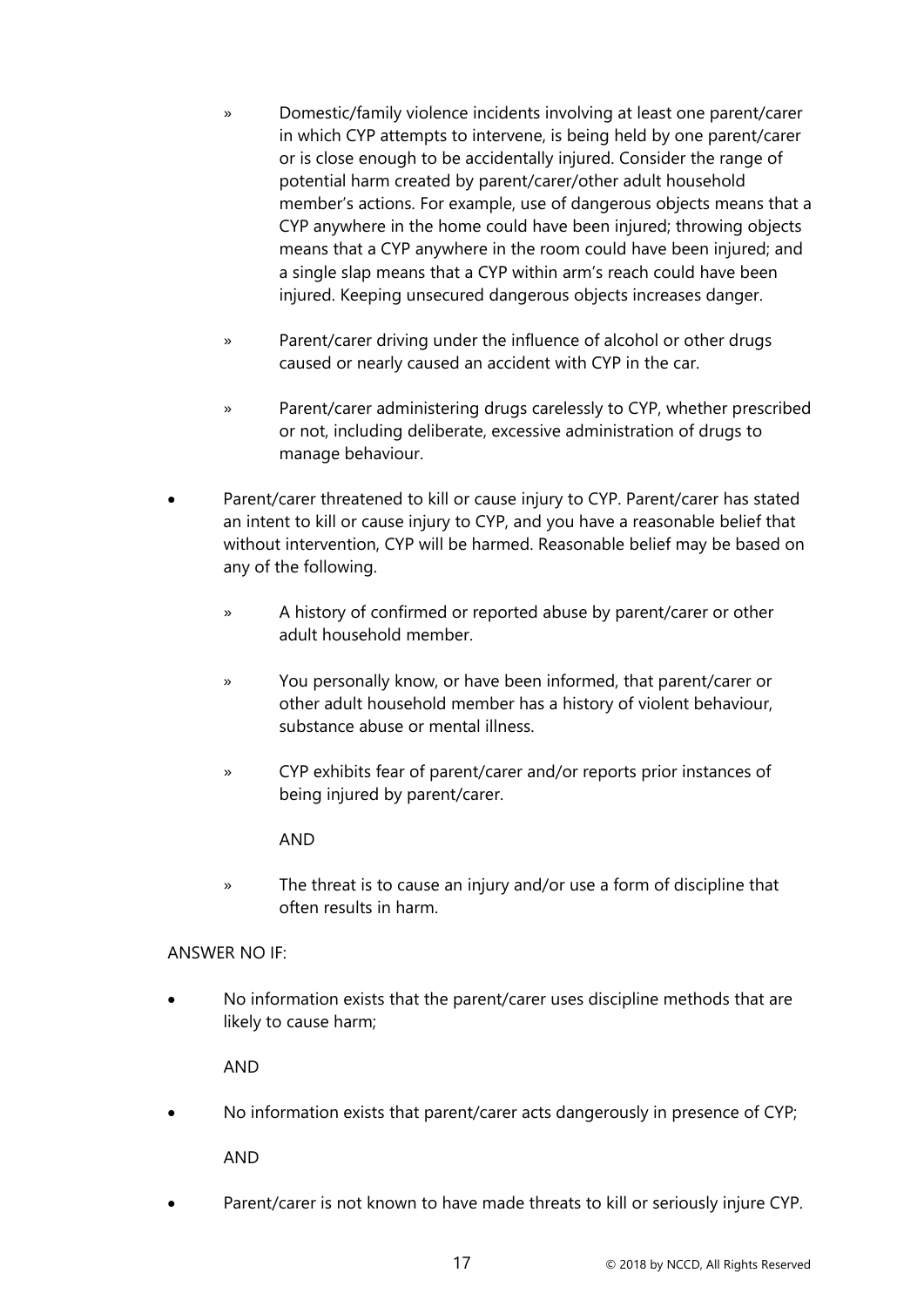- Domestic/family violence incidents involving at least one parent/carer in which CYP attempts to intervene, is being held by one parent/carer or is close enough to be accidentally injured. Consider the range of potential harm created by parent/carer/other adult household member's actions. For example, use of dangerous objects means that a CYP anywhere in the home could have been injured; throwing objects means that a CYP anywhere in the room could have been injured; and a single slap means that a CYP within arm's reach could have been injured. Keeping unsecured dangerous objects increases danger.

  - Parent/carer driving under the influence of alcohol or other drugs caused or nearly caused an accident with CYP in the car.

  - Parent/carer administering drugs carelessly to CYP, whether prescribed or not, including deliberate, excessive administration of drugs to manage behaviour.

- Parent/carer threatened to kill or cause injury to CYP. Parent/carer has stated an intent to kill or cause injury to CYP, and you have a reasonable belief that without intervention, CYP will be harmed. Reasonable belief may be based on any of the following.

  - A history of confirmed or reported abuse by parent/carer or other adult household member.

  - You personally know, or have been informed, that parent/carer or other adult household member has a history of violent behaviour, substance abuse or mental illness.

  - CYP exhibits fear of parent/carer and/or reports prior instances of being injured by parent/carer.

    AND

  - The threat is to cause an injury and/or use a form of discipline that often results in harm.

ANSWER NO IF:

- No information exists that the parent/carer uses discipline methods that are likely to cause harm;

  AND

- No information exists that parent/carer acts dangerously in presence of CYP;

  AND

- Parent/carer is not known to have made threats to kill or seriously injure CYP.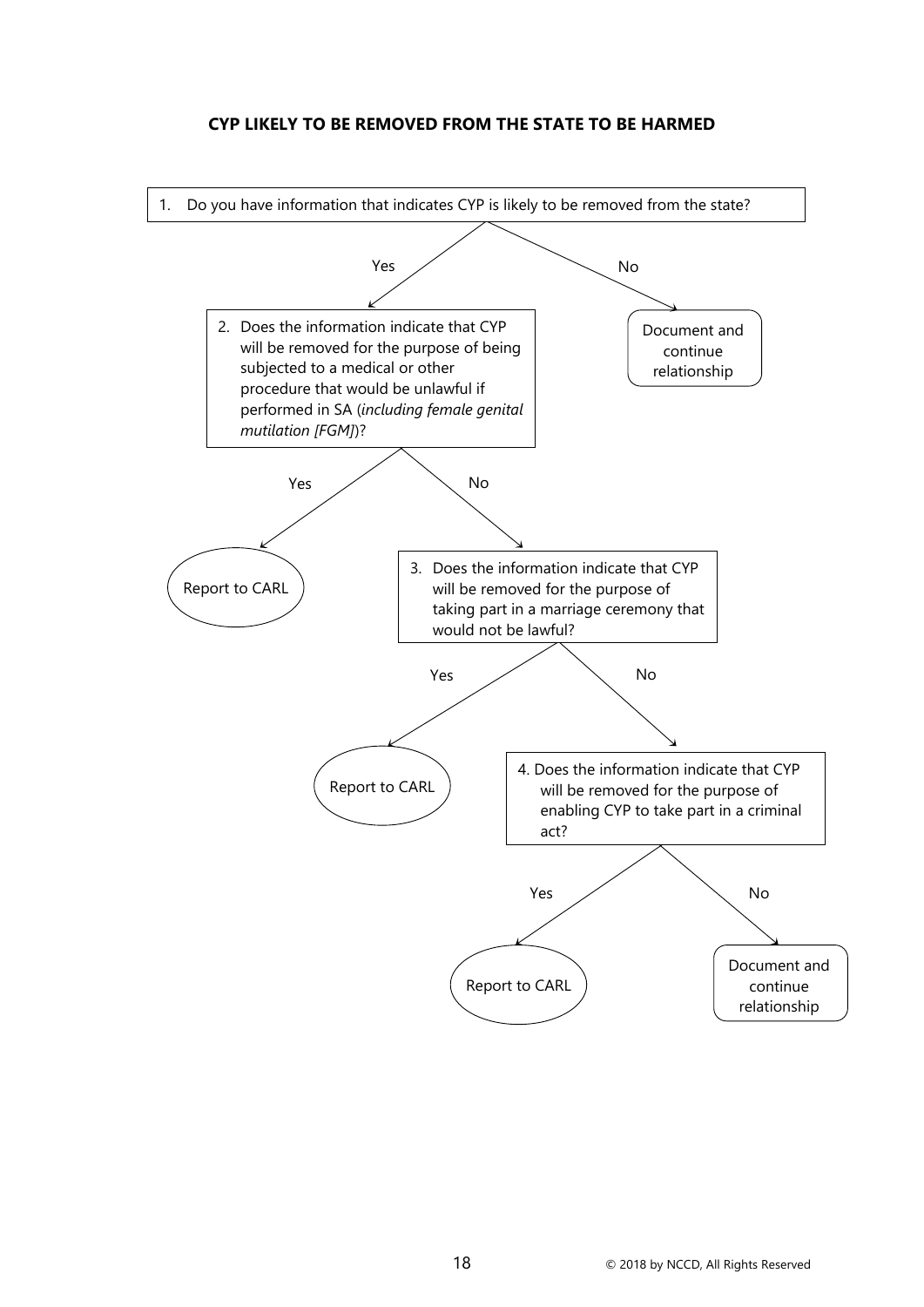**CYP LIKELY TO BE REMOVED FROM THE STATE TO BE HARMED**

1. Do you have information that indicates CYP is likely to be removed from the state?
   - **No** → Document and continue relationship
   - **Yes** → go to 2

2. Does the information indicate that CYP will be removed for the purpose of being subjected to a medical or other procedure that would be unlawful if performed in SA (*including female genital mutilation [FGM]*)?
   - **Yes** → Report to CARL
   - **No** → go to 3

3. Does the information indicate that CYP will be removed for the purpose of taking part in a marriage ceremony that would not be lawful?
   - **Yes** → Report to CARL
   - **No** → go to 4

4. Does the information indicate that CYP will be removed for the purpose of enabling CYP to take part in a criminal act?
   - **Yes** → Report to CARL
   - **No** → Document and continue relationship

© 2018 by NCCD, All Rights Reserved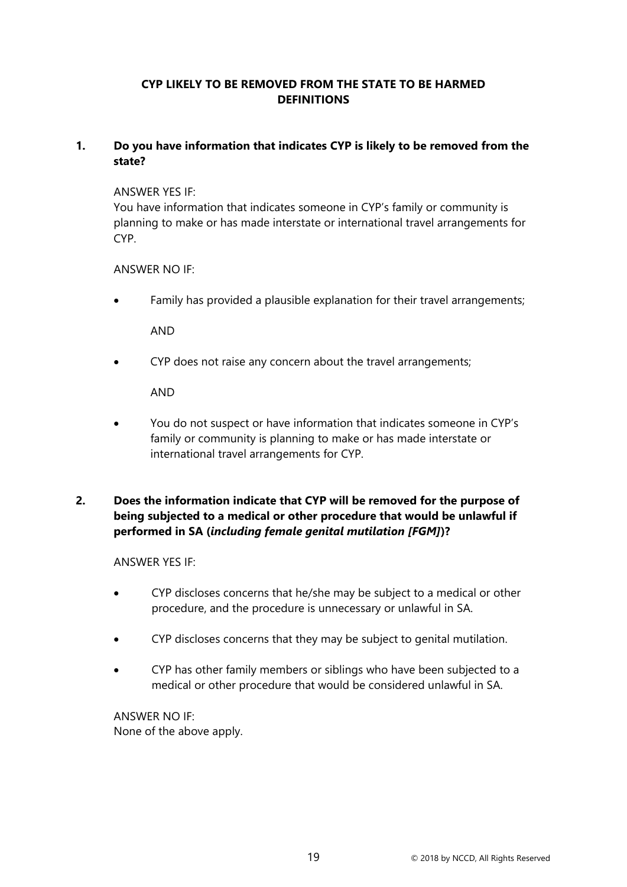## CYP LIKELY TO BE REMOVED FROM THE STATE TO BE HARMED DEFINITIONS

### 1. Do you have information that indicates CYP is likely to be removed from the state?

ANSWER YES IF:
You have information that indicates someone in CYP's family or community is planning to make or has made interstate or international travel arrangements for CYP.

ANSWER NO IF:

- Family has provided a plausible explanation for their travel arrangements;

  AND

- CYP does not raise any concern about the travel arrangements;

  AND

- You do not suspect or have information that indicates someone in CYP's family or community is planning to make or has made interstate or international travel arrangements for CYP.

### 2. Does the information indicate that CYP will be removed for the purpose of being subjected to a medical or other procedure that would be unlawful if performed in SA (*including female genital mutilation [FGM]*)?

ANSWER YES IF:

- CYP discloses concerns that he/she may be subject to a medical or other procedure, and the procedure is unnecessary or unlawful in SA.
- CYP discloses concerns that they may be subject to genital mutilation.
- CYP has other family members or siblings who have been subjected to a medical or other procedure that would be considered unlawful in SA.

ANSWER NO IF:
None of the above apply.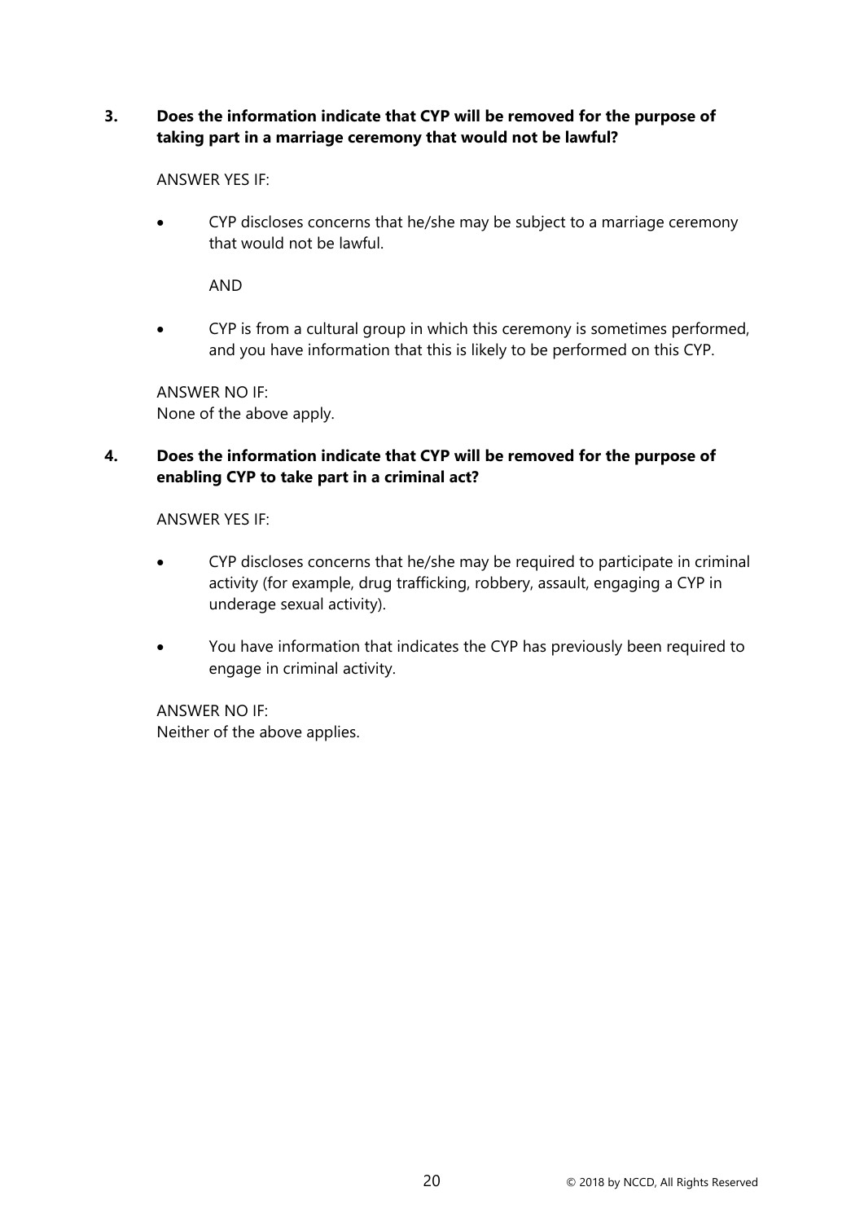**3. Does the information indicate that CYP will be removed for the purpose of taking part in a marriage ceremony that would not be lawful?**

ANSWER YES IF:

- CYP discloses concerns that he/she may be subject to a marriage ceremony that would not be lawful.

  AND

- CYP is from a cultural group in which this ceremony is sometimes performed, and you have information that this is likely to be performed on this CYP.

ANSWER NO IF:
None of the above apply.

**4. Does the information indicate that CYP will be removed for the purpose of enabling CYP to take part in a criminal act?**

ANSWER YES IF:

- CYP discloses concerns that he/she may be required to participate in criminal activity (for example, drug trafficking, robbery, assault, engaging a CYP in underage sexual activity).
- You have information that indicates the CYP has previously been required to engage in criminal activity.

ANSWER NO IF:
Neither of the above applies.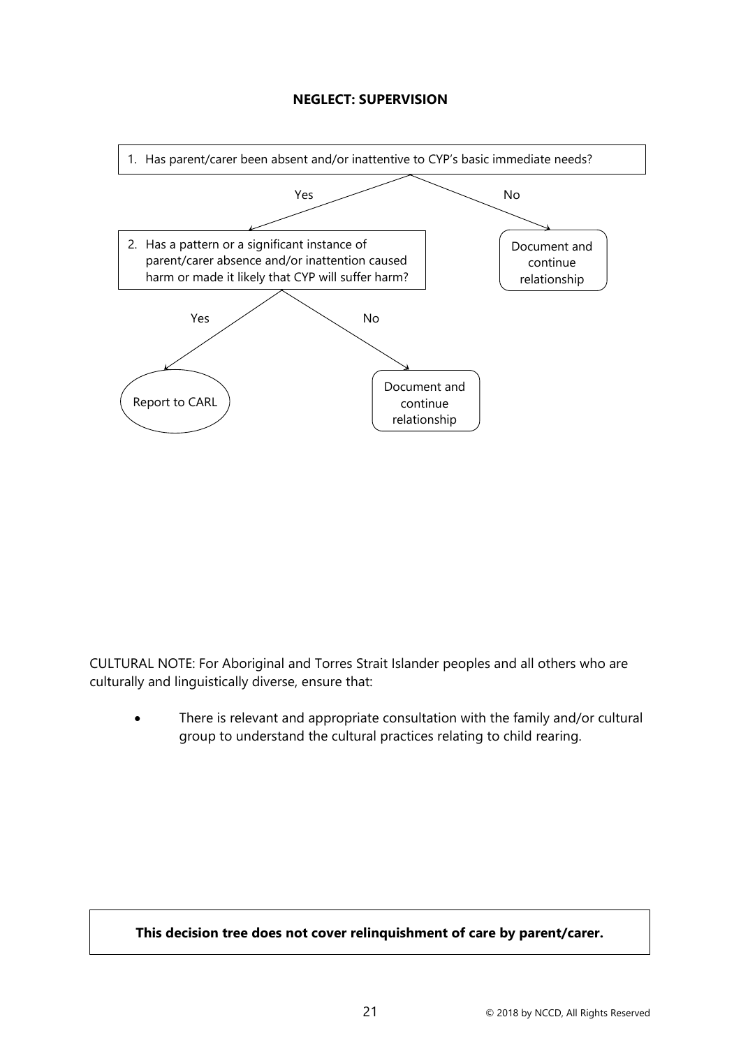**NEGLECT: SUPERVISION**

1. Has parent/carer been absent and/or inattentive to CYP's basic immediate needs?
   - No → Document and continue relationship
   - Yes →
2. Has a pattern or a significant instance of parent/carer absence and/or inattention caused harm or made it likely that CYP will suffer harm?
   - Yes → Report to CARL
   - No → Document and continue relationship

CULTURAL NOTE: For Aboriginal and Torres Strait Islander peoples and all others who are culturally and linguistically diverse, ensure that:

- There is relevant and appropriate consultation with the family and/or cultural group to understand the cultural practices relating to child rearing.

**This decision tree does not cover relinquishment of care by parent/carer.**

© 2018 by NCCD, All Rights Reserved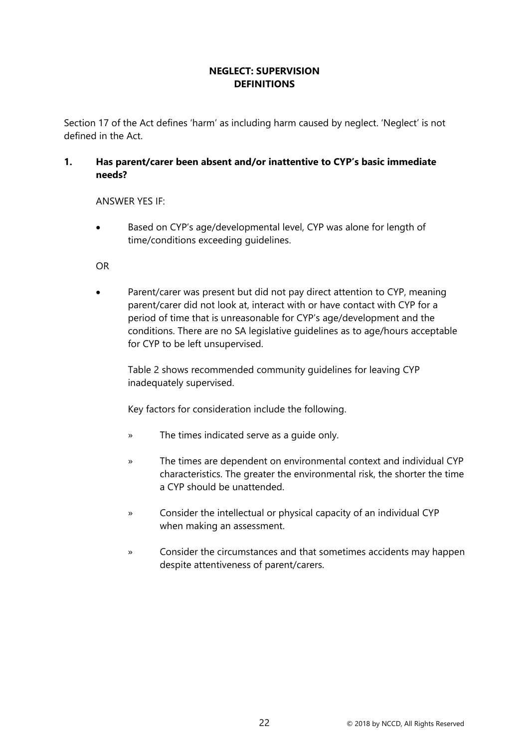# NEGLECT: SUPERVISION
# DEFINITIONS

Section 17 of the Act defines 'harm' as including harm caused by neglect. 'Neglect' is not defined in the Act.

**1. Has parent/carer been absent and/or inattentive to CYP's basic immediate needs?**

ANSWER YES IF:

- Based on CYP's age/developmental level, CYP was alone for length of time/conditions exceeding guidelines.

OR

- Parent/carer was present but did not pay direct attention to CYP, meaning parent/carer did not look at, interact with or have contact with CYP for a period of time that is unreasonable for CYP's age/development and the conditions. There are no SA legislative guidelines as to age/hours acceptable for CYP to be left unsupervised.

  Table 2 shows recommended community guidelines for leaving CYP inadequately supervised.

  Key factors for consideration include the following.

  » The times indicated serve as a guide only.

  » The times are dependent on environmental context and individual CYP characteristics. The greater the environmental risk, the shorter the time a CYP should be unattended.

  » Consider the intellectual or physical capacity of an individual CYP when making an assessment.

  » Consider the circumstances and that sometimes accidents may happen despite attentiveness of parent/carers.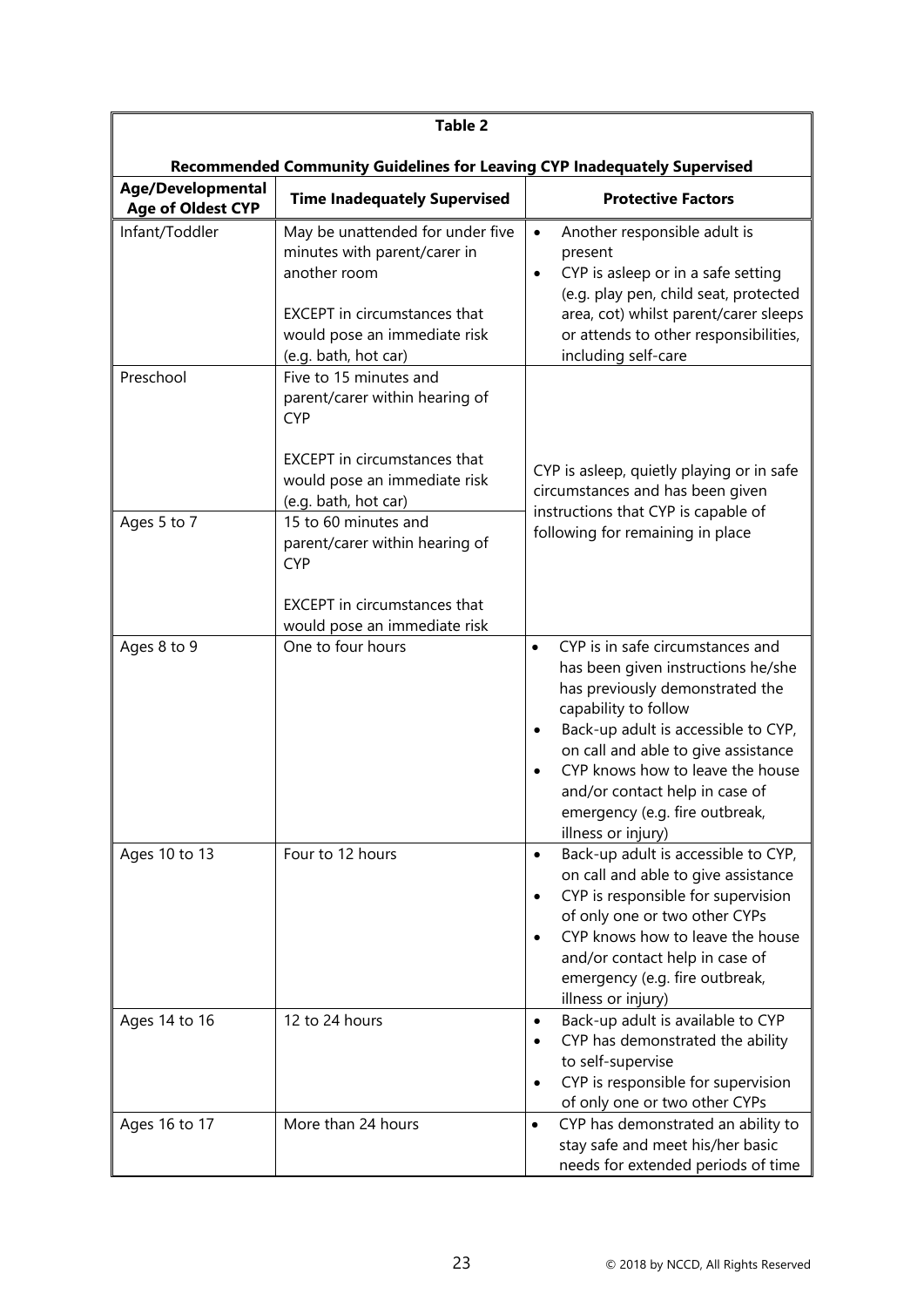**Table 2**

**Recommended Community Guidelines for Leaving CYP Inadequately Supervised**

| Age/Developmental Age of Oldest CYP | Time Inadequately Supervised | Protective Factors |
|---|---|---|
| Infant/Toddler | May be unattended for under five minutes with parent/carer in another room<br><br>EXCEPT in circumstances that would pose an immediate risk (e.g. bath, hot car) | • Another responsible adult is present<br>• CYP is asleep or in a safe setting (e.g. play pen, child seat, protected area, cot) whilst parent/carer sleeps or attends to other responsibilities, including self-care |
| Preschool | Five to 15 minutes and parent/carer within hearing of CYP<br><br>EXCEPT in circumstances that would pose an immediate risk (e.g. bath, hot car) | CYP is asleep, quietly playing or in safe circumstances and has been given instructions that CYP is capable of following for remaining in place |
| Ages 5 to 7 | 15 to 60 minutes and parent/carer within hearing of CYP<br><br>EXCEPT in circumstances that would pose an immediate risk | CYP is asleep, quietly playing or in safe circumstances and has been given instructions that CYP is capable of following for remaining in place |
| Ages 8 to 9 | One to four hours | • CYP is in safe circumstances and has been given instructions he/she has previously demonstrated the capability to follow<br>• Back-up adult is accessible to CYP, on call and able to give assistance<br>• CYP knows how to leave the house and/or contact help in case of emergency (e.g. fire outbreak, illness or injury) |
| Ages 10 to 13 | Four to 12 hours | • Back-up adult is accessible to CYP, on call and able to give assistance<br>• CYP is responsible for supervision of only one or two other CYPs<br>• CYP knows how to leave the house and/or contact help in case of emergency (e.g. fire outbreak, illness or injury) |
| Ages 14 to 16 | 12 to 24 hours | • Back-up adult is available to CYP<br>• CYP has demonstrated the ability to self-supervise<br>• CYP is responsible for supervision of only one or two other CYPs |
| Ages 16 to 17 | More than 24 hours | • CYP has demonstrated an ability to stay safe and meet his/her basic needs for extended periods of time |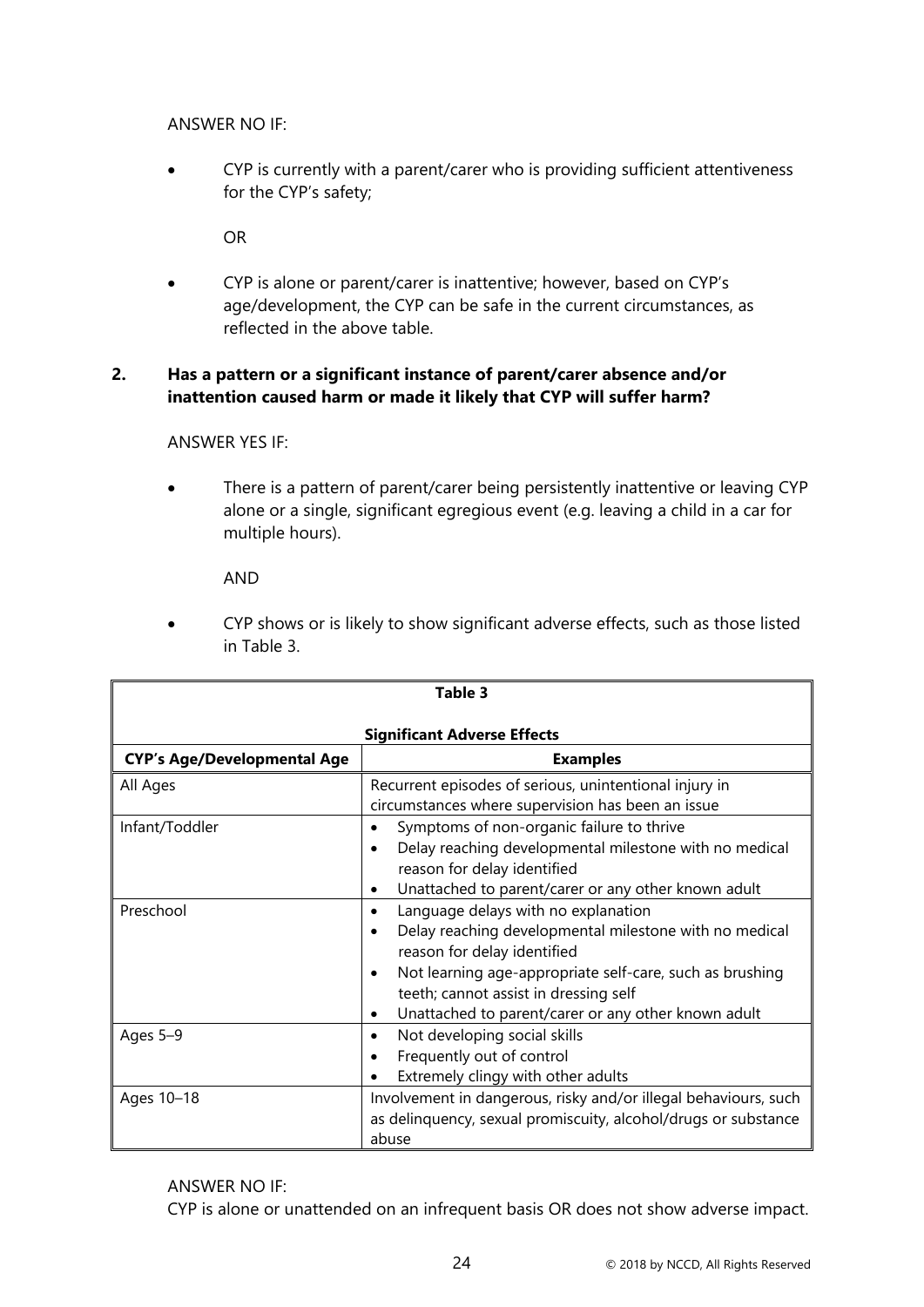ANSWER NO IF:

- CYP is currently with a parent/carer who is providing sufficient attentiveness for the CYP's safety;

  OR

- CYP is alone or parent/carer is inattentive; however, based on CYP's age/development, the CYP can be safe in the current circumstances, as reflected in the above table.

**2. Has a pattern or a significant instance of parent/carer absence and/or inattention caused harm or made it likely that CYP will suffer harm?**

ANSWER YES IF:

- There is a pattern of parent/carer being persistently inattentive or leaving CYP alone or a single, significant egregious event (e.g. leaving a child in a car for multiple hours).

  AND

- CYP shows or is likely to show significant adverse effects, such as those listed in Table 3.

**Table 3**

**Significant Adverse Effects**

| CYP's Age/Developmental Age | Examples |
| --- | --- |
| All Ages | Recurrent episodes of serious, unintentional injury in circumstances where supervision has been an issue |
| Infant/Toddler | • Symptoms of non-organic failure to thrive<br>• Delay reaching developmental milestone with no medical reason for delay identified<br>• Unattached to parent/carer or any other known adult |
| Preschool | • Language delays with no explanation<br>• Delay reaching developmental milestone with no medical reason for delay identified<br>• Not learning age-appropriate self-care, such as brushing teeth; cannot assist in dressing self<br>• Unattached to parent/carer or any other known adult |
| Ages 5–9 | • Not developing social skills<br>• Frequently out of control<br>• Extremely clingy with other adults |
| Ages 10–18 | Involvement in dangerous, risky and/or illegal behaviours, such as delinquency, sexual promiscuity, alcohol/drugs or substance abuse |

ANSWER NO IF:
CYP is alone or unattended on an infrequent basis OR does not show adverse impact.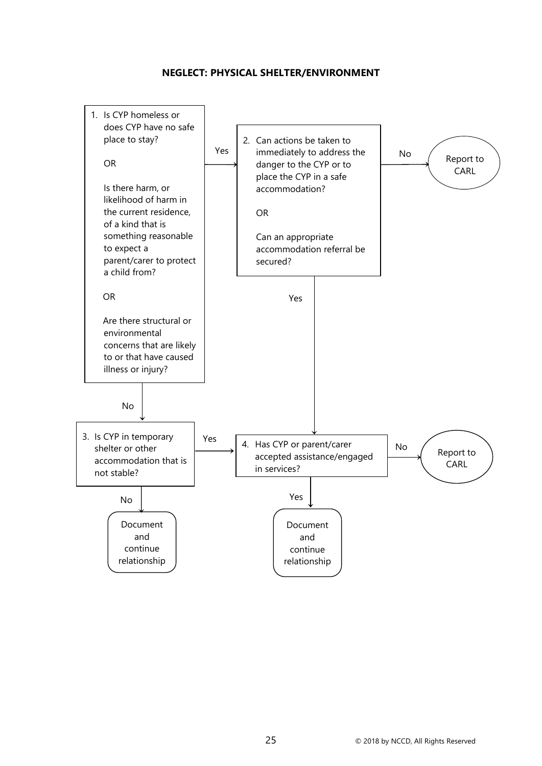**NEGLECT: PHYSICAL SHELTER/ENVIRONMENT**

1. Is CYP homeless or does CYP have no safe place to stay?

   OR

   Is there harm, or likelihood of harm in the current residence, of a kind that is something reasonable to expect a parent/carer to protect a child from?

   OR

   Are there structural or environmental concerns that are likely to or that have caused illness or injury?

   - Yes → go to 2
   - No → go to 3

2. Can actions be taken to immediately to address the danger to the CYP or to place the CYP in a safe accommodation?

   OR

   Can an appropriate accommodation referral be secured?

   - No → Report to CARL
   - Yes → go to 4

3. Is CYP in temporary shelter or other accommodation that is not stable?

   - Yes → go to 4
   - No → Document and continue relationship

4. Has CYP or parent/carer accepted assistance/engaged in services?

   - No → Report to CARL
   - Yes → Document and continue relationship

© 2018 by NCCD, All Rights Reserved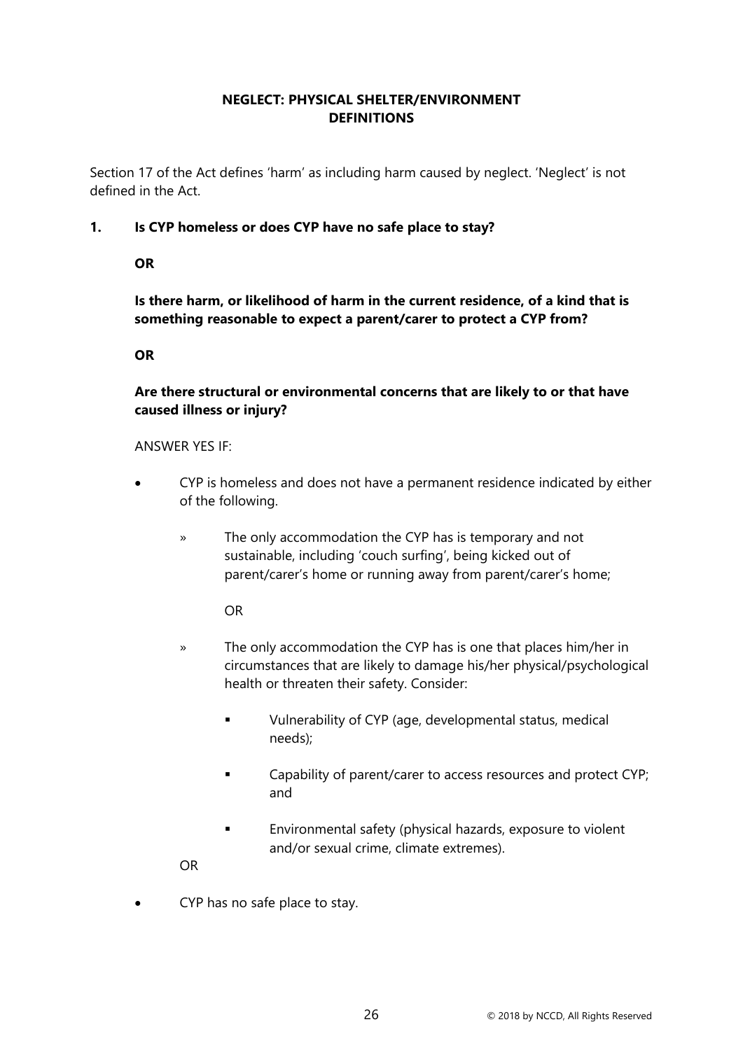## NEGLECT: PHYSICAL SHELTER/ENVIRONMENT DEFINITIONS

Section 17 of the Act defines 'harm' as including harm caused by neglect. 'Neglect' is not defined in the Act.

**1. Is CYP homeless or does CYP have no safe place to stay?**

**OR**

**Is there harm, or likelihood of harm in the current residence, of a kind that is something reasonable to expect a parent/carer to protect a CYP from?**

**OR**

**Are there structural or environmental concerns that are likely to or that have caused illness or injury?**

ANSWER YES IF:

- CYP is homeless and does not have a permanent residence indicated by either of the following.
  - » The only accommodation the CYP has is temporary and not sustainable, including 'couch surfing', being kicked out of parent/carer's home or running away from parent/carer's home;

    OR

  - » The only accommodation the CYP has is one that places him/her in circumstances that are likely to damage his/her physical/psychological health or threaten their safety. Consider:
    - Vulnerability of CYP (age, developmental status, medical needs);
    - Capability of parent/carer to access resources and protect CYP; and
    - Environmental safety (physical hazards, exposure to violent and/or sexual crime, climate extremes).

  OR

- CYP has no safe place to stay.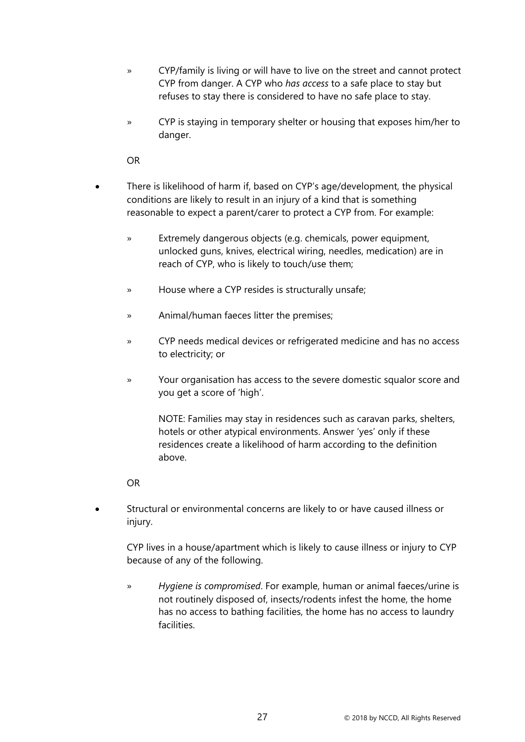- » CYP/family is living or will have to live on the street and cannot protect CYP from danger. A CYP who *has access* to a safe place to stay but refuses to stay there is considered to have no safe place to stay.
  - » CYP is staying in temporary shelter or housing that exposes him/her to danger.

  OR

- There is likelihood of harm if, based on CYP's age/development, the physical conditions are likely to result in an injury of a kind that is something reasonable to expect a parent/carer to protect a CYP from. For example:

  - » Extremely dangerous objects (e.g. chemicals, power equipment, unlocked guns, knives, electrical wiring, needles, medication) are in reach of CYP, who is likely to touch/use them;
  - » House where a CYP resides is structurally unsafe;
  - » Animal/human faeces litter the premises;
  - » CYP needs medical devices or refrigerated medicine and has no access to electricity; or
  - » Your organisation has access to the severe domestic squalor score and you get a score of 'high'.

    NOTE: Families may stay in residences such as caravan parks, shelters, hotels or other atypical environments. Answer 'yes' only if these residences create a likelihood of harm according to the definition above.

  OR

- Structural or environmental concerns are likely to or have caused illness or injury.

  CYP lives in a house/apartment which is likely to cause illness or injury to CYP because of any of the following.

  - » *Hygiene is compromised*. For example, human or animal faeces/urine is not routinely disposed of, insects/rodents infest the home, the home has no access to bathing facilities, the home has no access to laundry facilities.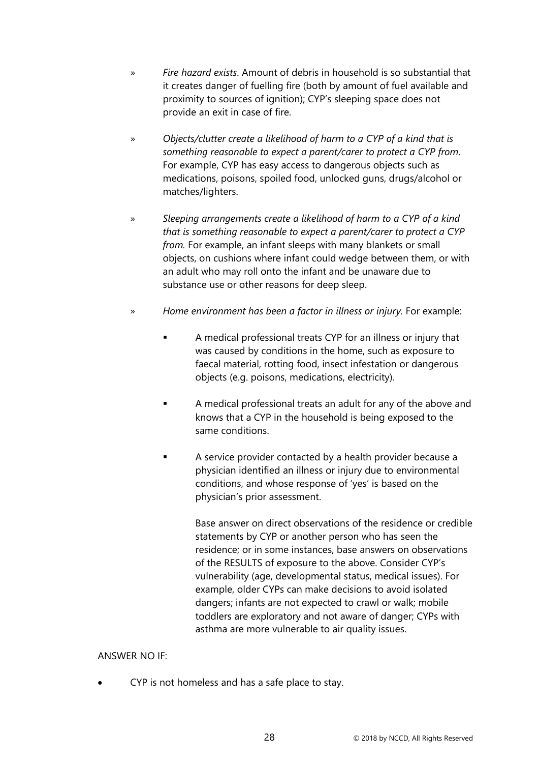- *Fire hazard exists*. Amount of debris in household is so substantial that it creates danger of fuelling fire (both by amount of fuel available and proximity to sources of ignition); CYP's sleeping space does not provide an exit in case of fire.

- *Objects/clutter create a likelihood of harm to a CYP of a kind that is something reasonable to expect a parent/carer to protect a CYP from*. For example, CYP has easy access to dangerous objects such as medications, poisons, spoiled food, unlocked guns, drugs/alcohol or matches/lighters.

- *Sleeping arrangements create a likelihood of harm to a CYP of a kind that is something reasonable to expect a parent/carer to protect a CYP from.* For example, an infant sleeps with many blankets or small objects, on cushions where infant could wedge between them, or with an adult who may roll onto the infant and be unaware due to substance use or other reasons for deep sleep.

- *Home environment has been a factor in illness or injury.* For example:

  - A medical professional treats CYP for an illness or injury that was caused by conditions in the home, such as exposure to faecal material, rotting food, insect infestation or dangerous objects (e.g. poisons, medications, electricity).

  - A medical professional treats an adult for any of the above and knows that a CYP in the household is being exposed to the same conditions.

  - A service provider contacted by a health provider because a physician identified an illness or injury due to environmental conditions, and whose response of 'yes' is based on the physician's prior assessment.

    Base answer on direct observations of the residence or credible statements by CYP or another person who has seen the residence; or in some instances, base answers on observations of the RESULTS of exposure to the above. Consider CYP's vulnerability (age, developmental status, medical issues). For example, older CYPs can make decisions to avoid isolated dangers; infants are not expected to crawl or walk; mobile toddlers are exploratory and not aware of danger; CYPs with asthma are more vulnerable to air quality issues.

ANSWER NO IF:

- CYP is not homeless and has a safe place to stay.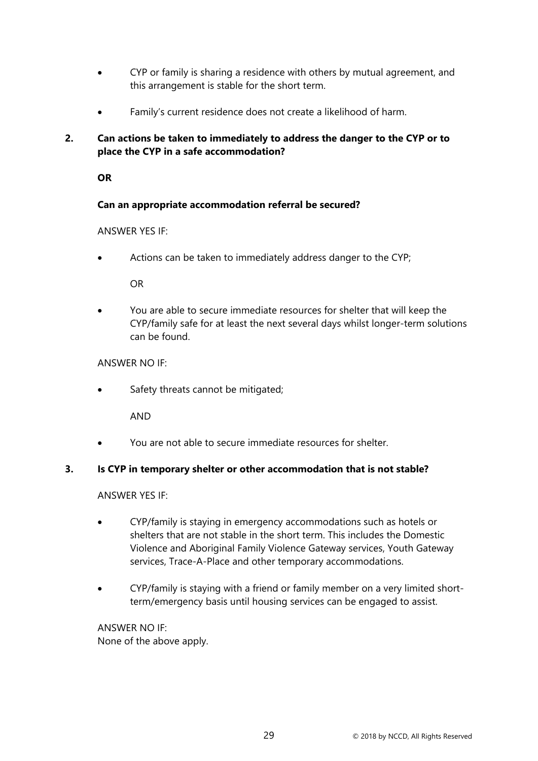- CYP or family is sharing a residence with others by mutual agreement, and this arrangement is stable for the short term.
- Family's current residence does not create a likelihood of harm.

**2. Can actions be taken to immediately to address the danger to the CYP or to place the CYP in a safe accommodation?**

**OR**

**Can an appropriate accommodation referral be secured?**

ANSWER YES IF:

- Actions can be taken to immediately address danger to the CYP;

  OR

- You are able to secure immediate resources for shelter that will keep the CYP/family safe for at least the next several days whilst longer-term solutions can be found.

ANSWER NO IF:

- Safety threats cannot be mitigated;

  AND

- You are not able to secure immediate resources for shelter.

**3. Is CYP in temporary shelter or other accommodation that is not stable?**

ANSWER YES IF:

- CYP/family is staying in emergency accommodations such as hotels or shelters that are not stable in the short term. This includes the Domestic Violence and Aboriginal Family Violence Gateway services, Youth Gateway services, Trace-A-Place and other temporary accommodations.
- CYP/family is staying with a friend or family member on a very limited short-term/emergency basis until housing services can be engaged to assist.

ANSWER NO IF:
None of the above apply.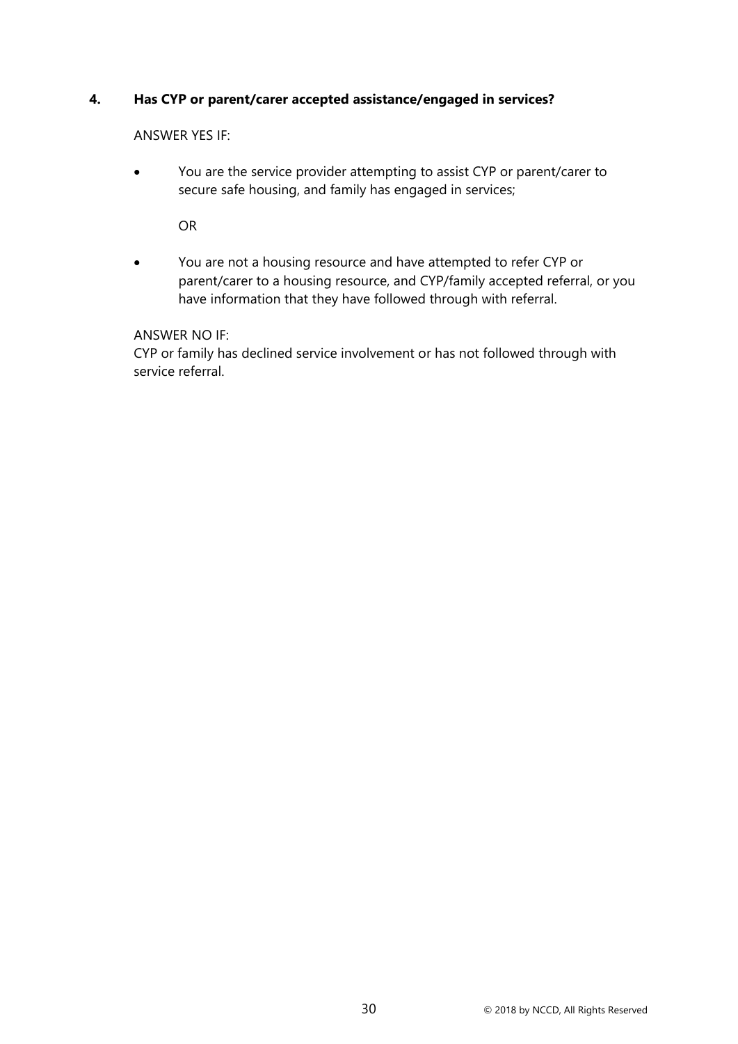**4. Has CYP or parent/carer accepted assistance/engaged in services?**

ANSWER YES IF:

- You are the service provider attempting to assist CYP or parent/carer to secure safe housing, and family has engaged in services;

  OR

- You are not a housing resource and have attempted to refer CYP or parent/carer to a housing resource, and CYP/family accepted referral, or you have information that they have followed through with referral.

ANSWER NO IF:
CYP or family has declined service involvement or has not followed through with service referral.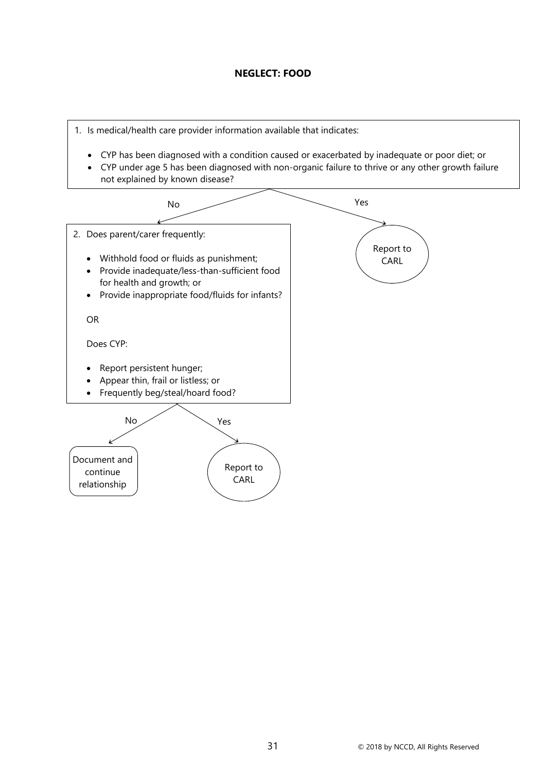**NEGLECT: FOOD**

1. Is medical/health care provider information available that indicates:

   - CYP has been diagnosed with a condition caused or exacerbated by inadequate or poor diet; or
   - CYP under age 5 has been diagnosed with non-organic failure to thrive or any other growth failure not explained by known disease?

Yes → Report to CARL

No ↓

2. Does parent/carer frequently:

   - Withhold food or fluids as punishment;
   - Provide inadequate/less-than-sufficient food for health and growth; or
   - Provide inappropriate food/fluids for infants?

   OR

   Does CYP:

   - Report persistent hunger;
   - Appear thin, frail or listless; or
   - Frequently beg/steal/hoard food?

No → Document and continue relationship

Yes → Report to CARL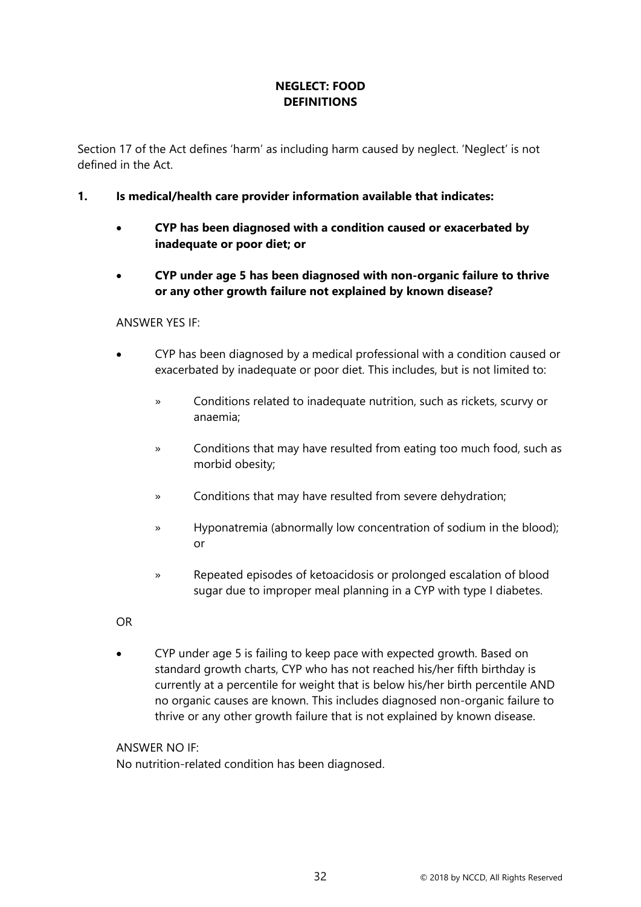## NEGLECT: FOOD
## DEFINITIONS

Section 17 of the Act defines 'harm' as including harm caused by neglect. 'Neglect' is not defined in the Act.

**1. Is medical/health care provider information available that indicates:**

- **CYP has been diagnosed with a condition caused or exacerbated by inadequate or poor diet; or**
- **CYP under age 5 has been diagnosed with non-organic failure to thrive or any other growth failure not explained by known disease?**

ANSWER YES IF:

- CYP has been diagnosed by a medical professional with a condition caused or exacerbated by inadequate or poor diet. This includes, but is not limited to:
  - » Conditions related to inadequate nutrition, such as rickets, scurvy or anaemia;
  - » Conditions that may have resulted from eating too much food, such as morbid obesity;
  - » Conditions that may have resulted from severe dehydration;
  - » Hyponatremia (abnormally low concentration of sodium in the blood); or
  - » Repeated episodes of ketoacidosis or prolonged escalation of blood sugar due to improper meal planning in a CYP with type I diabetes.

OR

- CYP under age 5 is failing to keep pace with expected growth. Based on standard growth charts, CYP who has not reached his/her fifth birthday is currently at a percentile for weight that is below his/her birth percentile AND no organic causes are known. This includes diagnosed non-organic failure to thrive or any other growth failure that is not explained by known disease.

ANSWER NO IF:
No nutrition-related condition has been diagnosed.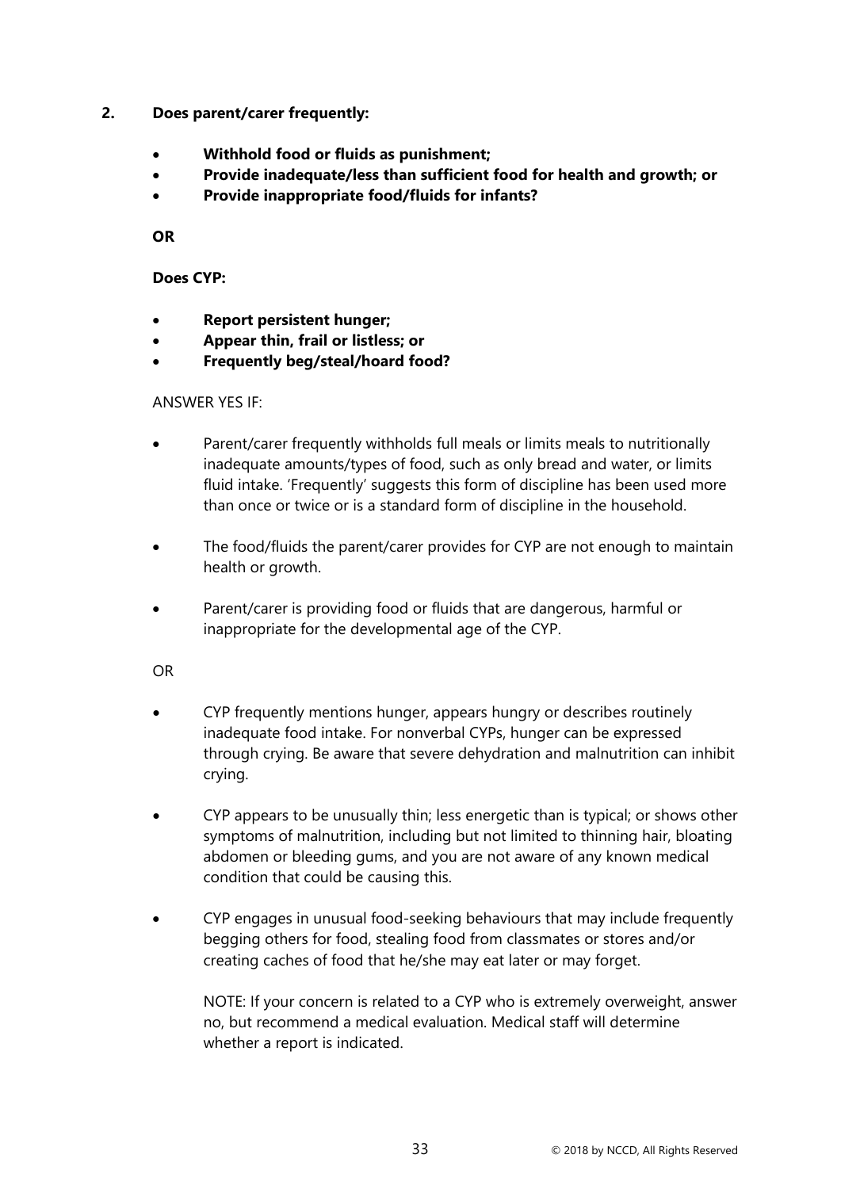**2. Does parent/carer frequently:**

- **Withhold food or fluids as punishment;**
- **Provide inadequate/less than sufficient food for health and growth; or**
- **Provide inappropriate food/fluids for infants?**

**OR**

**Does CYP:**

- **Report persistent hunger;**
- **Appear thin, frail or listless; or**
- **Frequently beg/steal/hoard food?**

ANSWER YES IF:

- Parent/carer frequently withholds full meals or limits meals to nutritionally inadequate amounts/types of food, such as only bread and water, or limits fluid intake. 'Frequently' suggests this form of discipline has been used more than once or twice or is a standard form of discipline in the household.

- The food/fluids the parent/carer provides for CYP are not enough to maintain health or growth.

- Parent/carer is providing food or fluids that are dangerous, harmful or inappropriate for the developmental age of the CYP.

OR

- CYP frequently mentions hunger, appears hungry or describes routinely inadequate food intake. For nonverbal CYPs, hunger can be expressed through crying. Be aware that severe dehydration and malnutrition can inhibit crying.

- CYP appears to be unusually thin; less energetic than is typical; or shows other symptoms of malnutrition, including but not limited to thinning hair, bloating abdomen or bleeding gums, and you are not aware of any known medical condition that could be causing this.

- CYP engages in unusual food-seeking behaviours that may include frequently begging others for food, stealing food from classmates or stores and/or creating caches of food that he/she may eat later or may forget.

  NOTE: If your concern is related to a CYP who is extremely overweight, answer no, but recommend a medical evaluation. Medical staff will determine whether a report is indicated.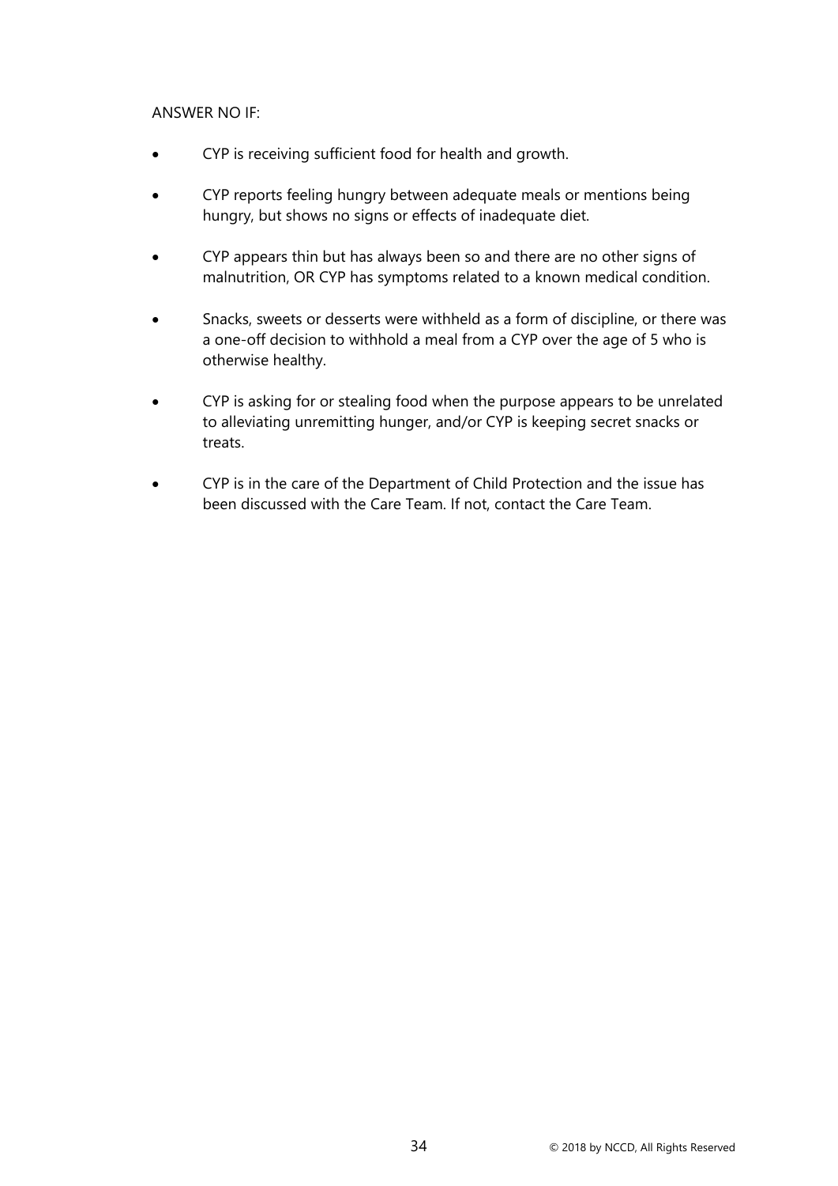ANSWER NO IF:

- CYP is receiving sufficient food for health and growth.
- CYP reports feeling hungry between adequate meals or mentions being hungry, but shows no signs or effects of inadequate diet.
- CYP appears thin but has always been so and there are no other signs of malnutrition, OR CYP has symptoms related to a known medical condition.
- Snacks, sweets or desserts were withheld as a form of discipline, or there was a one-off decision to withhold a meal from a CYP over the age of 5 who is otherwise healthy.
- CYP is asking for or stealing food when the purpose appears to be unrelated to alleviating unremitting hunger, and/or CYP is keeping secret snacks or treats.
- CYP is in the care of the Department of Child Protection and the issue has been discussed with the Care Team. If not, contact the Care Team.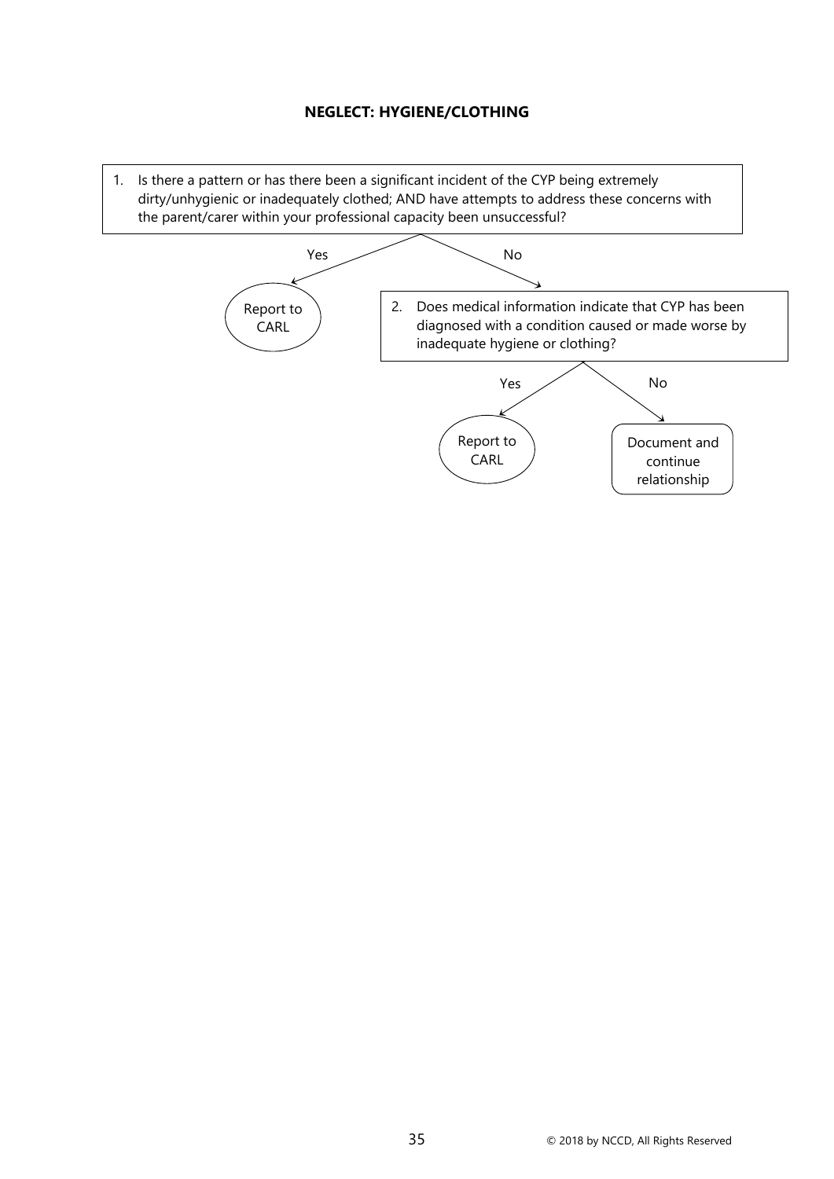**NEGLECT: HYGIENE/CLOTHING**

1. Is there a pattern or has there been a significant incident of the CYP being extremely dirty/unhygienic or inadequately clothed; AND have attempts to address these concerns with the parent/carer within your professional capacity been unsuccessful?
   - Yes → Report to CARL
   - No → go to 2

2. Does medical information indicate that CYP has been diagnosed with a condition caused or made worse by inadequate hygiene or clothing?
   - Yes → Report to CARL
   - No → Document and continue relationship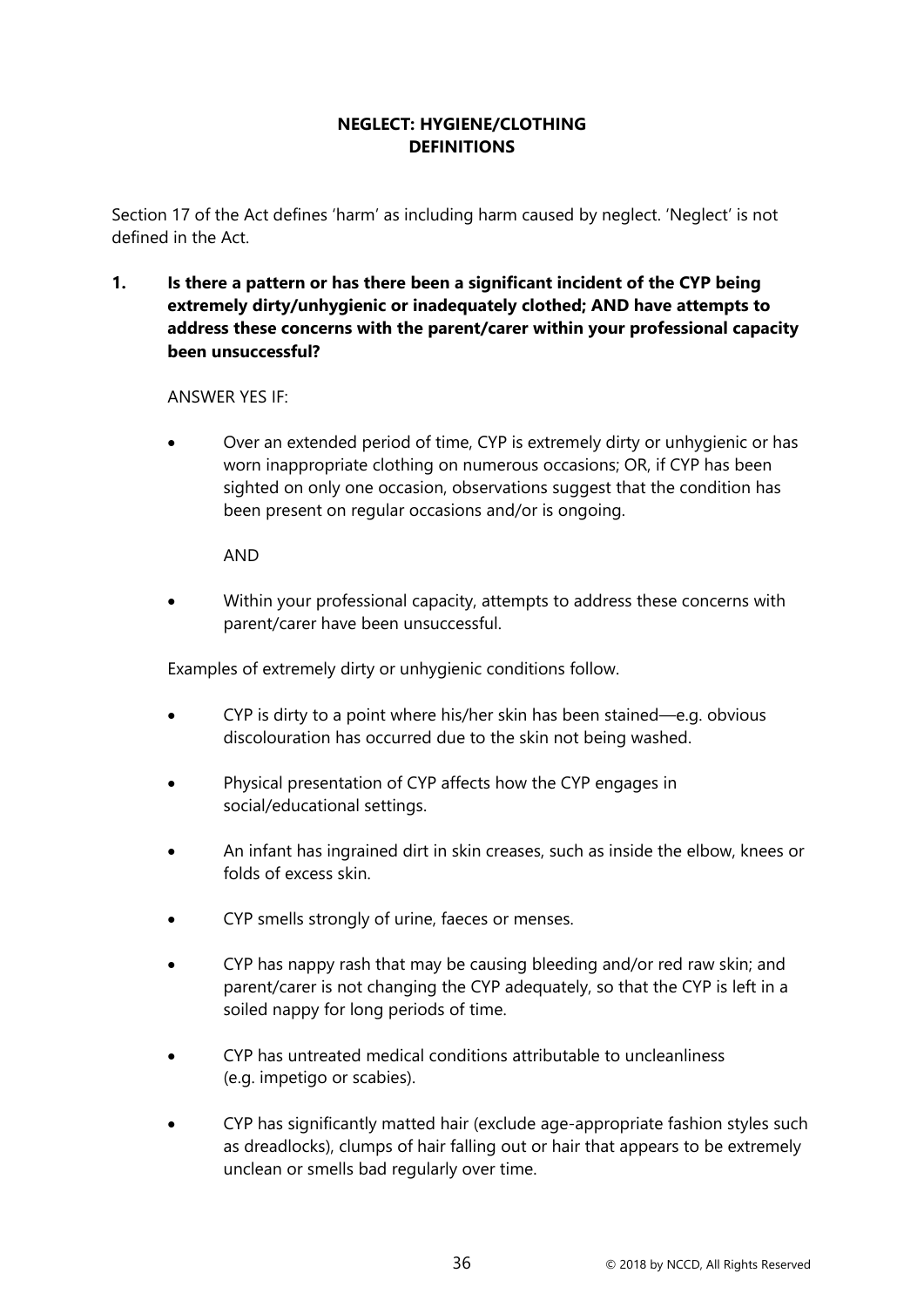## NEGLECT: HYGIENE/CLOTHING DEFINITIONS

Section 17 of the Act defines 'harm' as including harm caused by neglect. 'Neglect' is not defined in the Act.

**1. Is there a pattern or has there been a significant incident of the CYP being extremely dirty/unhygienic or inadequately clothed; AND have attempts to address these concerns with the parent/carer within your professional capacity been unsuccessful?**

ANSWER YES IF:

- Over an extended period of time, CYP is extremely dirty or unhygienic or has worn inappropriate clothing on numerous occasions; OR, if CYP has been sighted on only one occasion, observations suggest that the condition has been present on regular occasions and/or is ongoing.

  AND

- Within your professional capacity, attempts to address these concerns with parent/carer have been unsuccessful.

Examples of extremely dirty or unhygienic conditions follow.

- CYP is dirty to a point where his/her skin has been stained—e.g. obvious discolouration has occurred due to the skin not being washed.
- Physical presentation of CYP affects how the CYP engages in social/educational settings.
- An infant has ingrained dirt in skin creases, such as inside the elbow, knees or folds of excess skin.
- CYP smells strongly of urine, faeces or menses.
- CYP has nappy rash that may be causing bleeding and/or red raw skin; and parent/carer is not changing the CYP adequately, so that the CYP is left in a soiled nappy for long periods of time.
- CYP has untreated medical conditions attributable to uncleanliness (e.g. impetigo or scabies).
- CYP has significantly matted hair (exclude age-appropriate fashion styles such as dreadlocks), clumps of hair falling out or hair that appears to be extremely unclean or smells bad regularly over time.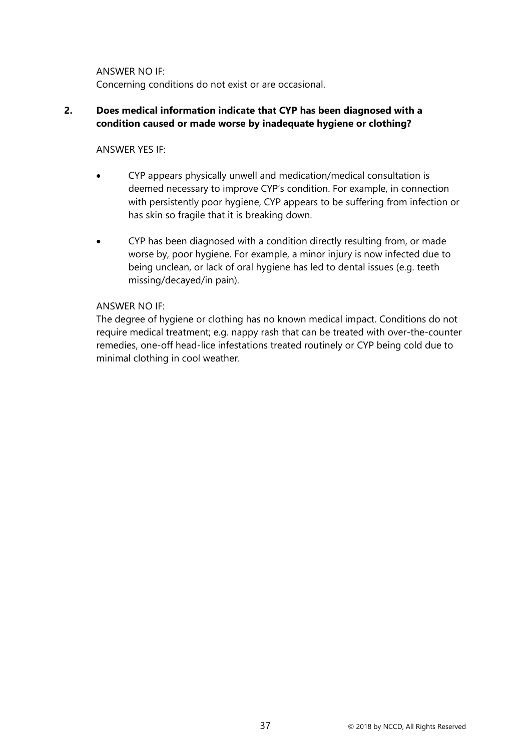ANSWER NO IF:
Concerning conditions do not exist or are occasional.

**2. Does medical information indicate that CYP has been diagnosed with a condition caused or made worse by inadequate hygiene or clothing?**

ANSWER YES IF:

- CYP appears physically unwell and medication/medical consultation is deemed necessary to improve CYP's condition. For example, in connection with persistently poor hygiene, CYP appears to be suffering from infection or has skin so fragile that it is breaking down.
- CYP has been diagnosed with a condition directly resulting from, or made worse by, poor hygiene. For example, a minor injury is now infected due to being unclean, or lack of oral hygiene has led to dental issues (e.g. teeth missing/decayed/in pain).

ANSWER NO IF:
The degree of hygiene or clothing has no known medical impact. Conditions do not require medical treatment; e.g. nappy rash that can be treated with over-the-counter remedies, one-off head-lice infestations treated routinely or CYP being cold due to minimal clothing in cool weather.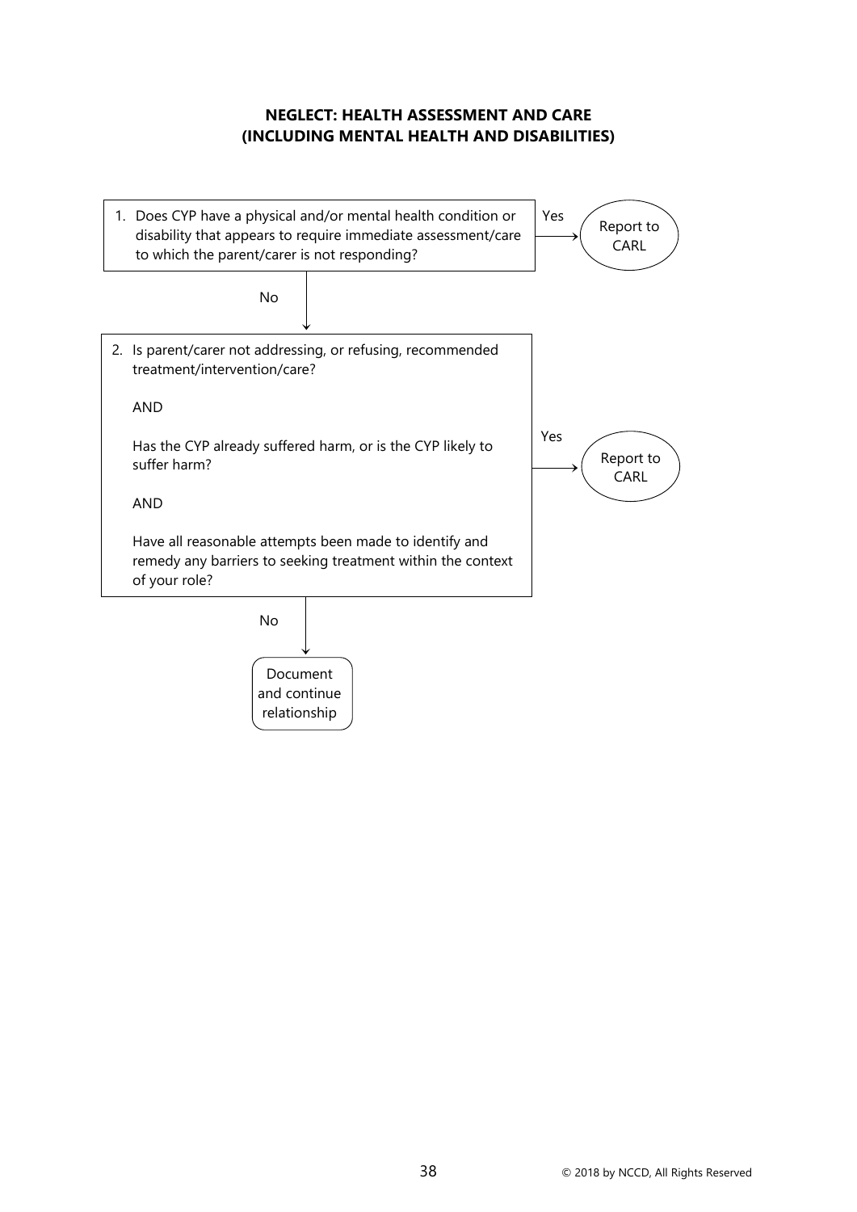**NEGLECT: HEALTH ASSESSMENT AND CARE**
**(INCLUDING MENTAL HEALTH AND DISABILITIES)**

1. Does CYP have a physical and/or mental health condition or disability that appears to require immediate assessment/care to which the parent/carer is not responding?

   Yes → Report to CARL

   No ↓

2. Is parent/carer not addressing, or refusing, recommended treatment/intervention/care?

   AND

   Has the CYP already suffered harm, or is the CYP likely to suffer harm?

   AND

   Have all reasonable attempts been made to identify and remedy any barriers to seeking treatment within the context of your role?

   Yes → Report to CARL

   No ↓

Document and continue relationship

© 2018 by NCCD, All Rights Reserved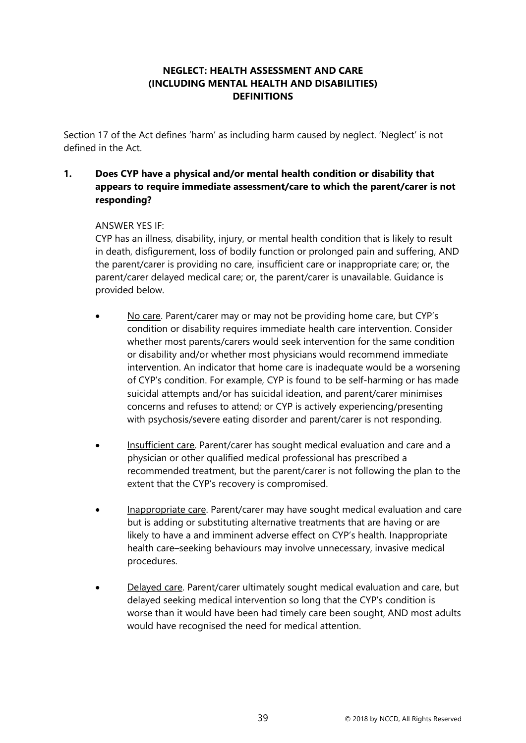**NEGLECT: HEALTH ASSESSMENT AND CARE (INCLUDING MENTAL HEALTH AND DISABILITIES) DEFINITIONS**

Section 17 of the Act defines 'harm' as including harm caused by neglect. 'Neglect' is not defined in the Act.

**1. Does CYP have a physical and/or mental health condition or disability that appears to require immediate assessment/care to which the parent/carer is not responding?**

ANSWER YES IF:
CYP has an illness, disability, injury, or mental health condition that is likely to result in death, disfigurement, loss of bodily function or prolonged pain and suffering, AND the parent/carer is providing no care, insufficient care or inappropriate care; or, the parent/carer delayed medical care; or, the parent/carer is unavailable. Guidance is provided below.

- No care. Parent/carer may or may not be providing home care, but CYP's condition or disability requires immediate health care intervention. Consider whether most parents/carers would seek intervention for the same condition or disability and/or whether most physicians would recommend immediate intervention. An indicator that home care is inadequate would be a worsening of CYP's condition. For example, CYP is found to be self-harming or has made suicidal attempts and/or has suicidal ideation, and parent/carer minimises concerns and refuses to attend; or CYP is actively experiencing/presenting with psychosis/severe eating disorder and parent/carer is not responding.

- Insufficient care. Parent/carer has sought medical evaluation and care and a physician or other qualified medical professional has prescribed a recommended treatment, but the parent/carer is not following the plan to the extent that the CYP's recovery is compromised.

- Inappropriate care. Parent/carer may have sought medical evaluation and care but is adding or substituting alternative treatments that are having or are likely to have a and imminent adverse effect on CYP's health. Inappropriate health care–seeking behaviours may involve unnecessary, invasive medical procedures.

- Delayed care. Parent/carer ultimately sought medical evaluation and care, but delayed seeking medical intervention so long that the CYP's condition is worse than it would have been had timely care been sought, AND most adults would have recognised the need for medical attention.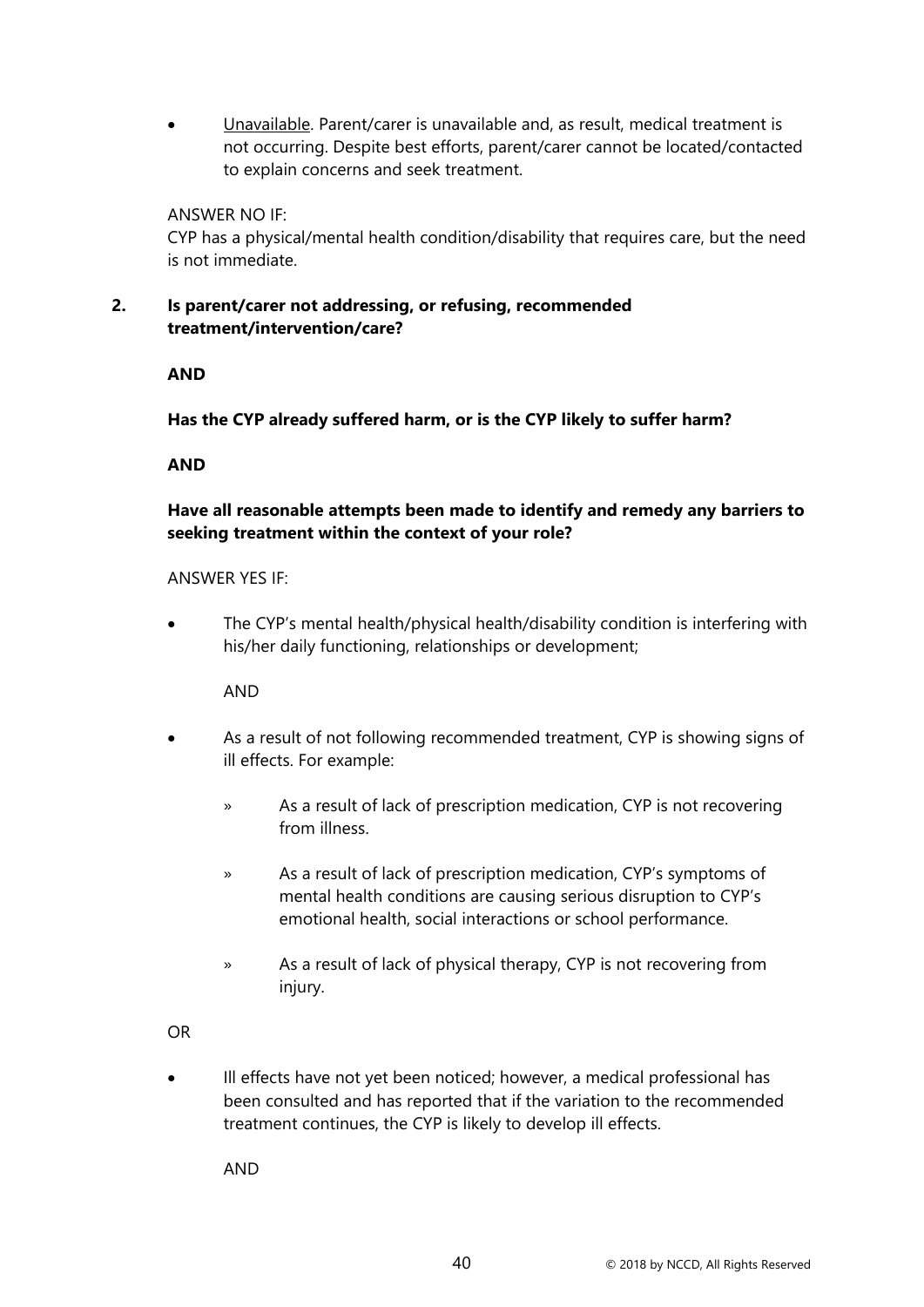- Unavailable. Parent/carer is unavailable and, as result, medical treatment is not occurring. Despite best efforts, parent/carer cannot be located/contacted to explain concerns and seek treatment.

ANSWER NO IF:
CYP has a physical/mental health condition/disability that requires care, but the need is not immediate.

**2. Is parent/carer not addressing, or refusing, recommended treatment/intervention/care?**

**AND**

**Has the CYP already suffered harm, or is the CYP likely to suffer harm?**

**AND**

**Have all reasonable attempts been made to identify and remedy any barriers to seeking treatment within the context of your role?**

ANSWER YES IF:

- The CYP's mental health/physical health/disability condition is interfering with his/her daily functioning, relationships or development;

  AND

- As a result of not following recommended treatment, CYP is showing signs of ill effects. For example:
  - As a result of lack of prescription medication, CYP is not recovering from illness.
  - As a result of lack of prescription medication, CYP's symptoms of mental health conditions are causing serious disruption to CYP's emotional health, social interactions or school performance.
  - As a result of lack of physical therapy, CYP is not recovering from injury.

OR

- Ill effects have not yet been noticed; however, a medical professional has been consulted and has reported that if the variation to the recommended treatment continues, the CYP is likely to develop ill effects.

  AND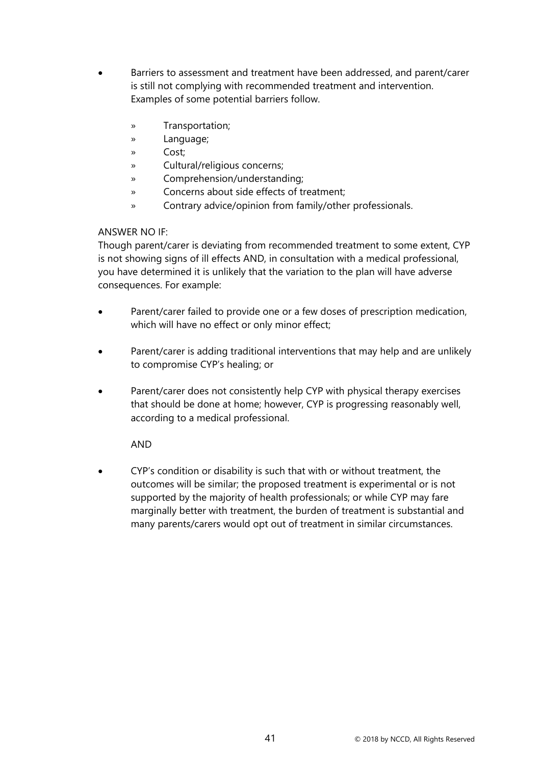- Barriers to assessment and treatment have been addressed, and parent/carer is still not complying with recommended treatment and intervention. Examples of some potential barriers follow.
  - » Transportation;
  - » Language;
  - » Cost;
  - » Cultural/religious concerns;
  - » Comprehension/understanding;
  - » Concerns about side effects of treatment;
  - » Contrary advice/opinion from family/other professionals.

ANSWER NO IF:
Though parent/carer is deviating from recommended treatment to some extent, CYP is not showing signs of ill effects AND, in consultation with a medical professional, you have determined it is unlikely that the variation to the plan will have adverse consequences. For example:

- Parent/carer failed to provide one or a few doses of prescription medication, which will have no effect or only minor effect;
- Parent/carer is adding traditional interventions that may help and are unlikely to compromise CYP's healing; or
- Parent/carer does not consistently help CYP with physical therapy exercises that should be done at home; however, CYP is progressing reasonably well, according to a medical professional.

  AND

- CYP's condition or disability is such that with or without treatment, the outcomes will be similar; the proposed treatment is experimental or is not supported by the majority of health professionals; or while CYP may fare marginally better with treatment, the burden of treatment is substantial and many parents/carers would opt out of treatment in similar circumstances.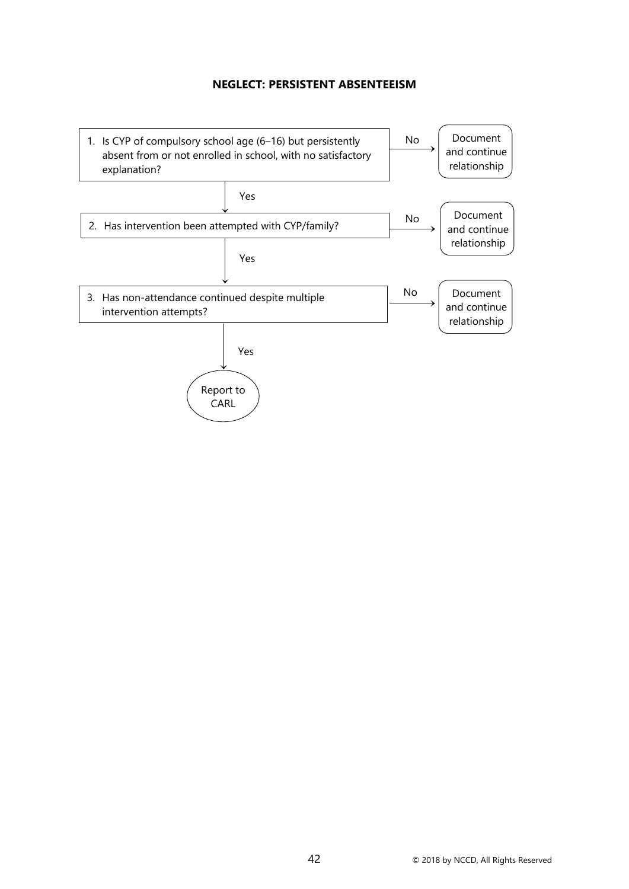**NEGLECT: PERSISTENT ABSENTEEISM**

1. Is CYP of compulsory school age (6–16) but persistently absent from or not enrolled in school, with no satisfactory explanation?
   - No → Document and continue relationship
   - Yes → go to 2
2. Has intervention been attempted with CYP/family?
   - No → Document and continue relationship
   - Yes → go to 3
3. Has non-attendance continued despite multiple intervention attempts?
   - No → Document and continue relationship
   - Yes → Report to CARL

© 2018 by NCCD, All Rights Reserved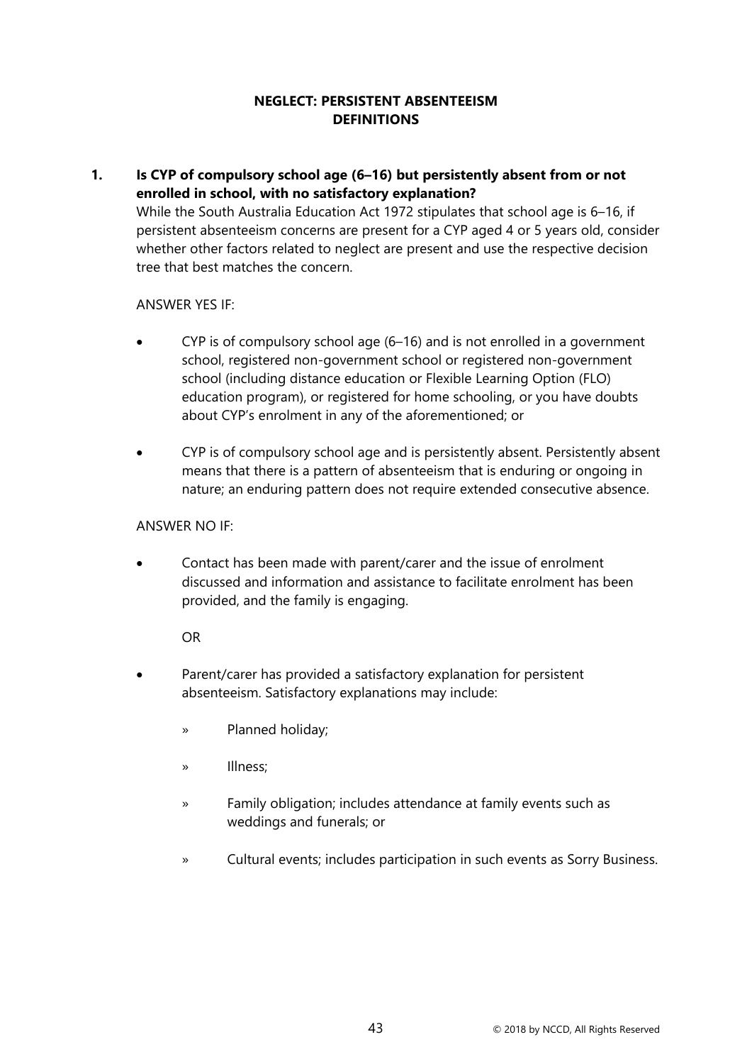## NEGLECT: PERSISTENT ABSENTEEISM
## DEFINITIONS

**1. Is CYP of compulsory school age (6–16) but persistently absent from or not enrolled in school, with no satisfactory explanation?**

While the South Australia Education Act 1972 stipulates that school age is 6–16, if persistent absenteeism concerns are present for a CYP aged 4 or 5 years old, consider whether other factors related to neglect are present and use the respective decision tree that best matches the concern.

ANSWER YES IF:

- CYP is of compulsory school age (6–16) and is not enrolled in a government school, registered non-government school or registered non-government school (including distance education or Flexible Learning Option (FLO) education program), or registered for home schooling, or you have doubts about CYP's enrolment in any of the aforementioned; or
- CYP is of compulsory school age and is persistently absent. Persistently absent means that there is a pattern of absenteeism that is enduring or ongoing in nature; an enduring pattern does not require extended consecutive absence.

ANSWER NO IF:

- Contact has been made with parent/carer and the issue of enrolment discussed and information and assistance to facilitate enrolment has been provided, and the family is engaging.

  OR

- Parent/carer has provided a satisfactory explanation for persistent absenteeism. Satisfactory explanations may include:
  - Planned holiday;
  - Illness;
  - Family obligation; includes attendance at family events such as weddings and funerals; or
  - Cultural events; includes participation in such events as Sorry Business.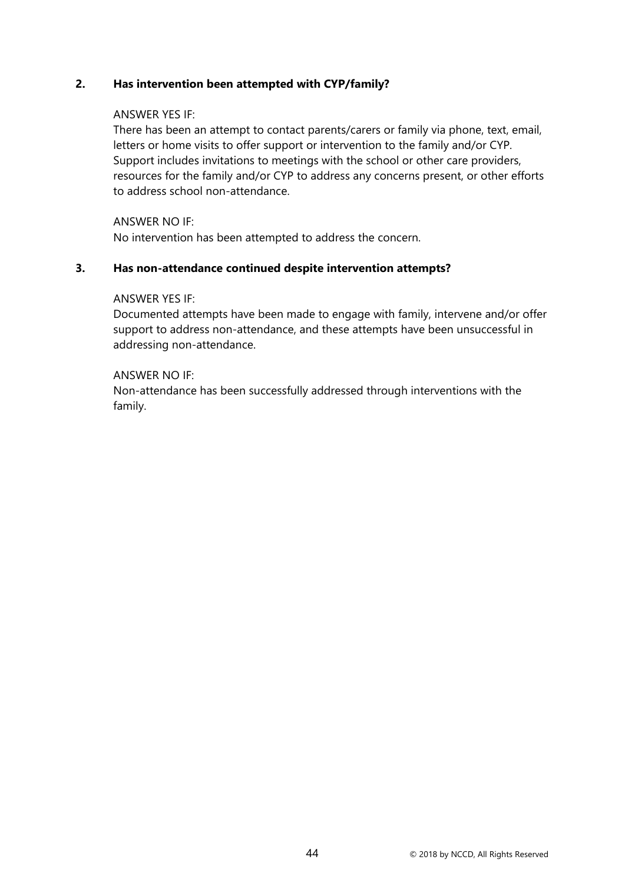**2. Has intervention been attempted with CYP/family?**

ANSWER YES IF:
There has been an attempt to contact parents/carers or family via phone, text, email, letters or home visits to offer support or intervention to the family and/or CYP. Support includes invitations to meetings with the school or other care providers, resources for the family and/or CYP to address any concerns present, or other efforts to address school non-attendance.

ANSWER NO IF:
No intervention has been attempted to address the concern.

**3. Has non-attendance continued despite intervention attempts?**

ANSWER YES IF:
Documented attempts have been made to engage with family, intervene and/or offer support to address non-attendance, and these attempts have been unsuccessful in addressing non-attendance.

ANSWER NO IF:
Non-attendance has been successfully addressed through interventions with the family.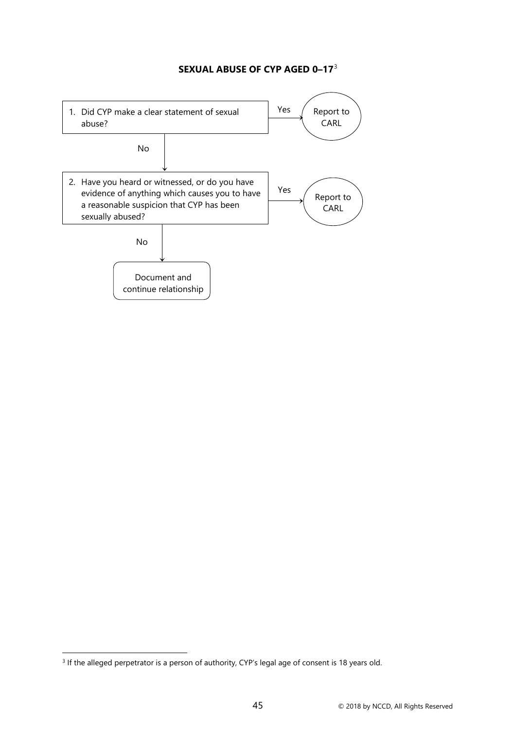## SEXUAL ABUSE OF CYP AGED 0–17[3]

1. Did CYP make a clear statement of sexual abuse?
   - Yes → Report to CARL
   - No → go to 2
2. Have you heard or witnessed, or do you have evidence of anything which causes you to have a reasonable suspicion that CYP has been sexually abused?
   - Yes → Report to CARL
   - No → Document and continue relationship

[3] If the alleged perpetrator is a person of authority, CYP's legal age of consent is 18 years old.

© 2018 by NCCD, All Rights Reserved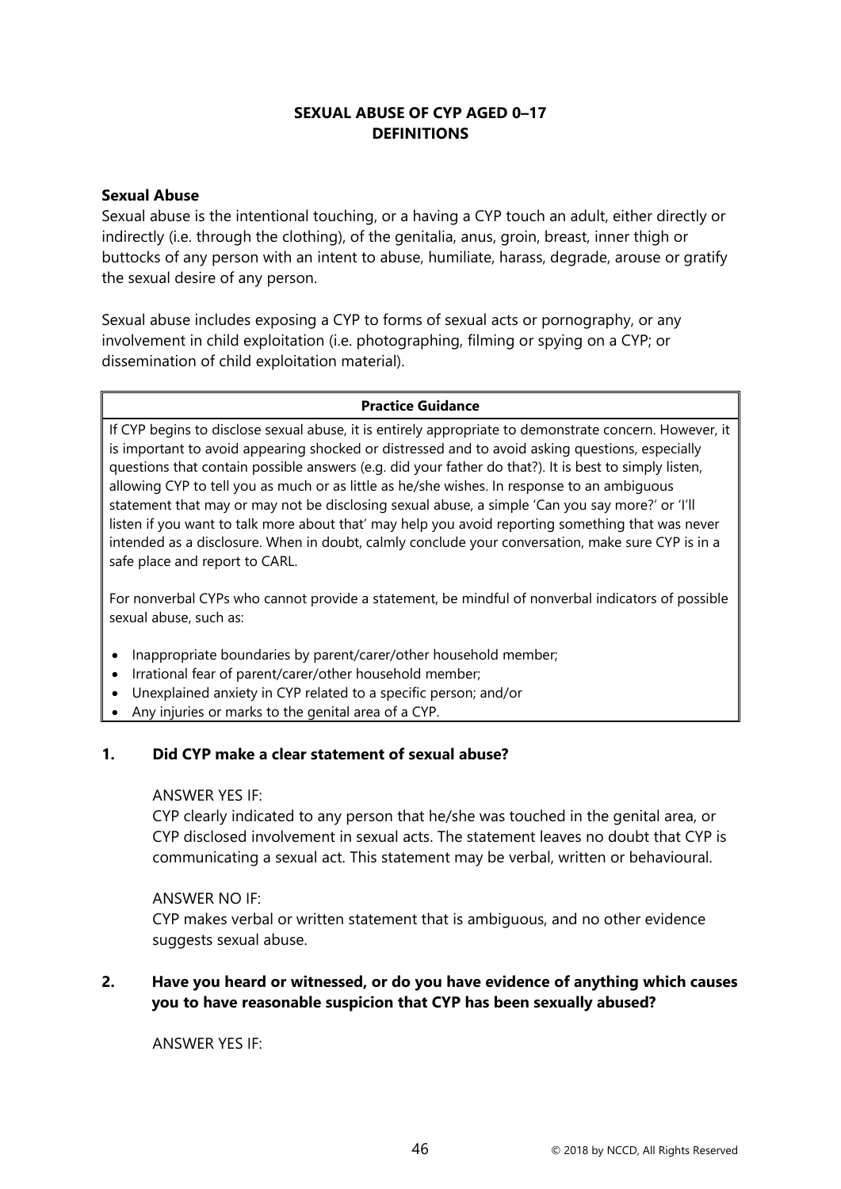# SEXUAL ABUSE OF CYP AGED 0–17
## DEFINITIONS

**Sexual Abuse**

Sexual abuse is the intentional touching, or a having a CYP touch an adult, either directly or indirectly (i.e. through the clothing), of the genitalia, anus, groin, breast, inner thigh or buttocks of any person with an intent to abuse, humiliate, harass, degrade, arouse or gratify the sexual desire of any person.

Sexual abuse includes exposing a CYP to forms of sexual acts or pornography, or any involvement in child exploitation (i.e. photographing, filming or spying on a CYP; or dissemination of child exploitation material).

| Practice Guidance |
|---|
| If CYP begins to disclose sexual abuse, it is entirely appropriate to demonstrate concern. However, it is important to avoid appearing shocked or distressed and to avoid asking questions, especially questions that contain possible answers (e.g. did your father do that?). It is best to simply listen, allowing CYP to tell you as much or as little as he/she wishes. In response to an ambiguous statement that may or may not be disclosing sexual abuse, a simple 'Can you say more?' or 'I'll listen if you want to talk more about that' may help you avoid reporting something that was never intended as a disclosure. When in doubt, calmly conclude your conversation, make sure CYP is in a safe place and report to CARL.<br><br>For nonverbal CYPs who cannot provide a statement, be mindful of nonverbal indicators of possible sexual abuse, such as:<br><br>• Inappropriate boundaries by parent/carer/other household member;<br>• Irrational fear of parent/carer/other household member;<br>• Unexplained anxiety in CYP related to a specific person; and/or<br>• Any injuries or marks to the genital area of a CYP. |

**1. Did CYP make a clear statement of sexual abuse?**

ANSWER YES IF:
CYP clearly indicated to any person that he/she was touched in the genital area, or CYP disclosed involvement in sexual acts. The statement leaves no doubt that CYP is communicating a sexual act. This statement may be verbal, written or behavioural.

ANSWER NO IF:
CYP makes verbal or written statement that is ambiguous, and no other evidence suggests sexual abuse.

**2. Have you heard or witnessed, or do you have evidence of anything which causes you to have reasonable suspicion that CYP has been sexually abused?**

ANSWER YES IF: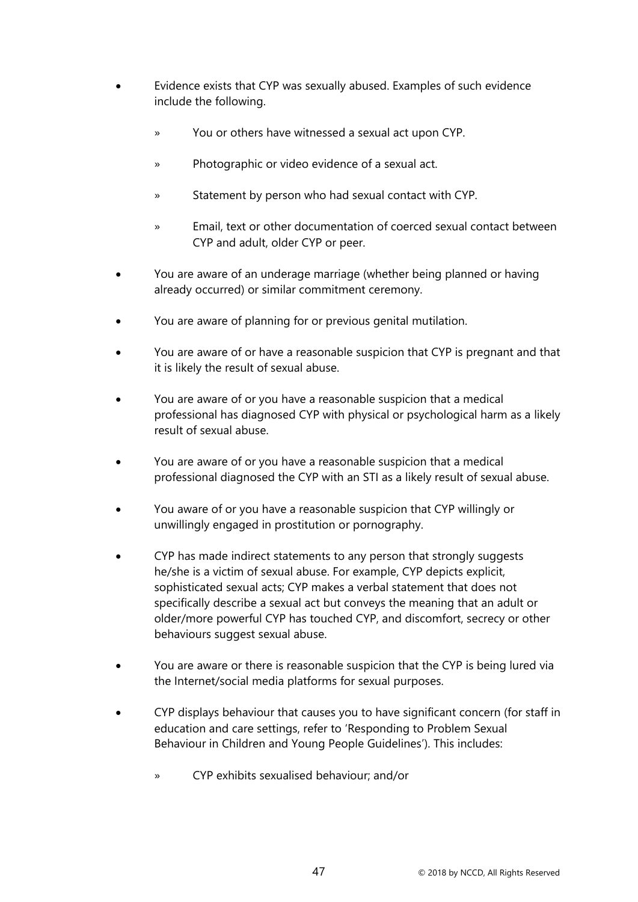- Evidence exists that CYP was sexually abused. Examples of such evidence include the following.
  - You or others have witnessed a sexual act upon CYP.
  - Photographic or video evidence of a sexual act.
  - Statement by person who had sexual contact with CYP.
  - Email, text or other documentation of coerced sexual contact between CYP and adult, older CYP or peer.
- You are aware of an underage marriage (whether being planned or having already occurred) or similar commitment ceremony.
- You are aware of planning for or previous genital mutilation.
- You are aware of or have a reasonable suspicion that CYP is pregnant and that it is likely the result of sexual abuse.
- You are aware of or you have a reasonable suspicion that a medical professional has diagnosed CYP with physical or psychological harm as a likely result of sexual abuse.
- You are aware of or you have a reasonable suspicion that a medical professional diagnosed the CYP with an STI as a likely result of sexual abuse.
- You aware of or you have a reasonable suspicion that CYP willingly or unwillingly engaged in prostitution or pornography.
- CYP has made indirect statements to any person that strongly suggests he/she is a victim of sexual abuse. For example, CYP depicts explicit, sophisticated sexual acts; CYP makes a verbal statement that does not specifically describe a sexual act but conveys the meaning that an adult or older/more powerful CYP has touched CYP, and discomfort, secrecy or other behaviours suggest sexual abuse.
- You are aware or there is reasonable suspicion that the CYP is being lured via the Internet/social media platforms for sexual purposes.
- CYP displays behaviour that causes you to have significant concern (for staff in education and care settings, refer to 'Responding to Problem Sexual Behaviour in Children and Young People Guidelines'). This includes:
  - CYP exhibits sexualised behaviour; and/or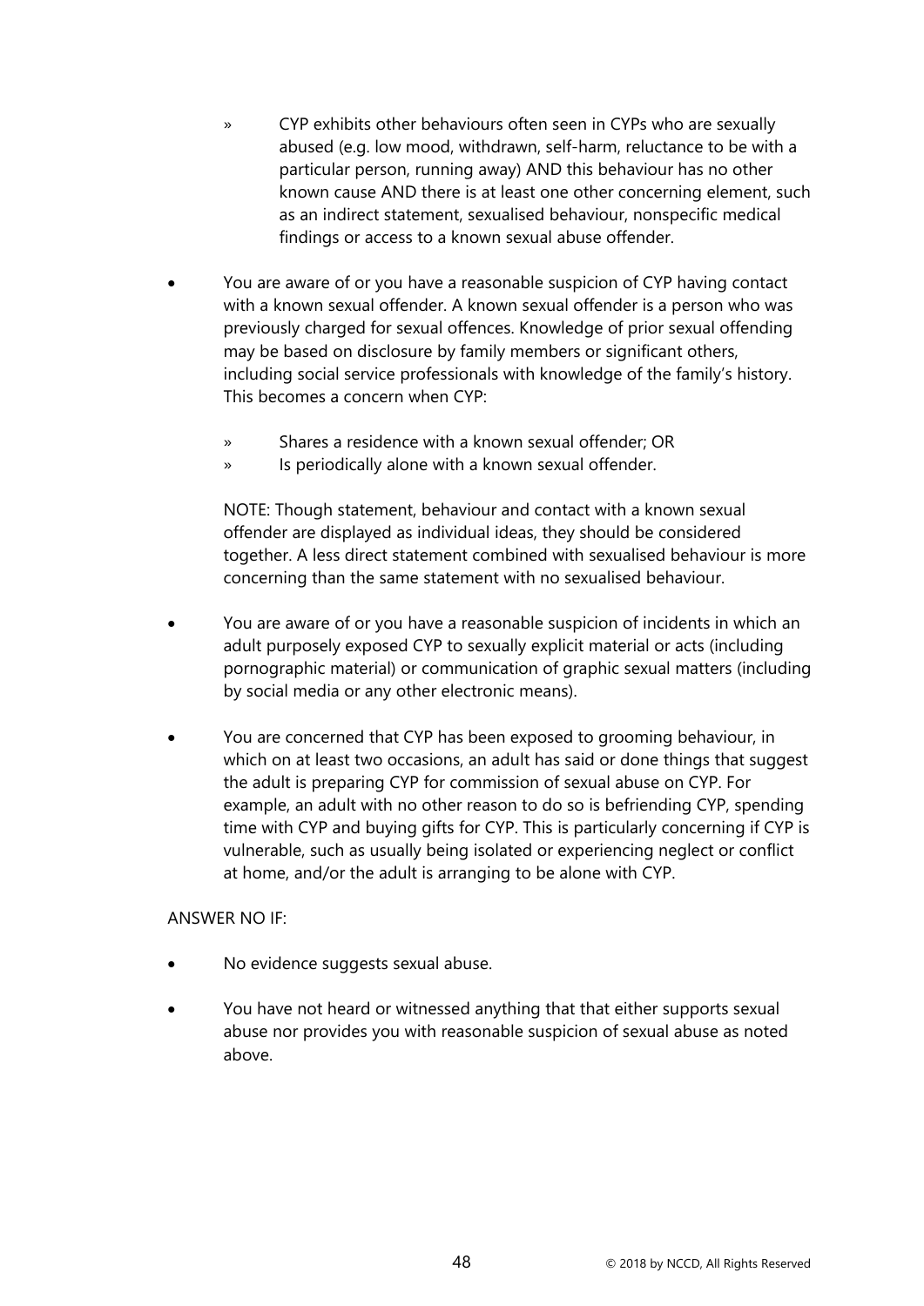- CYP exhibits other behaviours often seen in CYPs who are sexually abused (e.g. low mood, withdrawn, self-harm, reluctance to be with a particular person, running away) AND this behaviour has no other known cause AND there is at least one other concerning element, such as an indirect statement, sexualised behaviour, nonspecific medical findings or access to a known sexual abuse offender.

- You are aware of or you have a reasonable suspicion of CYP having contact with a known sexual offender. A known sexual offender is a person who was previously charged for sexual offences. Knowledge of prior sexual offending may be based on disclosure by family members or significant others, including social service professionals with knowledge of the family's history. This becomes a concern when CYP:

    - Shares a residence with a known sexual offender; OR
    - Is periodically alone with a known sexual offender.

  NOTE: Though statement, behaviour and contact with a known sexual offender are displayed as individual ideas, they should be considered together. A less direct statement combined with sexualised behaviour is more concerning than the same statement with no sexualised behaviour.

- You are aware of or you have a reasonable suspicion of incidents in which an adult purposely exposed CYP to sexually explicit material or acts (including pornographic material) or communication of graphic sexual matters (including by social media or any other electronic means).

- You are concerned that CYP has been exposed to grooming behaviour, in which on at least two occasions, an adult has said or done things that suggest the adult is preparing CYP for commission of sexual abuse on CYP. For example, an adult with no other reason to do so is befriending CYP, spending time with CYP and buying gifts for CYP. This is particularly concerning if CYP is vulnerable, such as usually being isolated or experiencing neglect or conflict at home, and/or the adult is arranging to be alone with CYP.

ANSWER NO IF:

- No evidence suggests sexual abuse.

- You have not heard or witnessed anything that that either supports sexual abuse nor provides you with reasonable suspicion of sexual abuse as noted above.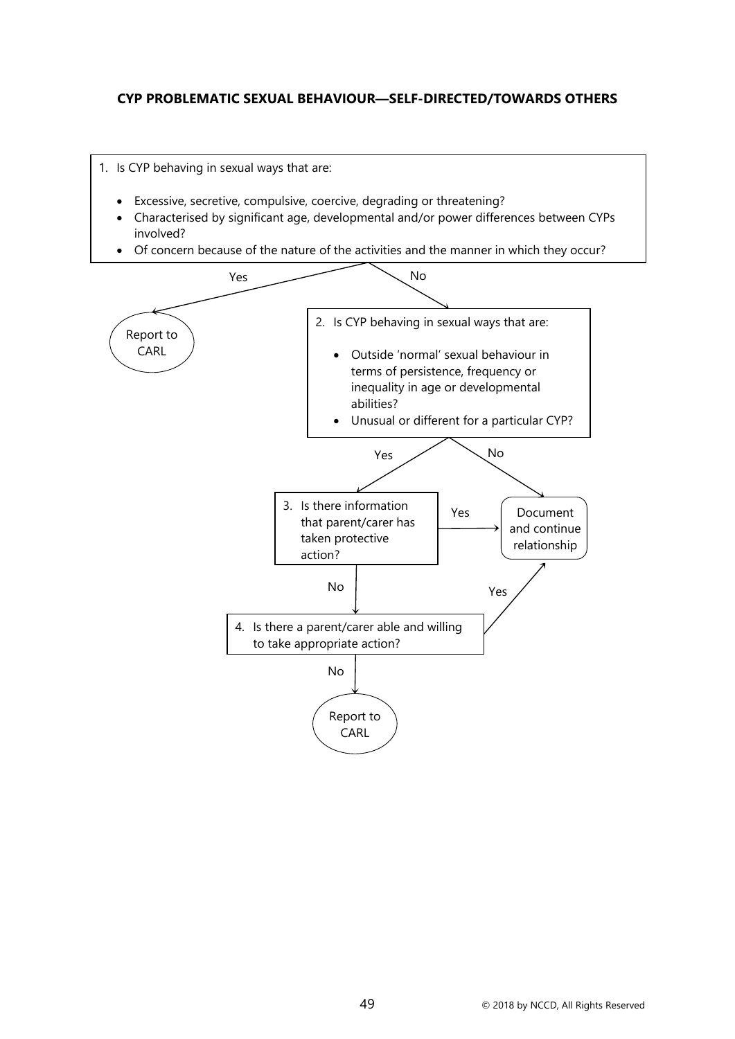**CYP PROBLEMATIC SEXUAL BEHAVIOUR—SELF-DIRECTED/TOWARDS OTHERS**

1. Is CYP behaving in sexual ways that are:
   - Excessive, secretive, compulsive, coercive, degrading or threatening?
   - Characterised by significant age, developmental and/or power differences between CYPs involved?
   - Of concern because of the nature of the activities and the manner in which they occur?

   - Yes → Report to CARL
   - No → go to 2

2. Is CYP behaving in sexual ways that are:
   - Outside 'normal' sexual behaviour in terms of persistence, frequency or inequality in age or developmental abilities?
   - Unusual or different for a particular CYP?

   - Yes → go to 3
   - No → Document and continue relationship

3. Is there information that parent/carer has taken protective action?

   - Yes → Document and continue relationship
   - No → go to 4

4. Is there a parent/carer able and willing to take appropriate action?

   - Yes → Document and continue relationship
   - No → Report to CARL

© 2018 by NCCD, All Rights Reserved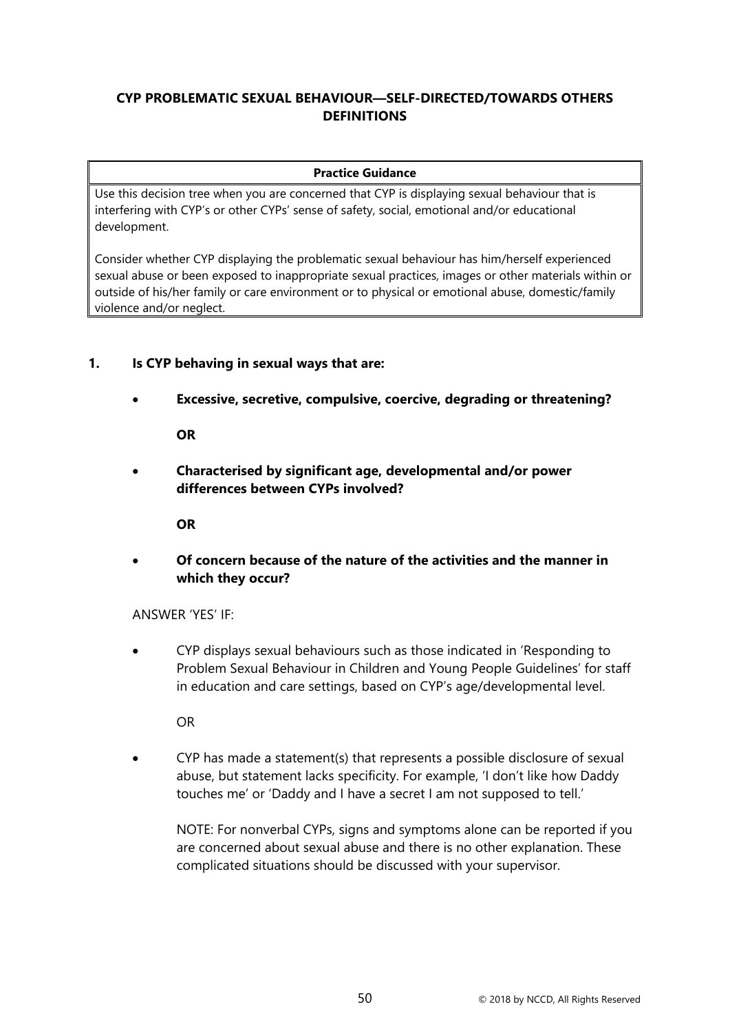## CYP PROBLEMATIC SEXUAL BEHAVIOUR—SELF-DIRECTED/TOWARDS OTHERS DEFINITIONS

| Practice Guidance |
| --- |
| Use this decision tree when you are concerned that CYP is displaying sexual behaviour that is interfering with CYP's or other CYPs' sense of safety, social, emotional and/or educational development.<br><br>Consider whether CYP displaying the problematic sexual behaviour has him/herself experienced sexual abuse or been exposed to inappropriate sexual practices, images or other materials within or outside of his/her family or care environment or to physical or emotional abuse, domestic/family violence and/or neglect. |

**1. Is CYP behaving in sexual ways that are:**

- **Excessive, secretive, compulsive, coercive, degrading or threatening?**

  **OR**

- **Characterised by significant age, developmental and/or power differences between CYPs involved?**

  **OR**

- **Of concern because of the nature of the activities and the manner in which they occur?**

ANSWER 'YES' IF:

- CYP displays sexual behaviours such as those indicated in 'Responding to Problem Sexual Behaviour in Children and Young People Guidelines' for staff in education and care settings, based on CYP's age/developmental level.

  OR

- CYP has made a statement(s) that represents a possible disclosure of sexual abuse, but statement lacks specificity. For example, 'I don't like how Daddy touches me' or 'Daddy and I have a secret I am not supposed to tell.'

  NOTE: For nonverbal CYPs, signs and symptoms alone can be reported if you are concerned about sexual abuse and there is no other explanation. These complicated situations should be discussed with your supervisor.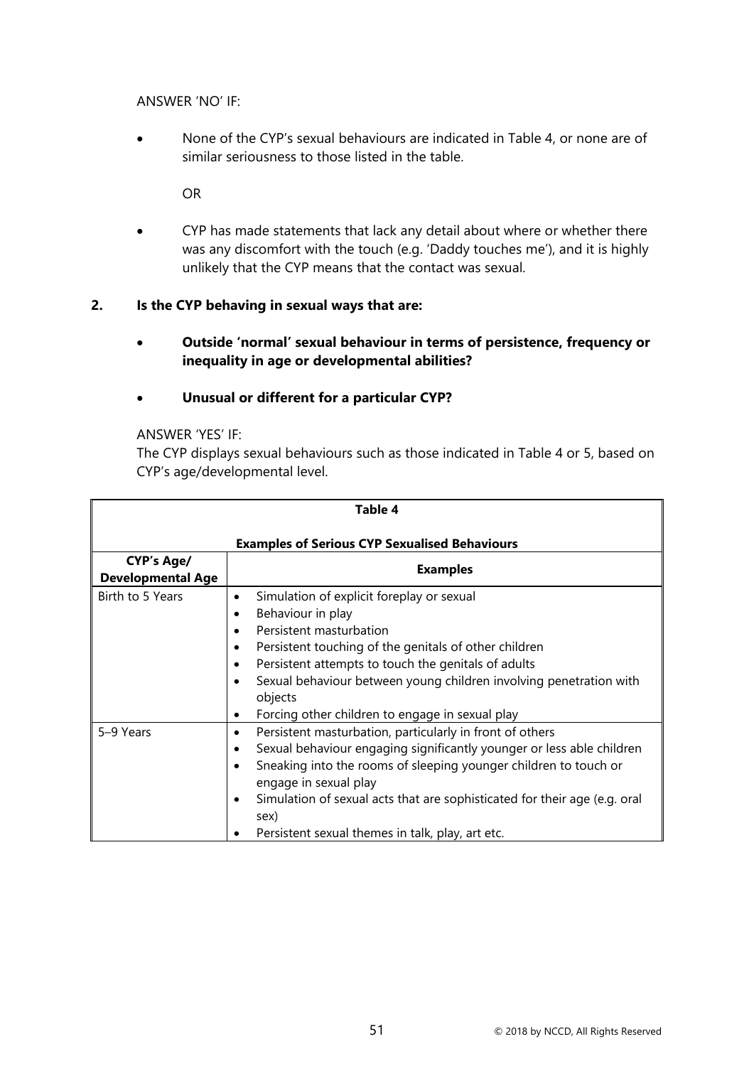ANSWER 'NO' IF:

- None of the CYP's sexual behaviours are indicated in Table 4, or none are of similar seriousness to those listed in the table.

  OR

- CYP has made statements that lack any detail about where or whether there was any discomfort with the touch (e.g. 'Daddy touches me'), and it is highly unlikely that the CYP means that the contact was sexual.

**2. Is the CYP behaving in sexual ways that are:**

- **Outside 'normal' sexual behaviour in terms of persistence, frequency or inequality in age or developmental abilities?**
- **Unusual or different for a particular CYP?**

ANSWER 'YES' IF:
The CYP displays sexual behaviours such as those indicated in Table 4 or 5, based on CYP's age/developmental level.

**Table 4**

**Examples of Serious CYP Sexualised Behaviours**

| CYP's Age/ Developmental Age | Examples |
|---|---|
| Birth to 5 Years | • Simulation of explicit foreplay or sexual<br>• Behaviour in play<br>• Persistent masturbation<br>• Persistent touching of the genitals of other children<br>• Persistent attempts to touch the genitals of adults<br>• Sexual behaviour between young children involving penetration with objects<br>• Forcing other children to engage in sexual play |
| 5–9 Years | • Persistent masturbation, particularly in front of others<br>• Sexual behaviour engaging significantly younger or less able children<br>• Sneaking into the rooms of sleeping younger children to touch or engage in sexual play<br>• Simulation of sexual acts that are sophisticated for their age (e.g. oral sex)<br>• Persistent sexual themes in talk, play, art etc. |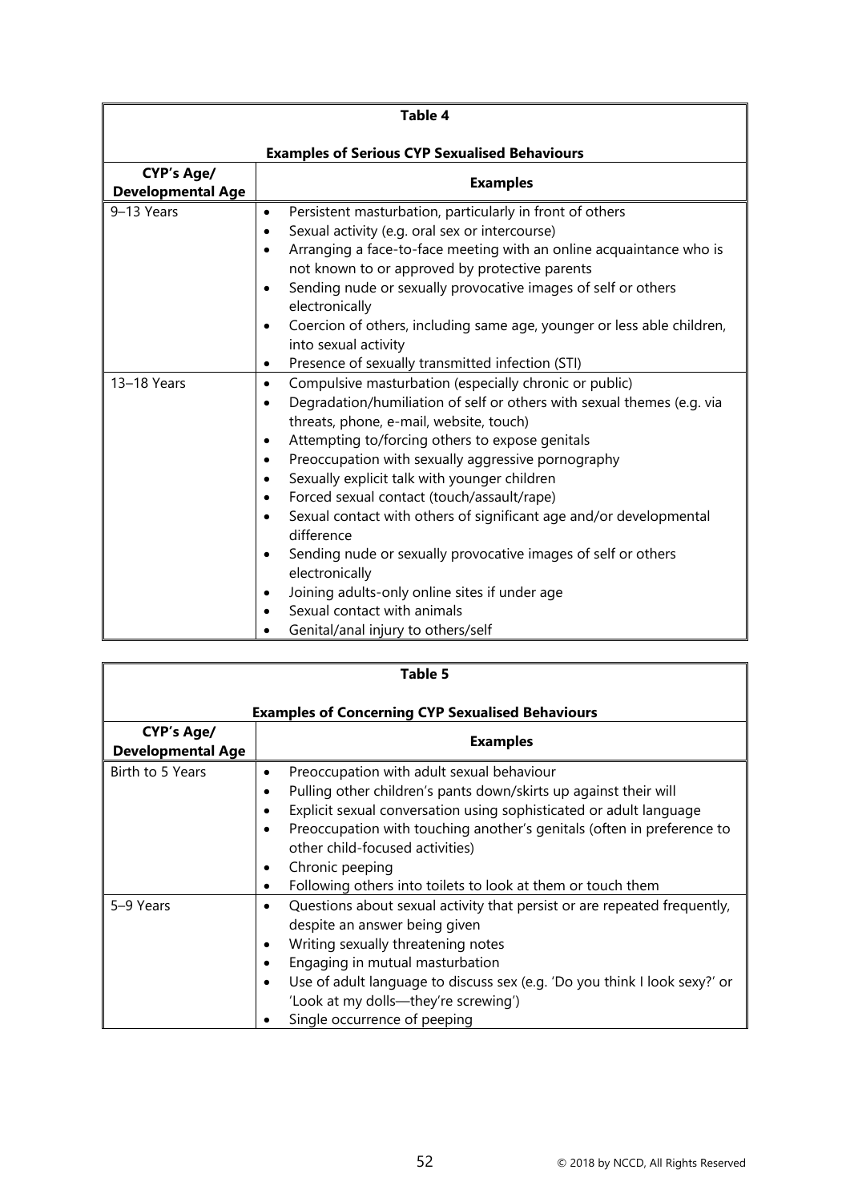**Table 4**

**Examples of Serious CYP Sexualised Behaviours**

| CYP's Age/ Developmental Age | Examples |
|---|---|
| 9–13 Years | • Persistent masturbation, particularly in front of others<br>• Sexual activity (e.g. oral sex or intercourse)<br>• Arranging a face-to-face meeting with an online acquaintance who is not known to or approved by protective parents<br>• Sending nude or sexually provocative images of self or others electronically<br>• Coercion of others, including same age, younger or less able children, into sexual activity<br>• Presence of sexually transmitted infection (STI) |
| 13–18 Years | • Compulsive masturbation (especially chronic or public)<br>• Degradation/humiliation of self or others with sexual themes (e.g. via threats, phone, e-mail, website, touch)<br>• Attempting to/forcing others to expose genitals<br>• Preoccupation with sexually aggressive pornography<br>• Sexually explicit talk with younger children<br>• Forced sexual contact (touch/assault/rape)<br>• Sexual contact with others of significant age and/or developmental difference<br>• Sending nude or sexually provocative images of self or others electronically<br>• Joining adults-only online sites if under age<br>• Sexual contact with animals<br>• Genital/anal injury to others/self |

**Table 5**

**Examples of Concerning CYP Sexualised Behaviours**

| CYP's Age/ Developmental Age | Examples |
|---|---|
| Birth to 5 Years | • Preoccupation with adult sexual behaviour<br>• Pulling other children's pants down/skirts up against their will<br>• Explicit sexual conversation using sophisticated or adult language<br>• Preoccupation with touching another's genitals (often in preference to other child-focused activities)<br>• Chronic peeping<br>• Following others into toilets to look at them or touch them |
| 5–9 Years | • Questions about sexual activity that persist or are repeated frequently, despite an answer being given<br>• Writing sexually threatening notes<br>• Engaging in mutual masturbation<br>• Use of adult language to discuss sex (e.g. 'Do you think I look sexy?' or 'Look at my dolls—they're screwing')<br>• Single occurrence of peeping |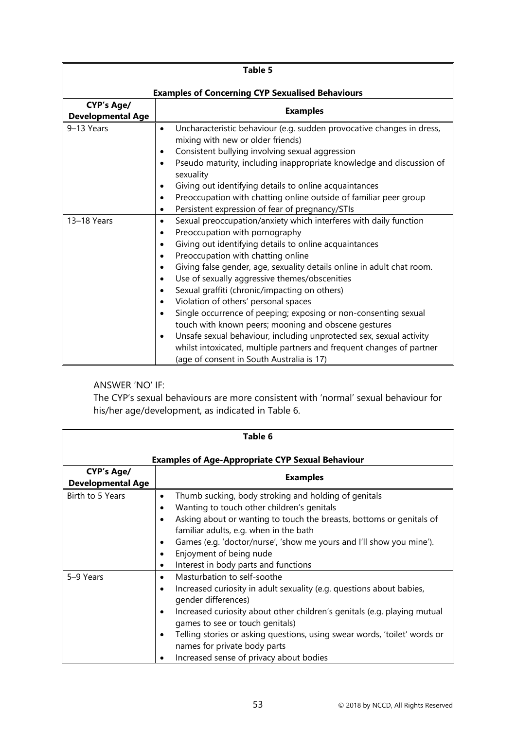| Table 5 | |
|---|---|
| **Examples of Concerning CYP Sexualised Behaviours** | |
| **CYP's Age/ Developmental Age** | **Examples** |
| 9–13 Years | • Uncharacteristic behaviour (e.g. sudden provocative changes in dress, mixing with new or older friends)<br>• Consistent bullying involving sexual aggression<br>• Pseudo maturity, including inappropriate knowledge and discussion of sexuality<br>• Giving out identifying details to online acquaintances<br>• Preoccupation with chatting online outside of familiar peer group<br>• Persistent expression of fear of pregnancy/STIs |
| 13–18 Years | • Sexual preoccupation/anxiety which interferes with daily function<br>• Preoccupation with pornography<br>• Giving out identifying details to online acquaintances<br>• Preoccupation with chatting online<br>• Giving false gender, age, sexuality details online in adult chat room.<br>• Use of sexually aggressive themes/obscenities<br>• Sexual graffiti (chronic/impacting on others)<br>• Violation of others' personal spaces<br>• Single occurrence of peeping; exposing or non-consenting sexual touch with known peers; mooning and obscene gestures<br>• Unsafe sexual behaviour, including unprotected sex, sexual activity whilst intoxicated, multiple partners and frequent changes of partner (age of consent in South Australia is 17) |

ANSWER 'NO' IF:

The CYP's sexual behaviours are more consistent with 'normal' sexual behaviour for his/her age/development, as indicated in Table 6.

| Table 6 | |
|---|---|
| **Examples of Age-Appropriate CYP Sexual Behaviour** | |
| **CYP's Age/ Developmental Age** | **Examples** |
| Birth to 5 Years | • Thumb sucking, body stroking and holding of genitals<br>• Wanting to touch other children's genitals<br>• Asking about or wanting to touch the breasts, bottoms or genitals of familiar adults, e.g. when in the bath<br>• Games (e.g. 'doctor/nurse', 'show me yours and I'll show you mine').<br>• Enjoyment of being nude<br>• Interest in body parts and functions |
| 5–9 Years | • Masturbation to self-soothe<br>• Increased curiosity in adult sexuality (e.g. questions about babies, gender differences)<br>• Increased curiosity about other children's genitals (e.g. playing mutual games to see or touch genitals)<br>• Telling stories or asking questions, using swear words, 'toilet' words or names for private body parts<br>• Increased sense of privacy about bodies |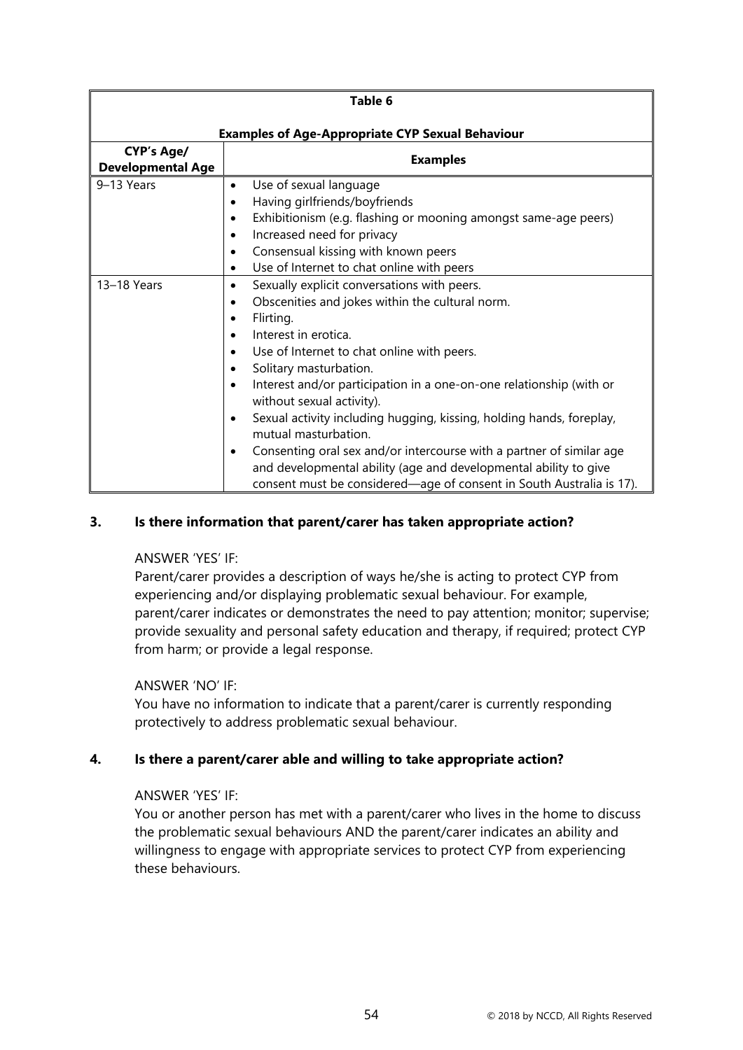| Table 6<br><br>Examples of Age-Appropriate CYP Sexual Behaviour | |
|---|---|
| **CYP's Age/ Developmental Age** | **Examples** |
| 9–13 Years | • Use of sexual language<br>• Having girlfriends/boyfriends<br>• Exhibitionism (e.g. flashing or mooning amongst same-age peers)<br>• Increased need for privacy<br>• Consensual kissing with known peers<br>• Use of Internet to chat online with peers |
| 13–18 Years | • Sexually explicit conversations with peers.<br>• Obscenities and jokes within the cultural norm.<br>• Flirting.<br>• Interest in erotica.<br>• Use of Internet to chat online with peers.<br>• Solitary masturbation.<br>• Interest and/or participation in a one-on-one relationship (with or without sexual activity).<br>• Sexual activity including hugging, kissing, holding hands, foreplay, mutual masturbation.<br>• Consenting oral sex and/or intercourse with a partner of similar age and developmental ability (age and developmental ability to give consent must be considered—age of consent in South Australia is 17). |

### 3. Is there information that parent/carer has taken appropriate action?

ANSWER 'YES' IF:
Parent/carer provides a description of ways he/she is acting to protect CYP from experiencing and/or displaying problematic sexual behaviour. For example, parent/carer indicates or demonstrates the need to pay attention; monitor; supervise; provide sexuality and personal safety education and therapy, if required; protect CYP from harm; or provide a legal response.

ANSWER 'NO' IF:
You have no information to indicate that a parent/carer is currently responding protectively to address problematic sexual behaviour.

### 4. Is there a parent/carer able and willing to take appropriate action?

ANSWER 'YES' IF:
You or another person has met with a parent/carer who lives in the home to discuss the problematic sexual behaviours AND the parent/carer indicates an ability and willingness to engage with appropriate services to protect CYP from experiencing these behaviours.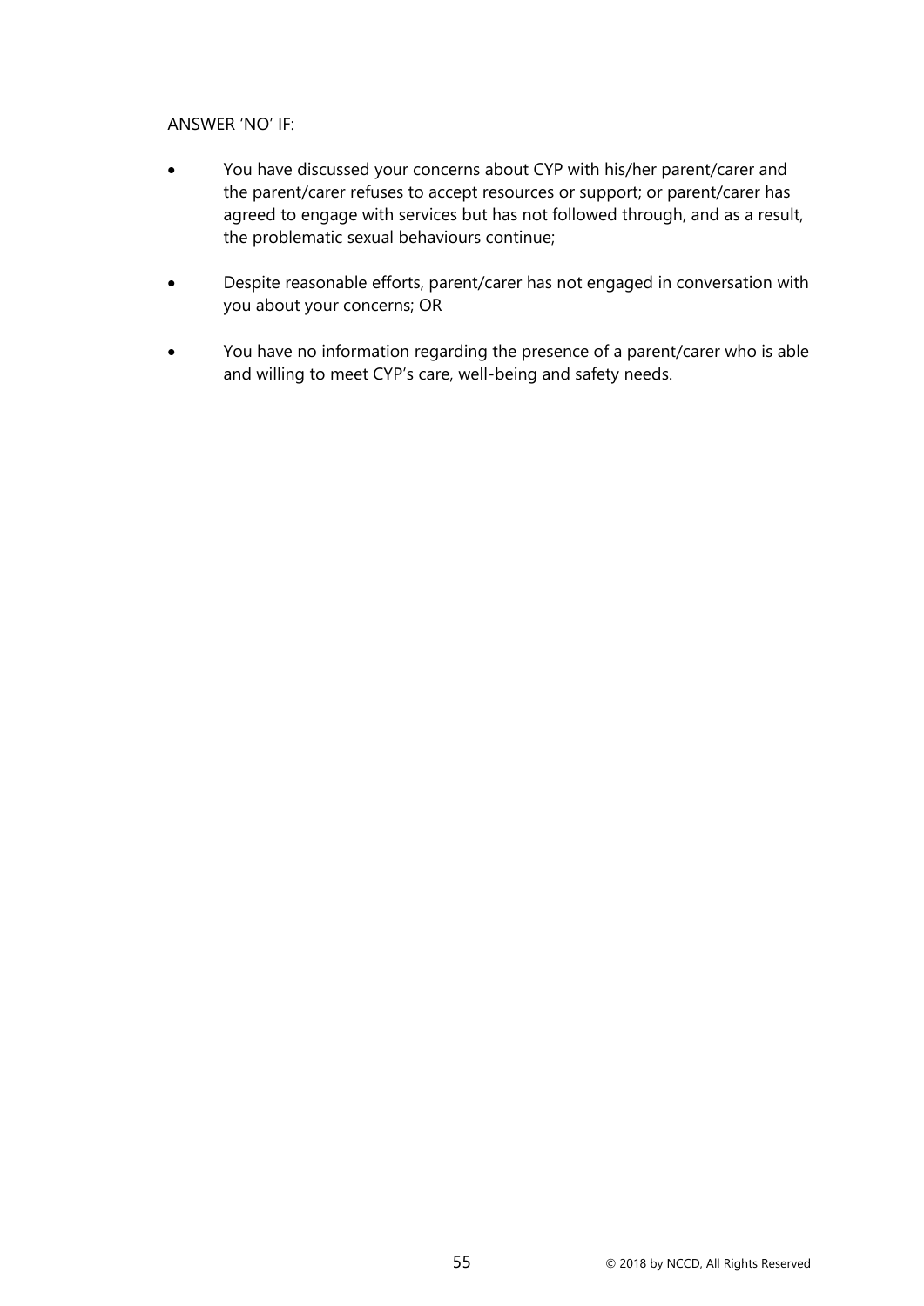ANSWER 'NO' IF:

- You have discussed your concerns about CYP with his/her parent/carer and the parent/carer refuses to accept resources or support; or parent/carer has agreed to engage with services but has not followed through, and as a result, the problematic sexual behaviours continue;
- Despite reasonable efforts, parent/carer has not engaged in conversation with you about your concerns; OR
- You have no information regarding the presence of a parent/carer who is able and willing to meet CYP's care, well-being and safety needs.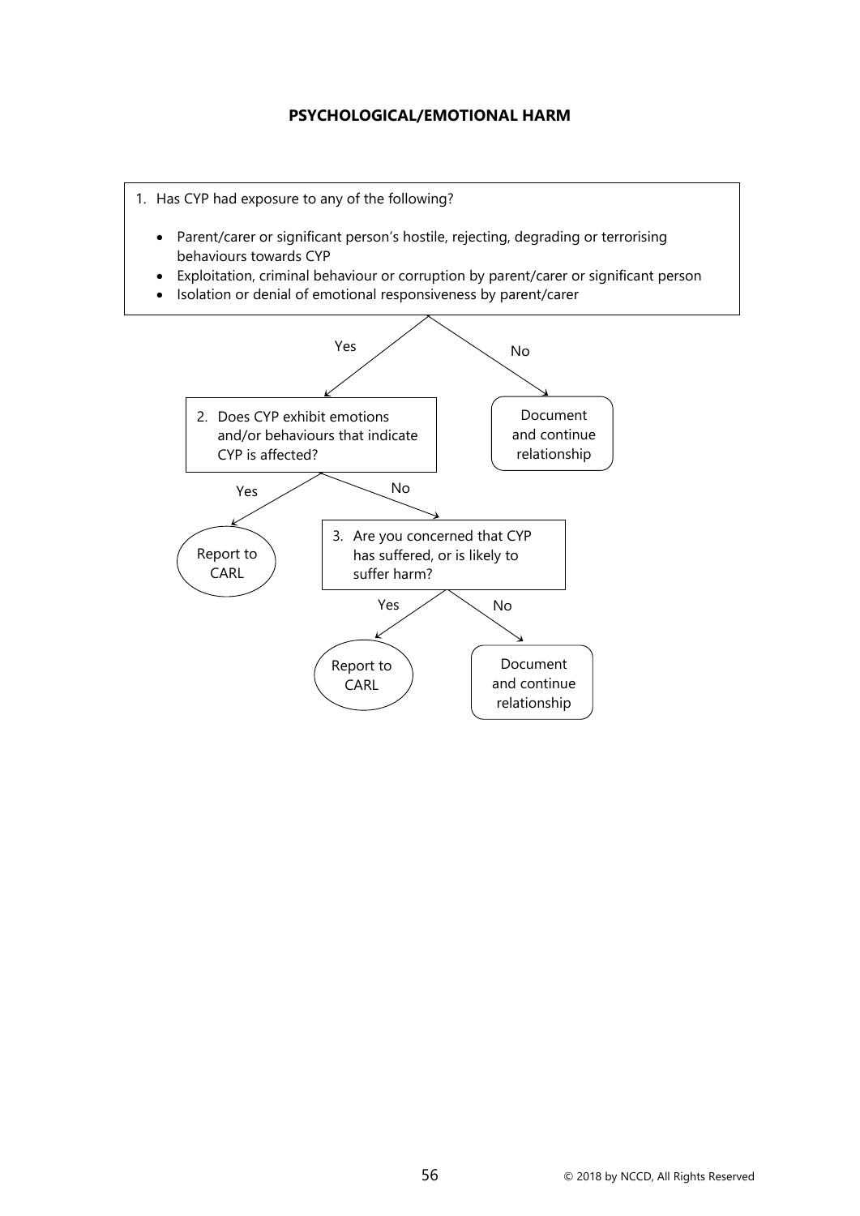**PSYCHOLOGICAL/EMOTIONAL HARM**

1. Has CYP had exposure to any of the following?

   - Parent/carer or significant person's hostile, rejecting, degrading or terrorising behaviours towards CYP
   - Exploitation, criminal behaviour or corruption by parent/carer or significant person
   - Isolation or denial of emotional responsiveness by parent/carer

Yes → 2. Does CYP exhibit emotions and/or behaviours that indicate CYP is affected?

No → Document and continue relationship

2. Does CYP exhibit emotions and/or behaviours that indicate CYP is affected?

Yes → Report to CARL

No → 3. Are you concerned that CYP has suffered, or is likely to suffer harm?

3. Are you concerned that CYP has suffered, or is likely to suffer harm?

Yes → Report to CARL

No → Document and continue relationship

© 2018 by NCCD, All Rights Reserved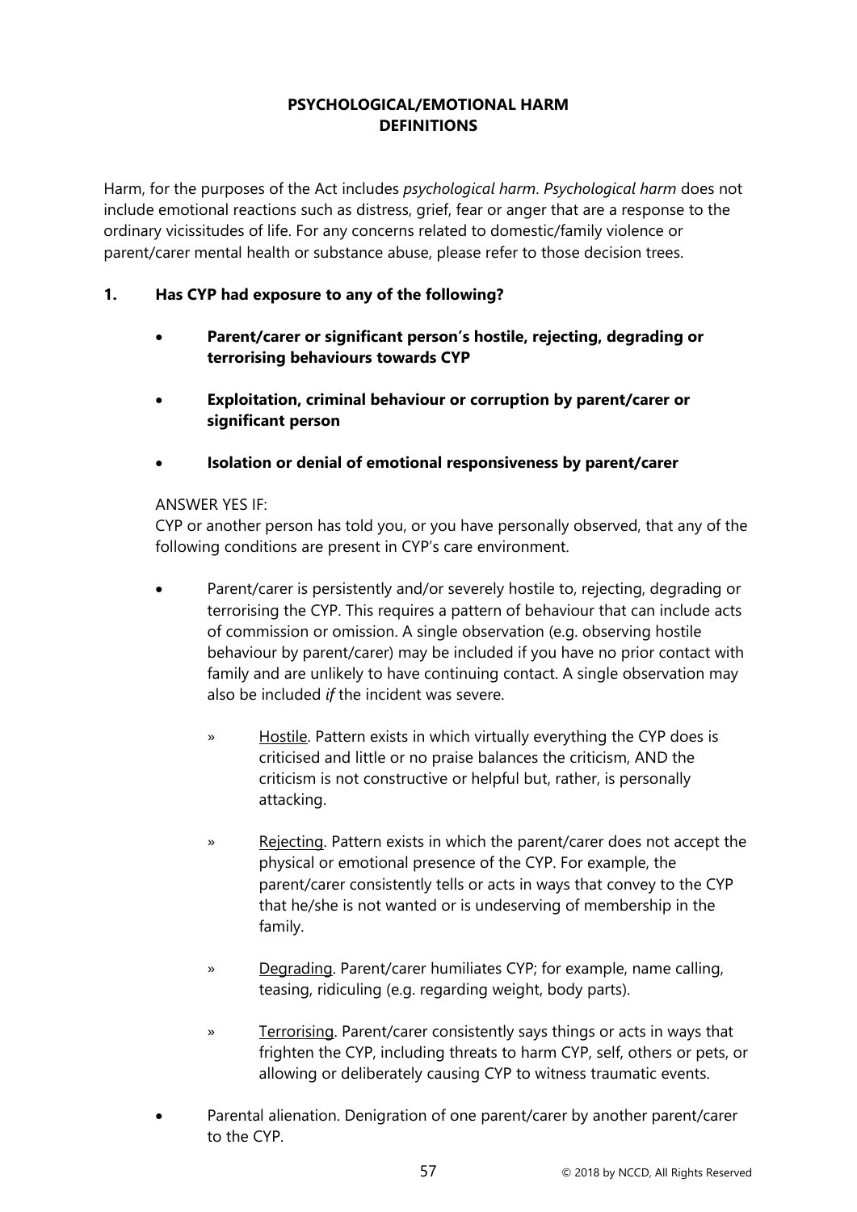**PSYCHOLOGICAL/EMOTIONAL HARM**
**DEFINITIONS**

Harm, for the purposes of the Act includes *psychological harm*. *Psychological harm* does not include emotional reactions such as distress, grief, fear or anger that are a response to the ordinary vicissitudes of life. For any concerns related to domestic/family violence or parent/carer mental health or substance abuse, please refer to those decision trees.

**1. Has CYP had exposure to any of the following?**

- **Parent/carer or significant person's hostile, rejecting, degrading or terrorising behaviours towards CYP**
- **Exploitation, criminal behaviour or corruption by parent/carer or significant person**
- **Isolation or denial of emotional responsiveness by parent/carer**

ANSWER YES IF:
CYP or another person has told you, or you have personally observed, that any of the following conditions are present in CYP's care environment.

- Parent/carer is persistently and/or severely hostile to, rejecting, degrading or terrorising the CYP. This requires a pattern of behaviour that can include acts of commission or omission. A single observation (e.g. observing hostile behaviour by parent/carer) may be included if you have no prior contact with family and are unlikely to have continuing contact. A single observation may also be included *if* the incident was severe.
    - » Hostile. Pattern exists in which virtually everything the CYP does is criticised and little or no praise balances the criticism, AND the criticism is not constructive or helpful but, rather, is personally attacking.
    - » Rejecting. Pattern exists in which the parent/carer does not accept the physical or emotional presence of the CYP. For example, the parent/carer consistently tells or acts in ways that convey to the CYP that he/she is not wanted or is undeserving of membership in the family.
    - » Degrading. Parent/carer humiliates CYP; for example, name calling, teasing, ridiculing (e.g. regarding weight, body parts).
    - » Terrorising. Parent/carer consistently says things or acts in ways that frighten the CYP, including threats to harm CYP, self, others or pets, or allowing or deliberately causing CYP to witness traumatic events.
- Parental alienation. Denigration of one parent/carer by another parent/carer to the CYP.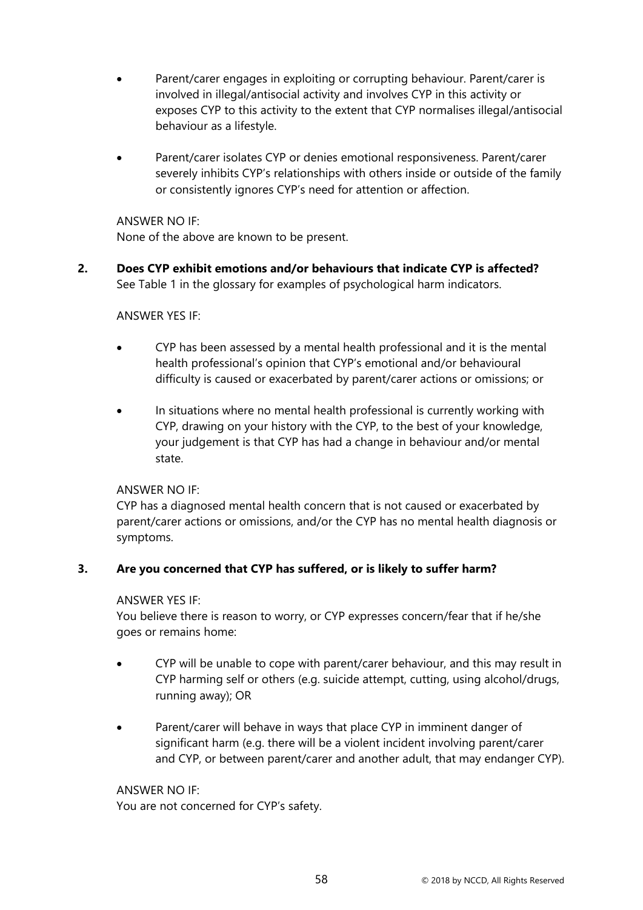- Parent/carer engages in exploiting or corrupting behaviour. Parent/carer is involved in illegal/antisocial activity and involves CYP in this activity or exposes CYP to this activity to the extent that CYP normalises illegal/antisocial behaviour as a lifestyle.

- Parent/carer isolates CYP or denies emotional responsiveness. Parent/carer severely inhibits CYP's relationships with others inside or outside of the family or consistently ignores CYP's need for attention or affection.

ANSWER NO IF:
None of the above are known to be present.

**2. Does CYP exhibit emotions and/or behaviours that indicate CYP is affected?**
See Table 1 in the glossary for examples of psychological harm indicators.

ANSWER YES IF:

- CYP has been assessed by a mental health professional and it is the mental health professional's opinion that CYP's emotional and/or behavioural difficulty is caused or exacerbated by parent/carer actions or omissions; or

- In situations where no mental health professional is currently working with CYP, drawing on your history with the CYP, to the best of your knowledge, your judgement is that CYP has had a change in behaviour and/or mental state.

ANSWER NO IF:
CYP has a diagnosed mental health concern that is not caused or exacerbated by parent/carer actions or omissions, and/or the CYP has no mental health diagnosis or symptoms.

**3. Are you concerned that CYP has suffered, or is likely to suffer harm?**

ANSWER YES IF:
You believe there is reason to worry, or CYP expresses concern/fear that if he/she goes or remains home:

- CYP will be unable to cope with parent/carer behaviour, and this may result in CYP harming self or others (e.g. suicide attempt, cutting, using alcohol/drugs, running away); OR

- Parent/carer will behave in ways that place CYP in imminent danger of significant harm (e.g. there will be a violent incident involving parent/carer and CYP, or between parent/carer and another adult, that may endanger CYP).

ANSWER NO IF:
You are not concerned for CYP's safety.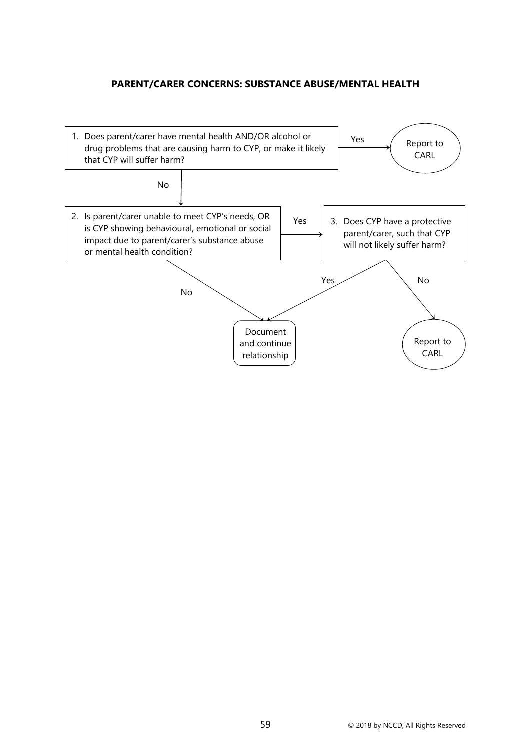**PARENT/CARER CONCERNS: SUBSTANCE ABUSE/MENTAL HEALTH**

1. Does parent/carer have mental health AND/OR alcohol or drug problems that are causing harm to CYP, or make it likely that CYP will suffer harm?
   - Yes → Report to CARL
   - No → go to 2

2. Is parent/carer unable to meet CYP's needs, OR is CYP showing behavioural, emotional or social impact due to parent/carer's substance abuse or mental health condition?
   - Yes → go to 3
   - No → Document and continue relationship

3. Does CYP have a protective parent/carer, such that CYP will not likely suffer harm?
   - Yes → Document and continue relationship
   - No → Report to CARL

© 2018 by NCCD, All Rights Reserved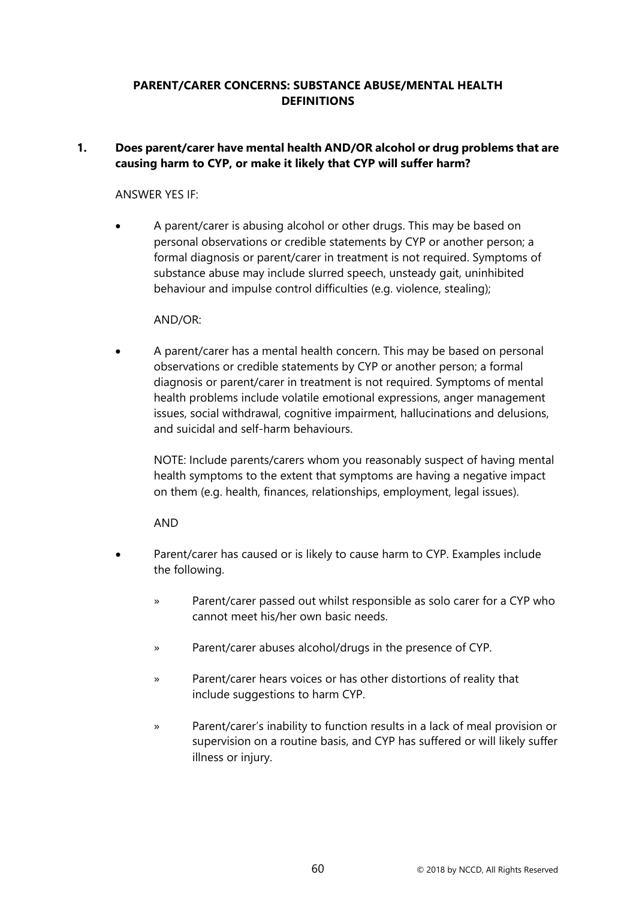## PARENT/CARER CONCERNS: SUBSTANCE ABUSE/MENTAL HEALTH DEFINITIONS

**1. Does parent/carer have mental health AND/OR alcohol or drug problems that are causing harm to CYP, or make it likely that CYP will suffer harm?**

ANSWER YES IF:

- A parent/carer is abusing alcohol or other drugs. This may be based on personal observations or credible statements by CYP or another person; a formal diagnosis or parent/carer in treatment is not required. Symptoms of substance abuse may include slurred speech, unsteady gait, uninhibited behaviour and impulse control difficulties (e.g. violence, stealing);

  AND/OR:

- A parent/carer has a mental health concern. This may be based on personal observations or credible statements by CYP or another person; a formal diagnosis or parent/carer in treatment is not required. Symptoms of mental health problems include volatile emotional expressions, anger management issues, social withdrawal, cognitive impairment, hallucinations and delusions, and suicidal and self-harm behaviours.

  NOTE: Include parents/carers whom you reasonably suspect of having mental health symptoms to the extent that symptoms are having a negative impact on them (e.g. health, finances, relationships, employment, legal issues).

  AND

- Parent/carer has caused or is likely to cause harm to CYP. Examples include the following.
  - » Parent/carer passed out whilst responsible as solo carer for a CYP who cannot meet his/her own basic needs.
  - » Parent/carer abuses alcohol/drugs in the presence of CYP.
  - » Parent/carer hears voices or has other distortions of reality that include suggestions to harm CYP.
  - » Parent/carer's inability to function results in a lack of meal provision or supervision on a routine basis, and CYP has suffered or will likely suffer illness or injury.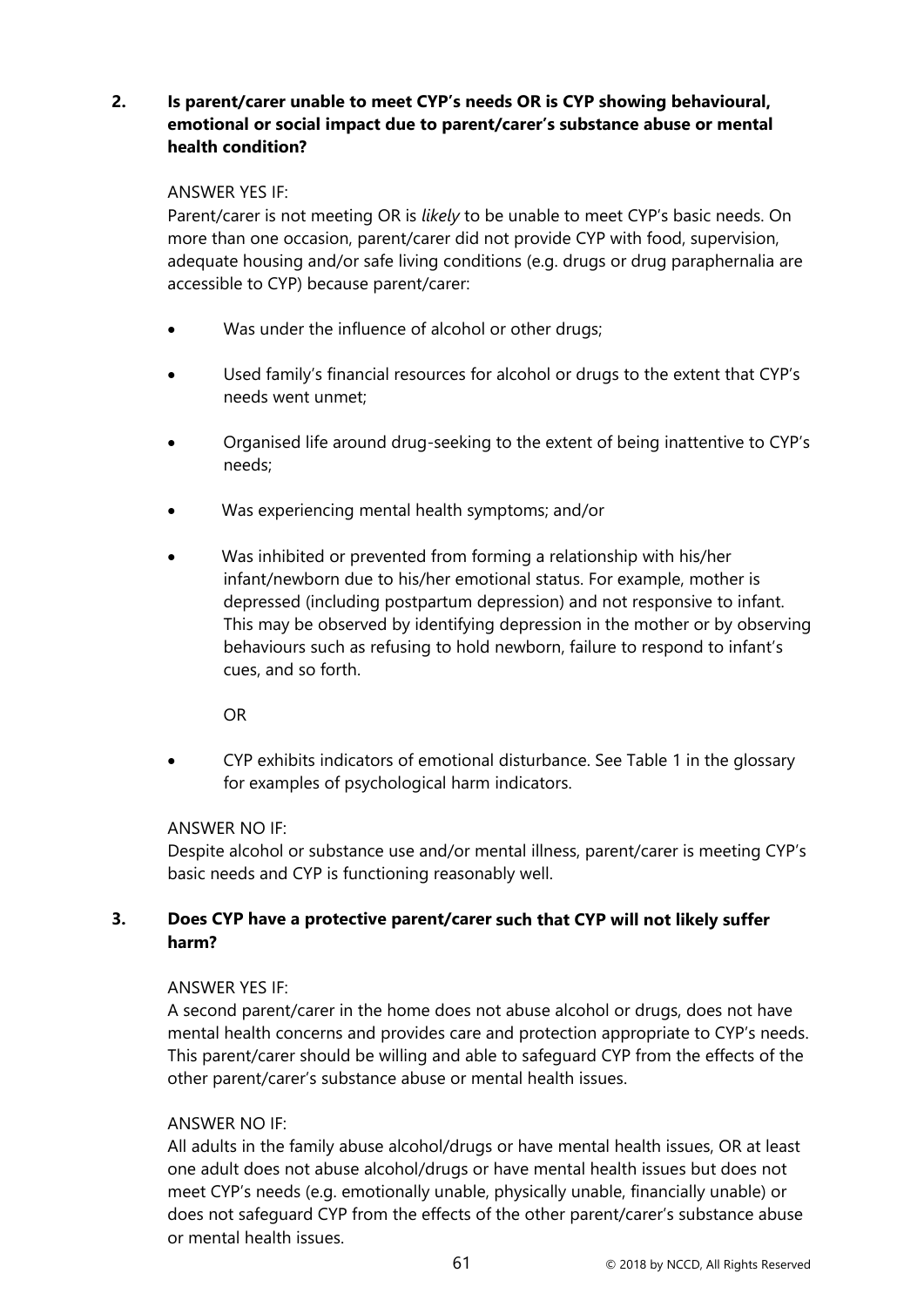**2. Is parent/carer unable to meet CYP's needs OR is CYP showing behavioural, emotional or social impact due to parent/carer's substance abuse or mental health condition?**

ANSWER YES IF:
Parent/carer is not meeting OR is *likely* to be unable to meet CYP's basic needs. On more than one occasion, parent/carer did not provide CYP with food, supervision, adequate housing and/or safe living conditions (e.g. drugs or drug paraphernalia are accessible to CYP) because parent/carer:

- Was under the influence of alcohol or other drugs;
- Used family's financial resources for alcohol or drugs to the extent that CYP's needs went unmet;
- Organised life around drug-seeking to the extent of being inattentive to CYP's needs;
- Was experiencing mental health symptoms; and/or
- Was inhibited or prevented from forming a relationship with his/her infant/newborn due to his/her emotional status. For example, mother is depressed (including postpartum depression) and not responsive to infant. This may be observed by identifying depression in the mother or by observing behaviours such as refusing to hold newborn, failure to respond to infant's cues, and so forth.

  OR

- CYP exhibits indicators of emotional disturbance. See Table 1 in the glossary for examples of psychological harm indicators.

ANSWER NO IF:
Despite alcohol or substance use and/or mental illness, parent/carer is meeting CYP's basic needs and CYP is functioning reasonably well.

**3. Does CYP have a protective parent/carer such that CYP will not likely suffer harm?**

ANSWER YES IF:
A second parent/carer in the home does not abuse alcohol or drugs, does not have mental health concerns and provides care and protection appropriate to CYP's needs. This parent/carer should be willing and able to safeguard CYP from the effects of the other parent/carer's substance abuse or mental health issues.

ANSWER NO IF:
All adults in the family abuse alcohol/drugs or have mental health issues, OR at least one adult does not abuse alcohol/drugs or have mental health issues but does not meet CYP's needs (e.g. emotionally unable, physically unable, financially unable) or does not safeguard CYP from the effects of the other parent/carer's substance abuse or mental health issues.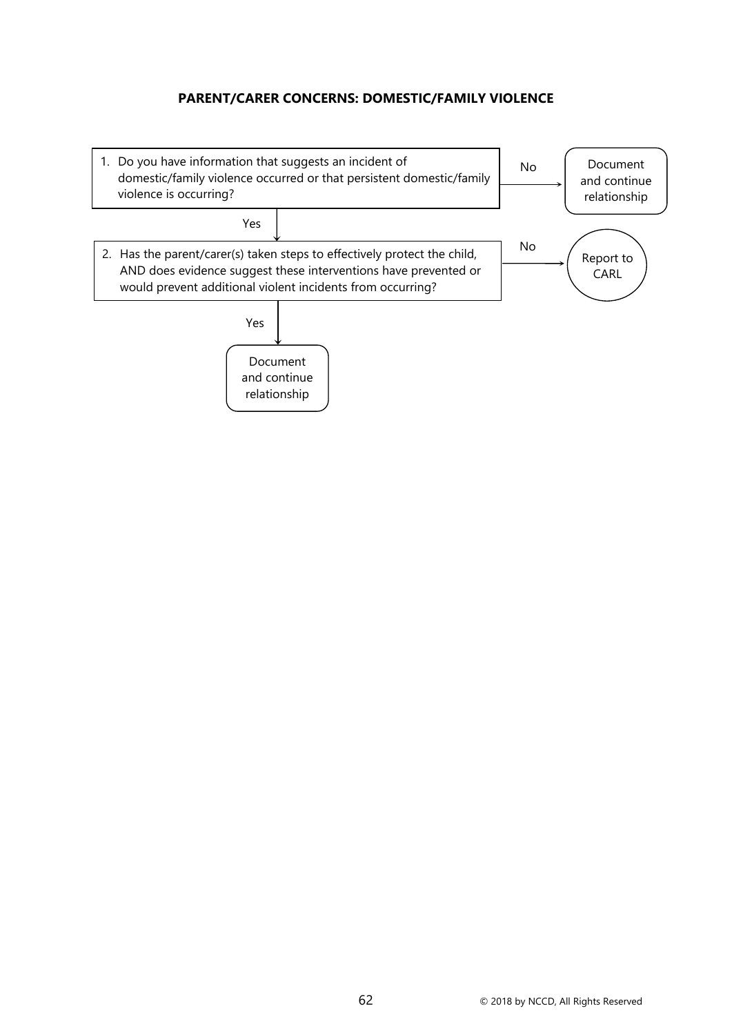**PARENT/CARER CONCERNS: DOMESTIC/FAMILY VIOLENCE**

1. Do you have information that suggests an incident of domestic/family violence occurred or that persistent domestic/family violence is occurring?

   - No → Document and continue relationship
   - Yes → go to 2

2. Has the parent/carer(s) taken steps to effectively protect the child, AND does evidence suggest these interventions have prevented or would prevent additional violent incidents from occurring?

   - No → Report to CARL
   - Yes → Document and continue relationship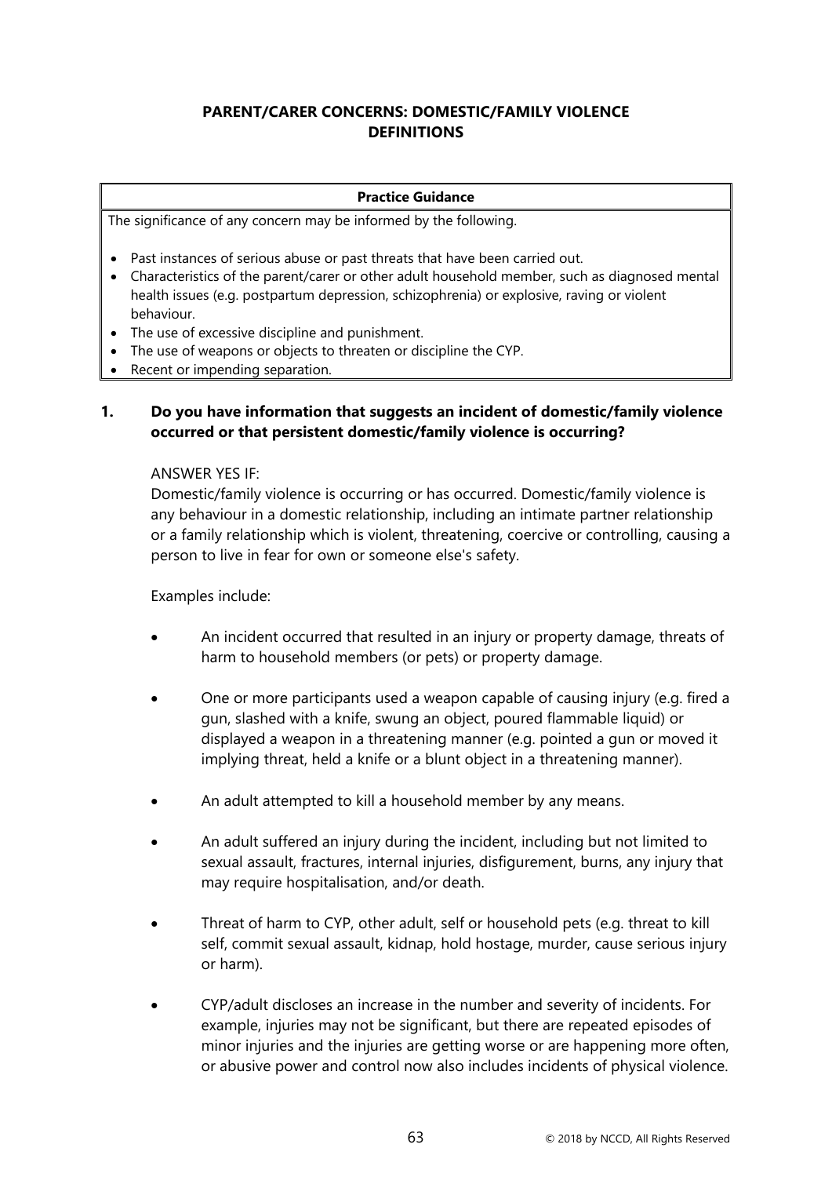## PARENT/CARER CONCERNS: DOMESTIC/FAMILY VIOLENCE DEFINITIONS

| Practice Guidance |
|---|
| The significance of any concern may be informed by the following.<br><br>• Past instances of serious abuse or past threats that have been carried out.<br>• Characteristics of the parent/carer or other adult household member, such as diagnosed mental health issues (e.g. postpartum depression, schizophrenia) or explosive, raving or violent behaviour.<br>• The use of excessive discipline and punishment.<br>• The use of weapons or objects to threaten or discipline the CYP.<br>• Recent or impending separation. |

**1. Do you have information that suggests an incident of domestic/family violence occurred or that persistent domestic/family violence is occurring?**

ANSWER YES IF:

Domestic/family violence is occurring or has occurred. Domestic/family violence is any behaviour in a domestic relationship, including an intimate partner relationship or a family relationship which is violent, threatening, coercive or controlling, causing a person to live in fear for own or someone else's safety.

Examples include:

- An incident occurred that resulted in an injury or property damage, threats of harm to household members (or pets) or property damage.
- One or more participants used a weapon capable of causing injury (e.g. fired a gun, slashed with a knife, swung an object, poured flammable liquid) or displayed a weapon in a threatening manner (e.g. pointed a gun or moved it implying threat, held a knife or a blunt object in a threatening manner).
- An adult attempted to kill a household member by any means.
- An adult suffered an injury during the incident, including but not limited to sexual assault, fractures, internal injuries, disfigurement, burns, any injury that may require hospitalisation, and/or death.
- Threat of harm to CYP, other adult, self or household pets (e.g. threat to kill self, commit sexual assault, kidnap, hold hostage, murder, cause serious injury or harm).
- CYP/adult discloses an increase in the number and severity of incidents. For example, injuries may not be significant, but there are repeated episodes of minor injuries and the injuries are getting worse or are happening more often, or abusive power and control now also includes incidents of physical violence.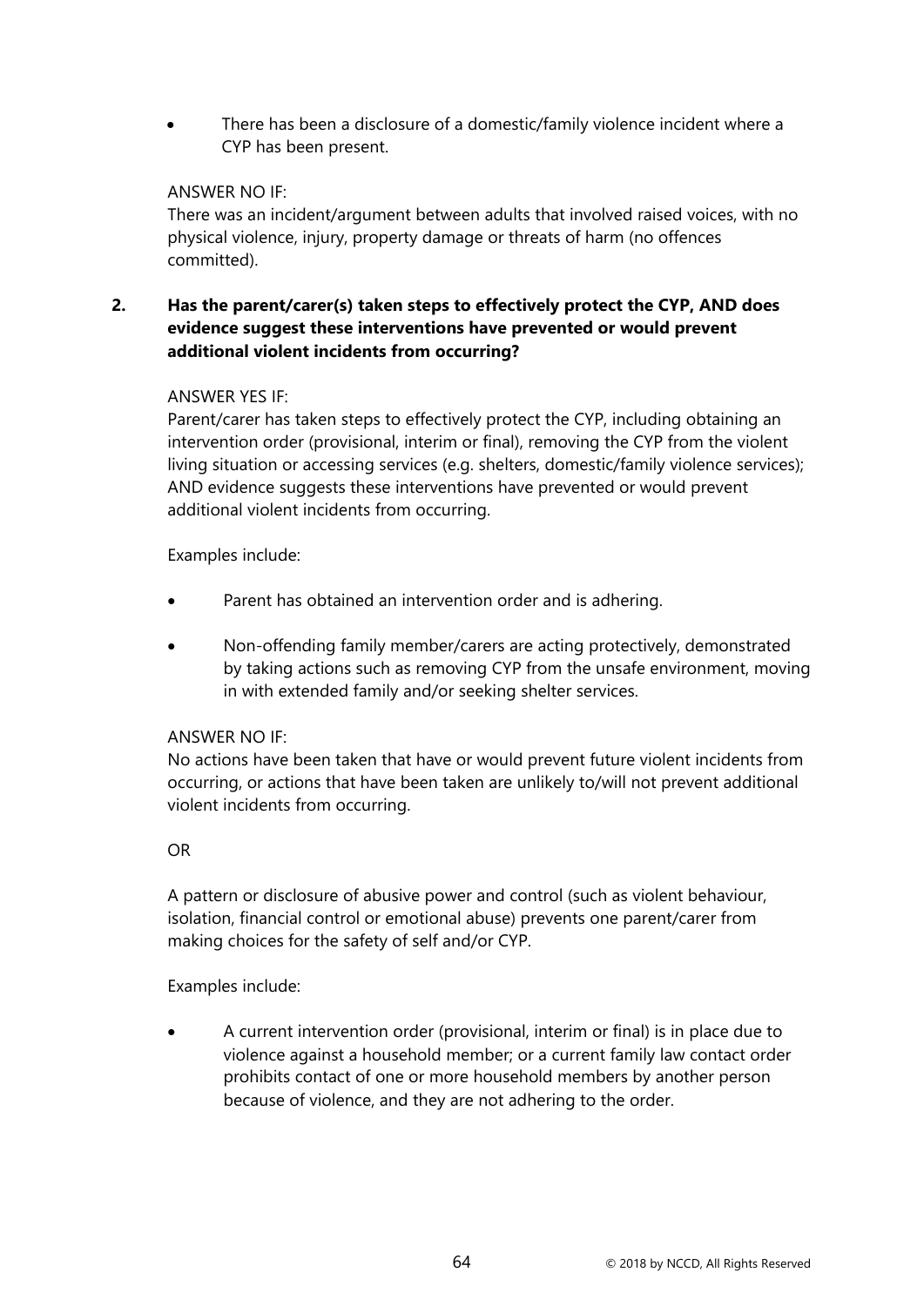- There has been a disclosure of a domestic/family violence incident where a CYP has been present.

ANSWER NO IF:
There was an incident/argument between adults that involved raised voices, with no physical violence, injury, property damage or threats of harm (no offences committed).

**2. Has the parent/carer(s) taken steps to effectively protect the CYP, AND does evidence suggest these interventions have prevented or would prevent additional violent incidents from occurring?**

ANSWER YES IF:
Parent/carer has taken steps to effectively protect the CYP, including obtaining an intervention order (provisional, interim or final), removing the CYP from the violent living situation or accessing services (e.g. shelters, domestic/family violence services); AND evidence suggests these interventions have prevented or would prevent additional violent incidents from occurring.

Examples include:

- Parent has obtained an intervention order and is adhering.
- Non-offending family member/carers are acting protectively, demonstrated by taking actions such as removing CYP from the unsafe environment, moving in with extended family and/or seeking shelter services.

ANSWER NO IF:
No actions have been taken that have or would prevent future violent incidents from occurring, or actions that have been taken are unlikely to/will not prevent additional violent incidents from occurring.

OR

A pattern or disclosure of abusive power and control (such as violent behaviour, isolation, financial control or emotional abuse) prevents one parent/carer from making choices for the safety of self and/or CYP.

Examples include:

- A current intervention order (provisional, interim or final) is in place due to violence against a household member; or a current family law contact order prohibits contact of one or more household members by another person because of violence, and they are not adhering to the order.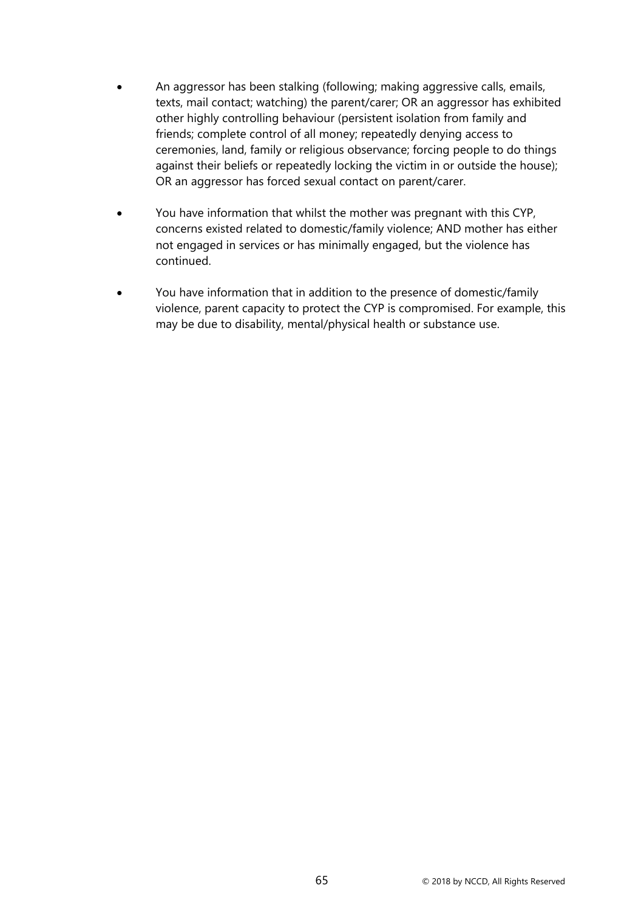- An aggressor has been stalking (following; making aggressive calls, emails, texts, mail contact; watching) the parent/carer; OR an aggressor has exhibited other highly controlling behaviour (persistent isolation from family and friends; complete control of all money; repeatedly denying access to ceremonies, land, family or religious observance; forcing people to do things against their beliefs or repeatedly locking the victim in or outside the house); OR an aggressor has forced sexual contact on parent/carer.

- You have information that whilst the mother was pregnant with this CYP, concerns existed related to domestic/family violence; AND mother has either not engaged in services or has minimally engaged, but the violence has continued.

- You have information that in addition to the presence of domestic/family violence, parent capacity to protect the CYP is compromised. For example, this may be due to disability, mental/physical health or substance use.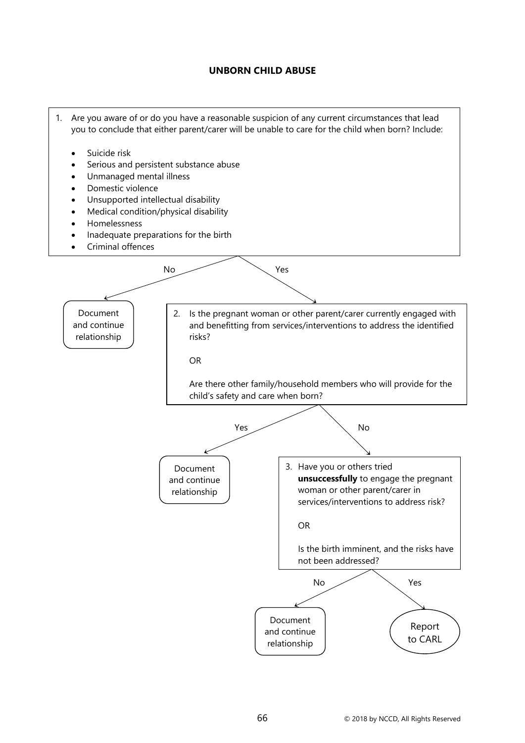## UNBORN CHILD ABUSE

1. Are you aware of or do you have a reasonable suspicion of any current circumstances that lead you to conclude that either parent/carer will be unable to care for the child when born? Include:

   - Suicide risk
   - Serious and persistent substance abuse
   - Unmanaged mental illness
   - Domestic violence
   - Unsupported intellectual disability
   - Medical condition/physical disability
   - Homelessness
   - Inadequate preparations for the birth
   - Criminal offences

   - **No** → Document and continue relationship
   - **Yes** → go to 2

2. Is the pregnant woman or other parent/carer currently engaged with and benefitting from services/interventions to address the identified risks?

   OR

   Are there other family/household members who will provide for the child's safety and care when born?

   - **Yes** → Document and continue relationship
   - **No** → go to 3

3. Have you or others tried **unsuccessfully** to engage the pregnant woman or other parent/carer in services/interventions to address risk?

   OR

   Is the birth imminent, and the risks have not been addressed?

   - **No** → Document and continue relationship
   - **Yes** → Report to CARL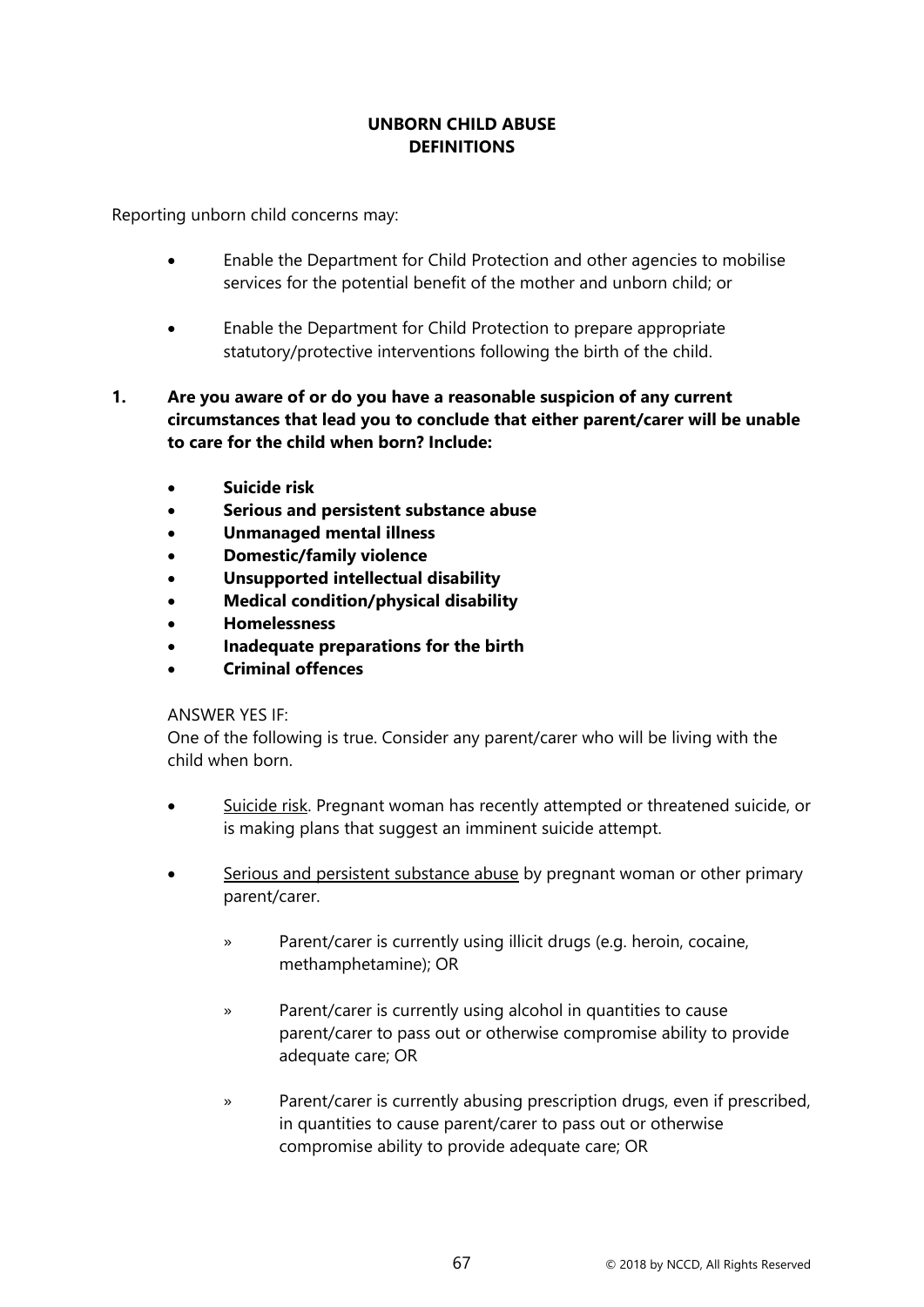## UNBORN CHILD ABUSE
## DEFINITIONS

Reporting unborn child concerns may:

- Enable the Department for Child Protection and other agencies to mobilise services for the potential benefit of the mother and unborn child; or
- Enable the Department for Child Protection to prepare appropriate statutory/protective interventions following the birth of the child.

**1. Are you aware of or do you have a reasonable suspicion of any current circumstances that lead you to conclude that either parent/carer will be unable to care for the child when born? Include:**

- **Suicide risk**
- **Serious and persistent substance abuse**
- **Unmanaged mental illness**
- **Domestic/family violence**
- **Unsupported intellectual disability**
- **Medical condition/physical disability**
- **Homelessness**
- **Inadequate preparations for the birth**
- **Criminal offences**

ANSWER YES IF:
One of the following is true. Consider any parent/carer who will be living with the child when born.

- Suicide risk. Pregnant woman has recently attempted or threatened suicide, or is making plans that suggest an imminent suicide attempt.
- Serious and persistent substance abuse by pregnant woman or other primary parent/carer.
  - » Parent/carer is currently using illicit drugs (e.g. heroin, cocaine, methamphetamine); OR
  - » Parent/carer is currently using alcohol in quantities to cause parent/carer to pass out or otherwise compromise ability to provide adequate care; OR
  - » Parent/carer is currently abusing prescription drugs, even if prescribed, in quantities to cause parent/carer to pass out or otherwise compromise ability to provide adequate care; OR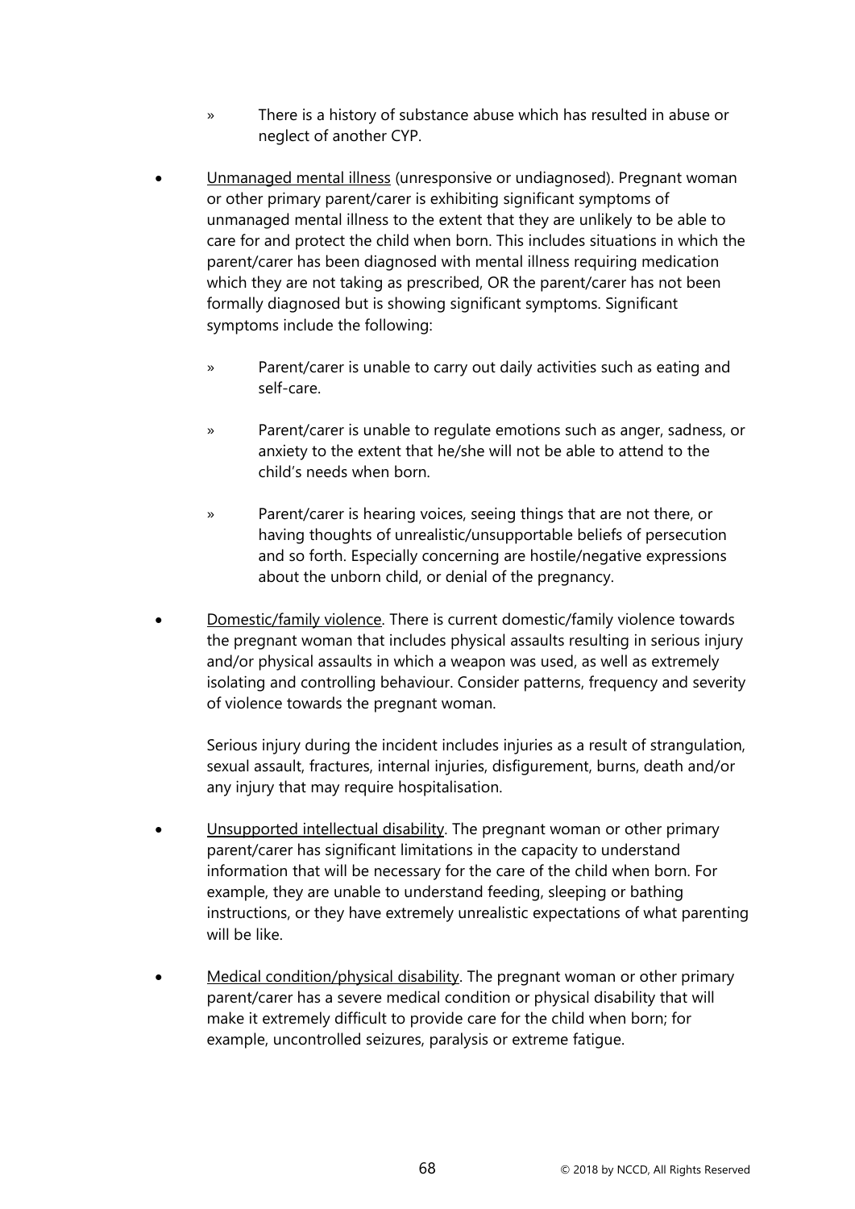- There is a history of substance abuse which has resulted in abuse or neglect of another CYP.

- Unmanaged mental illness (unresponsive or undiagnosed). Pregnant woman or other primary parent/carer is exhibiting significant symptoms of unmanaged mental illness to the extent that they are unlikely to be able to care for and protect the child when born. This includes situations in which the parent/carer has been diagnosed with mental illness requiring medication which they are not taking as prescribed, OR the parent/carer has not been formally diagnosed but is showing significant symptoms. Significant symptoms include the following:

  - Parent/carer is unable to carry out daily activities such as eating and self-care.

  - Parent/carer is unable to regulate emotions such as anger, sadness, or anxiety to the extent that he/she will not be able to attend to the child's needs when born.

  - Parent/carer is hearing voices, seeing things that are not there, or having thoughts of unrealistic/unsupportable beliefs of persecution and so forth. Especially concerning are hostile/negative expressions about the unborn child, or denial of the pregnancy.

- Domestic/family violence. There is current domestic/family violence towards the pregnant woman that includes physical assaults resulting in serious injury and/or physical assaults in which a weapon was used, as well as extremely isolating and controlling behaviour. Consider patterns, frequency and severity of violence towards the pregnant woman.

  Serious injury during the incident includes injuries as a result of strangulation, sexual assault, fractures, internal injuries, disfigurement, burns, death and/or any injury that may require hospitalisation.

- Unsupported intellectual disability. The pregnant woman or other primary parent/carer has significant limitations in the capacity to understand information that will be necessary for the care of the child when born. For example, they are unable to understand feeding, sleeping or bathing instructions, or they have extremely unrealistic expectations of what parenting will be like.

- Medical condition/physical disability. The pregnant woman or other primary parent/carer has a severe medical condition or physical disability that will make it extremely difficult to provide care for the child when born; for example, uncontrolled seizures, paralysis or extreme fatigue.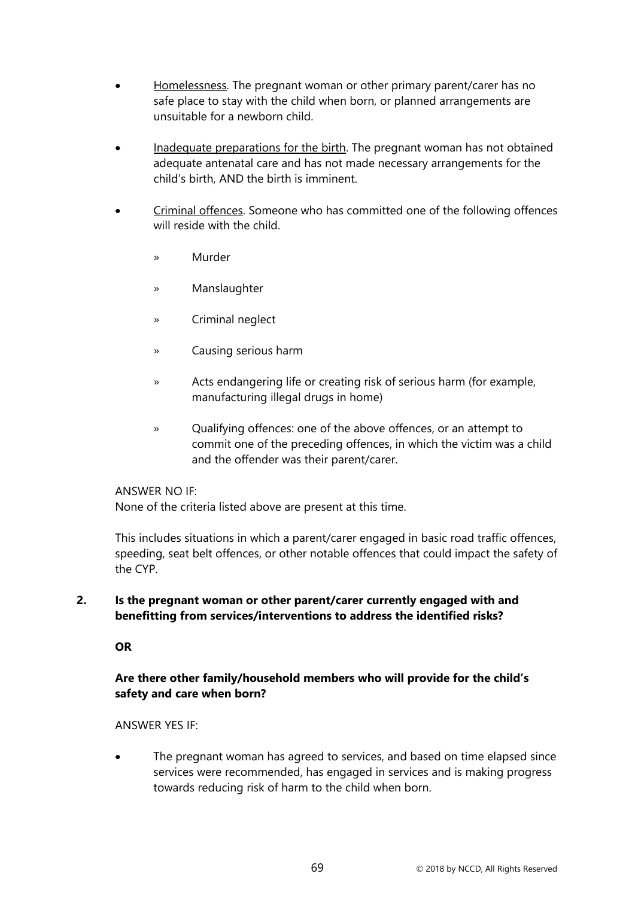- <u>Homelessness</u>. The pregnant woman or other primary parent/carer has no safe place to stay with the child when born, or planned arrangements are unsuitable for a newborn child.

- <u>Inadequate preparations for the birth</u>. The pregnant woman has not obtained adequate antenatal care and has not made necessary arrangements for the child's birth, AND the birth is imminent.

- <u>Criminal offences</u>. Someone who has committed one of the following offences will reside with the child.

  » Murder

  » Manslaughter

  » Criminal neglect

  » Causing serious harm

  » Acts endangering life or creating risk of serious harm (for example, manufacturing illegal drugs in home)

  » Qualifying offences: one of the above offences, or an attempt to commit one of the preceding offences, in which the victim was a child and the offender was their parent/carer.

ANSWER NO IF:
None of the criteria listed above are present at this time.

This includes situations in which a parent/carer engaged in basic road traffic offences, speeding, seat belt offences, or other notable offences that could impact the safety of the CYP.

**2. Is the pregnant woman or other parent/carer currently engaged with and benefitting from services/interventions to address the identified risks?**

**OR**

**Are there other family/household members who will provide for the child's safety and care when born?**

ANSWER YES IF:

- The pregnant woman has agreed to services, and based on time elapsed since services were recommended, has engaged in services and is making progress towards reducing risk of harm to the child when born.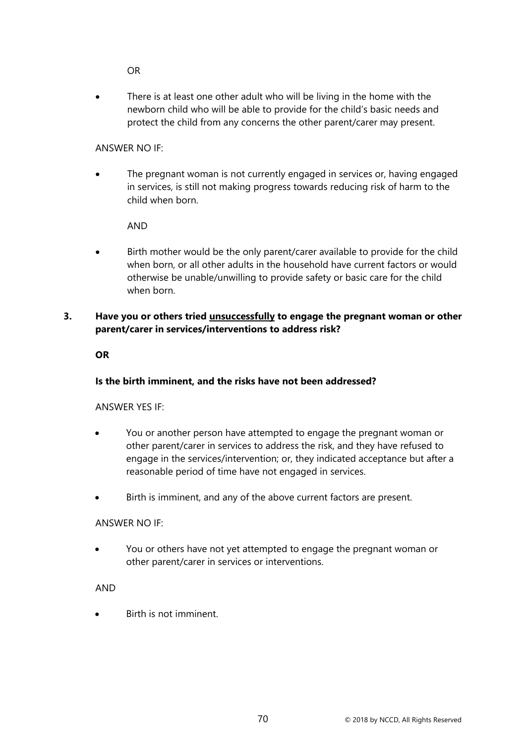OR

- There is at least one other adult who will be living in the home with the newborn child who will be able to provide for the child's basic needs and protect the child from any concerns the other parent/carer may present.

ANSWER NO IF:

- The pregnant woman is not currently engaged in services or, having engaged in services, is still not making progress towards reducing risk of harm to the child when born.

  AND

- Birth mother would be the only parent/carer available to provide for the child when born, or all other adults in the household have current factors or would otherwise be unable/unwilling to provide safety or basic care for the child when born.

**3. Have you or others tried <u>unsuccessfully</u> to engage the pregnant woman or other parent/carer in services/interventions to address risk?**

**OR**

**Is the birth imminent, and the risks have not been addressed?**

ANSWER YES IF:

- You or another person have attempted to engage the pregnant woman or other parent/carer in services to address the risk, and they have refused to engage in the services/intervention; or, they indicated acceptance but after a reasonable period of time have not engaged in services.
- Birth is imminent, and any of the above current factors are present.

ANSWER NO IF:

- You or others have not yet attempted to engage the pregnant woman or other parent/carer in services or interventions.

AND

- Birth is not imminent.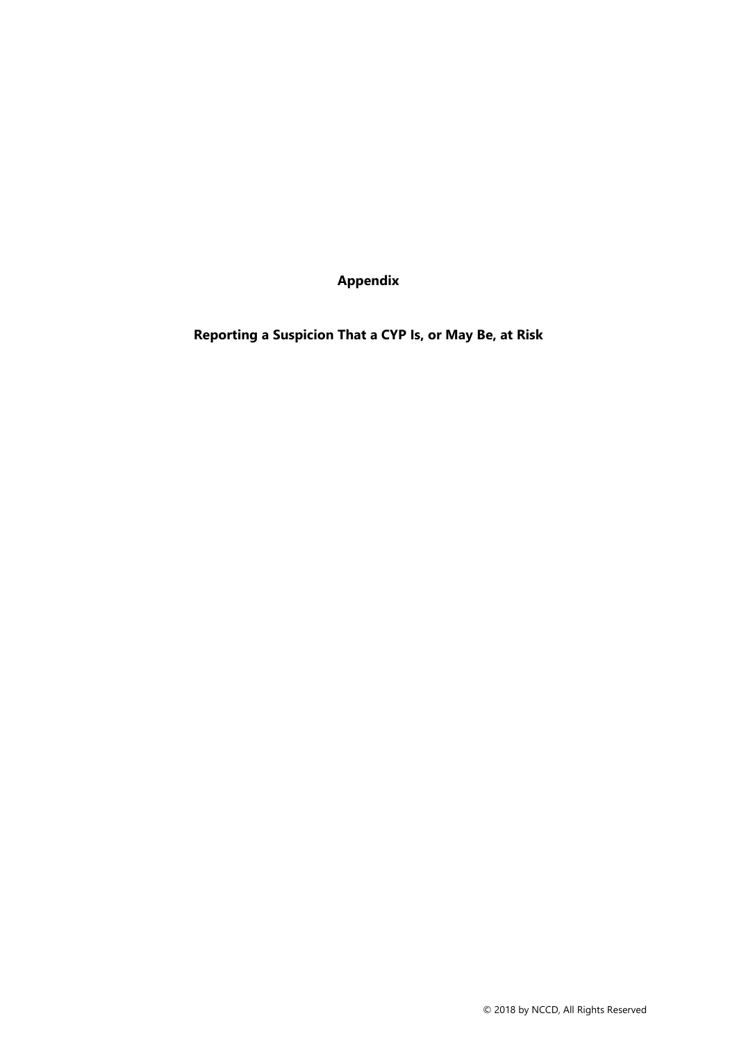# Appendix

## Reporting a Suspicion That a CYP Is, or May Be, at Risk

© 2018 by NCCD, All Rights Reserved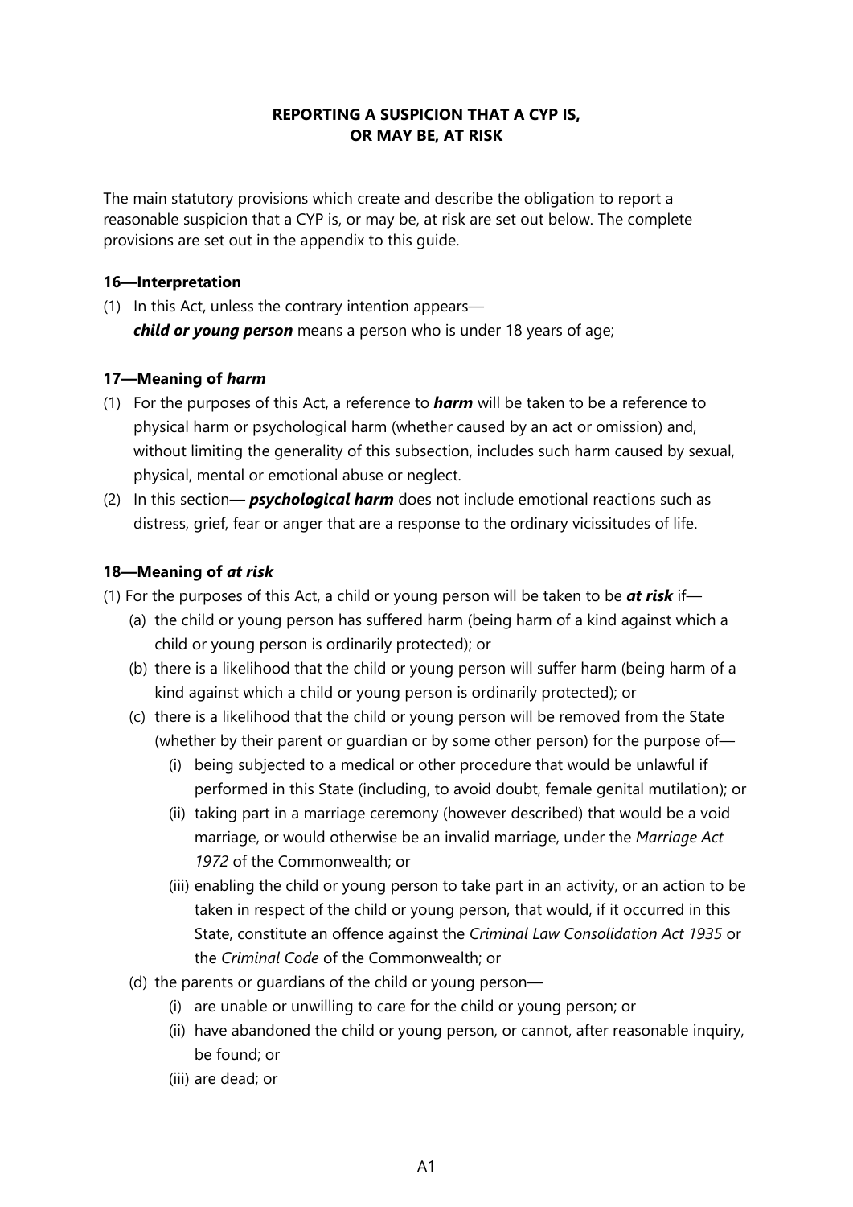## REPORTING A SUSPICION THAT A CYP IS, OR MAY BE, AT RISK

The main statutory provisions which create and describe the obligation to report a reasonable suspicion that a CYP is, or may be, at risk are set out below. The complete provisions are set out in the appendix to this guide.

### 16—Interpretation

(1) In this Act, unless the contrary intention appears—

***child or young person*** means a person who is under 18 years of age;

### 17—Meaning of *harm*

(1) For the purposes of this Act, a reference to ***harm*** will be taken to be a reference to physical harm or psychological harm (whether caused by an act or omission) and, without limiting the generality of this subsection, includes such harm caused by sexual, physical, mental or emotional abuse or neglect.

(2) In this section— ***psychological harm*** does not include emotional reactions such as distress, grief, fear or anger that are a response to the ordinary vicissitudes of life.

### 18—Meaning of *at risk*

(1) For the purposes of this Act, a child or young person will be taken to be ***at risk*** if—

- (a) the child or young person has suffered harm (being harm of a kind against which a child or young person is ordinarily protected); or
- (b) there is a likelihood that the child or young person will suffer harm (being harm of a kind against which a child or young person is ordinarily protected); or
- (c) there is a likelihood that the child or young person will be removed from the State (whether by their parent or guardian or by some other person) for the purpose of—
  - (i) being subjected to a medical or other procedure that would be unlawful if performed in this State (including, to avoid doubt, female genital mutilation); or
  - (ii) taking part in a marriage ceremony (however described) that would be a void marriage, or would otherwise be an invalid marriage, under the *Marriage Act 1972* of the Commonwealth; or
  - (iii) enabling the child or young person to take part in an activity, or an action to be taken in respect of the child or young person, that would, if it occurred in this State, constitute an offence against the *Criminal Law Consolidation Act 1935* or the *Criminal Code* of the Commonwealth; or
- (d) the parents or guardians of the child or young person—
  - (i) are unable or unwilling to care for the child or young person; or
  - (ii) have abandoned the child or young person, or cannot, after reasonable inquiry, be found; or
  - (iii) are dead; or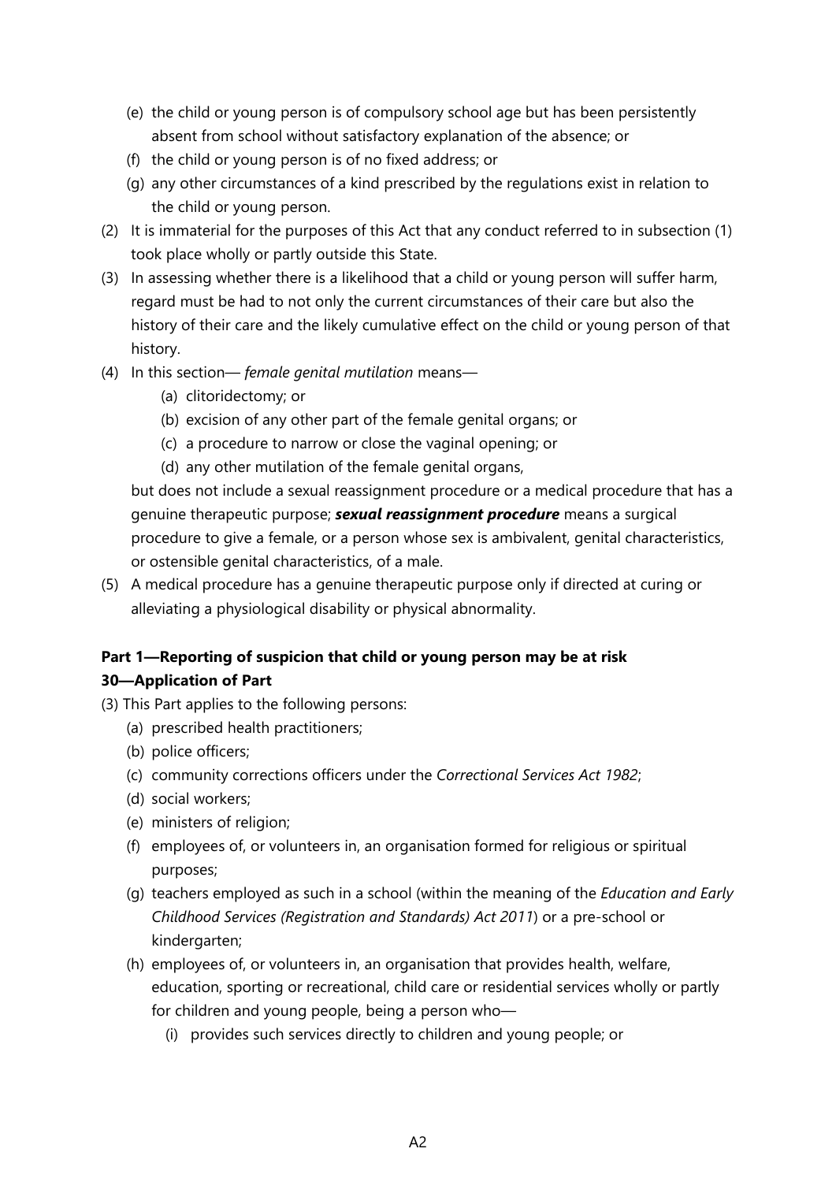(e) the child or young person is of compulsory school age but has been persistently absent from school without satisfactory explanation of the absence; or

(f) the child or young person is of no fixed address; or

(g) any other circumstances of a kind prescribed by the regulations exist in relation to the child or young person.

(2) It is immaterial for the purposes of this Act that any conduct referred to in subsection (1) took place wholly or partly outside this State.

(3) In assessing whether there is a likelihood that a child or young person will suffer harm, regard must be had to not only the current circumstances of their care but also the history of their care and the likely cumulative effect on the child or young person of that history.

(4) In this section— *female genital mutilation* means—

   (a) clitoridectomy; or

   (b) excision of any other part of the female genital organs; or

   (c) a procedure to narrow or close the vaginal opening; or

   (d) any other mutilation of the female genital organs,

   but does not include a sexual reassignment procedure or a medical procedure that has a genuine therapeutic purpose; ***sexual reassignment procedure*** means a surgical procedure to give a female, or a person whose sex is ambivalent, genital characteristics, or ostensible genital characteristics, of a male.

(5) A medical procedure has a genuine therapeutic purpose only if directed at curing or alleviating a physiological disability or physical abnormality.

**Part 1—Reporting of suspicion that child or young person may be at risk**

**30—Application of Part**

(3) This Part applies to the following persons:

   (a) prescribed health practitioners;

   (b) police officers;

   (c) community corrections officers under the *Correctional Services Act 1982*;

   (d) social workers;

   (e) ministers of religion;

   (f) employees of, or volunteers in, an organisation formed for religious or spiritual purposes;

   (g) teachers employed as such in a school (within the meaning of the *Education and Early Childhood Services (Registration and Standards) Act 2011*) or a pre-school or kindergarten;

   (h) employees of, or volunteers in, an organisation that provides health, welfare, education, sporting or recreational, child care or residential services wholly or partly for children and young people, being a person who—

      (i) provides such services directly to children and young people; or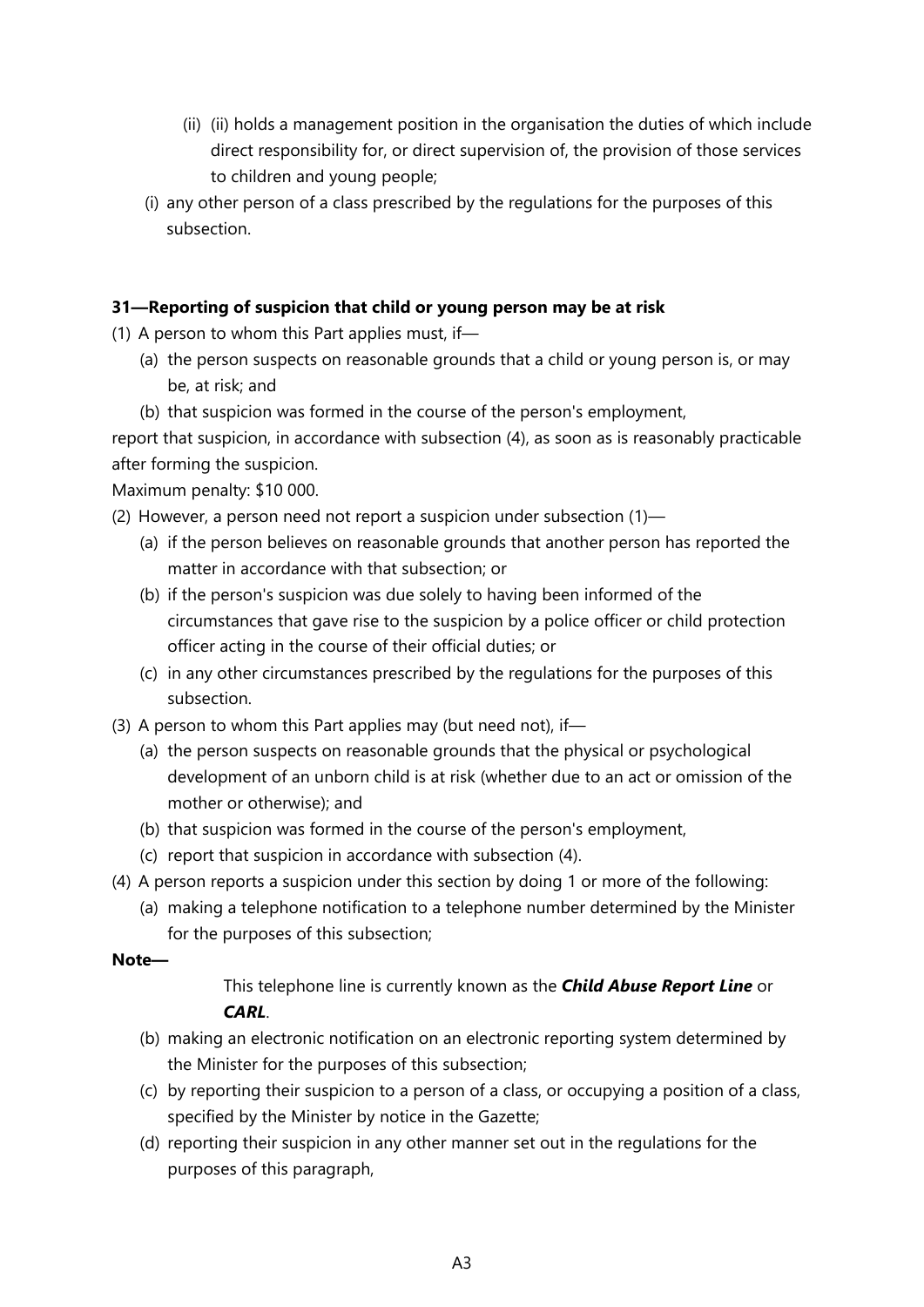(ii) (ii) holds a management position in the organisation the duties of which include direct responsibility for, or direct supervision of, the provision of those services to children and young people;

(i) any other person of a class prescribed by the regulations for the purposes of this subsection.

**31—Reporting of suspicion that child or young person may be at risk**

(1) A person to whom this Part applies must, if—

(a) the person suspects on reasonable grounds that a child or young person is, or may be, at risk; and

(b) that suspicion was formed in the course of the person's employment,

report that suspicion, in accordance with subsection (4), as soon as is reasonably practicable after forming the suspicion.

Maximum penalty: $10 000.

(2) However, a person need not report a suspicion under subsection (1)—

(a) if the person believes on reasonable grounds that another person has reported the matter in accordance with that subsection; or

(b) if the person's suspicion was due solely to having been informed of the circumstances that gave rise to the suspicion by a police officer or child protection officer acting in the course of their official duties; or

(c) in any other circumstances prescribed by the regulations for the purposes of this subsection.

(3) A person to whom this Part applies may (but need not), if—

(a) the person suspects on reasonable grounds that the physical or psychological development of an unborn child is at risk (whether due to an act or omission of the mother or otherwise); and

(b) that suspicion was formed in the course of the person's employment,

(c) report that suspicion in accordance with subsection (4).

(4) A person reports a suspicion under this section by doing 1 or more of the following:

(a) making a telephone notification to a telephone number determined by the Minister for the purposes of this subsection;

**Note—**

This telephone line is currently known as the ***Child Abuse Report Line*** or ***CARL***.

(b) making an electronic notification on an electronic reporting system determined by the Minister for the purposes of this subsection;

(c) by reporting their suspicion to a person of a class, or occupying a position of a class, specified by the Minister by notice in the Gazette;

(d) reporting their suspicion in any other manner set out in the regulations for the purposes of this paragraph,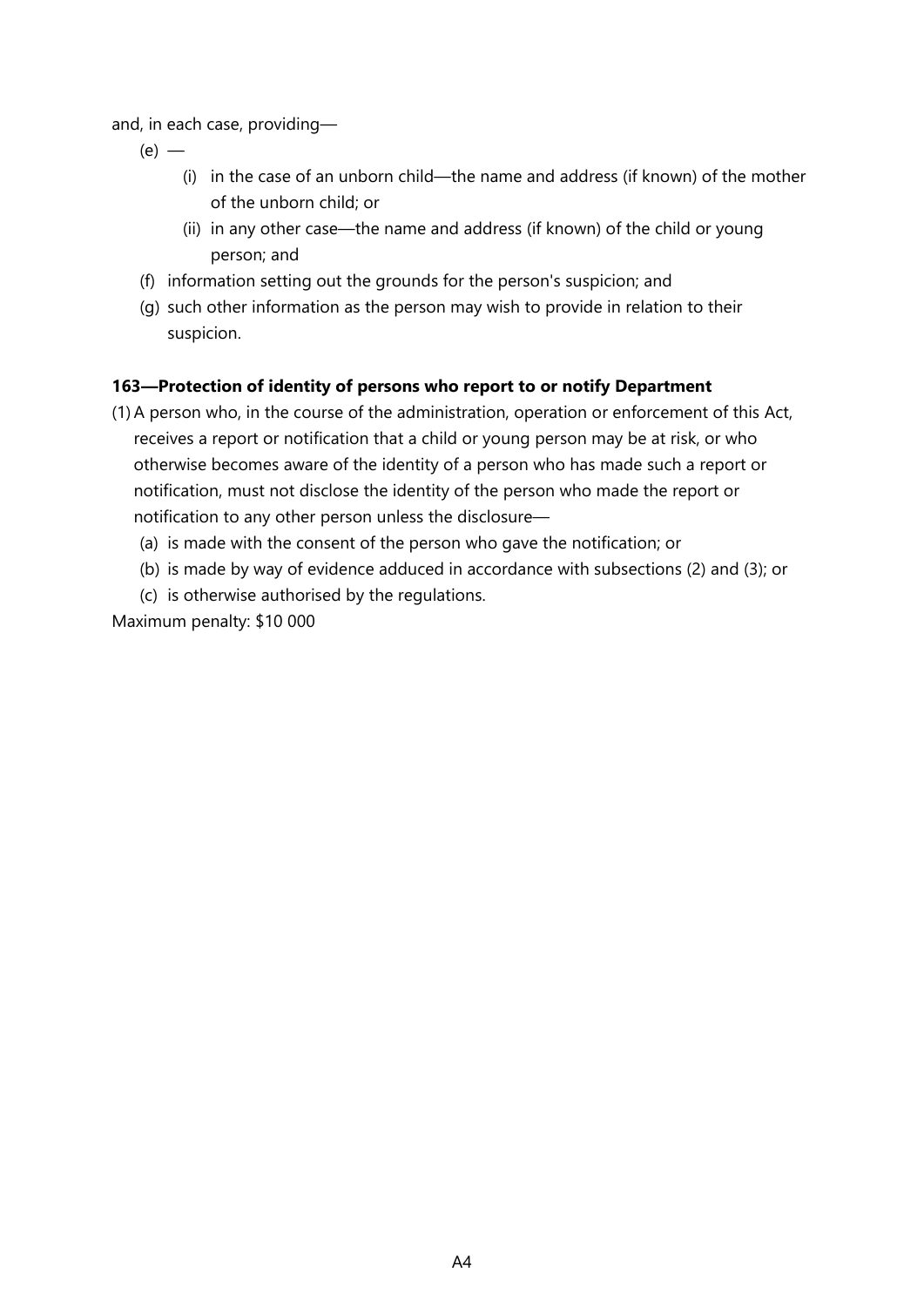and, in each case, providing—

- (e) —
  - (i) in the case of an unborn child—the name and address (if known) of the mother of the unborn child; or
  - (ii) in any other case—the name and address (if known) of the child or young person; and
- (f) information setting out the grounds for the person's suspicion; and
- (g) such other information as the person may wish to provide in relation to their suspicion.

**163—Protection of identity of persons who report to or notify Department**

(1) A person who, in the course of the administration, operation or enforcement of this Act, receives a report or notification that a child or young person may be at risk, or who otherwise becomes aware of the identity of a person who has made such a report or notification, must not disclose the identity of the person who made the report or notification to any other person unless the disclosure—

- (a) is made with the consent of the person who gave the notification; or
- (b) is made by way of evidence adduced in accordance with subsections (2) and (3); or
- (c) is otherwise authorised by the regulations.

Maximum penalty: $10 000